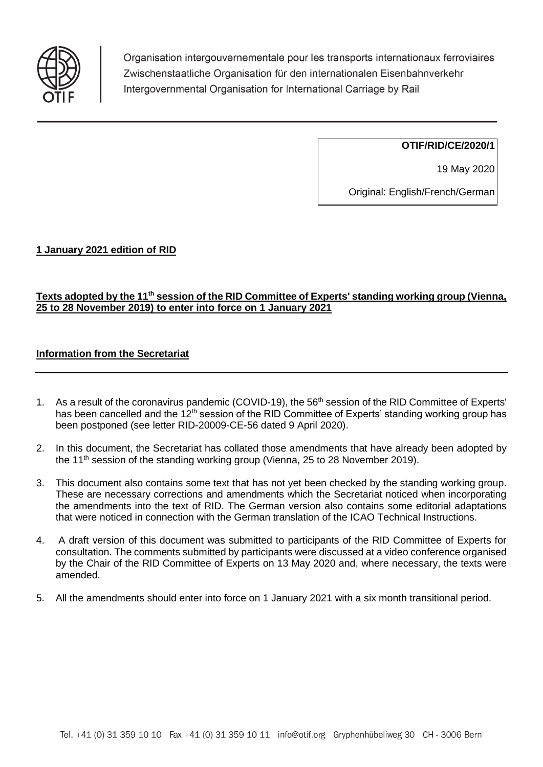Organisation intergouvernementale pour les transports internationaux ferroviaires
Zwischenstaatliche Organisation für den internationalen Eisenbahnverkehr
Intergovernmental Organisation for International Carriage by Rail

| **OTIF/RID/CE/2020/1** |
| --- |
| 19 May 2020 |
| Original: English/French/German |

**1 January 2021 edition of RID**

**Texts adopted by the 11th session of the RID Committee of Experts' standing working group (Vienna, 25 to 28 November 2019) to enter into force on 1 January 2021**

**Information from the Secretariat**

1. As a result of the coronavirus pandemic (COVID-19), the 56th session of the RID Committee of Experts' has been cancelled and the 12th session of the RID Committee of Experts' standing working group has been postponed (see letter RID-20009-CE-56 dated 9 April 2020).

2. In this document, the Secretariat has collated those amendments that have already been adopted by the 11th session of the standing working group (Vienna, 25 to 28 November 2019).

3. This document also contains some text that has not yet been checked by the standing working group. These are necessary corrections and amendments which the Secretariat noticed when incorporating the amendments into the text of RID. The German version also contains some editorial adaptations that were noticed in connection with the German translation of the ICAO Technical Instructions.

4. A draft version of this document was submitted to participants of the RID Committee of Experts for consultation. The comments submitted by participants were discussed at a video conference organised by the Chair of the RID Committee of Experts on 13 May 2020 and, where necessary, the texts were amended.

5. All the amendments should enter into force on 1 January 2021 with a six month transitional period.

Tel. +41 (0) 31 359 10 10 Fax +41 (0) 31 359 10 11 info@otif.org Gryphenhübeliweg 30 CH - 3006 Bern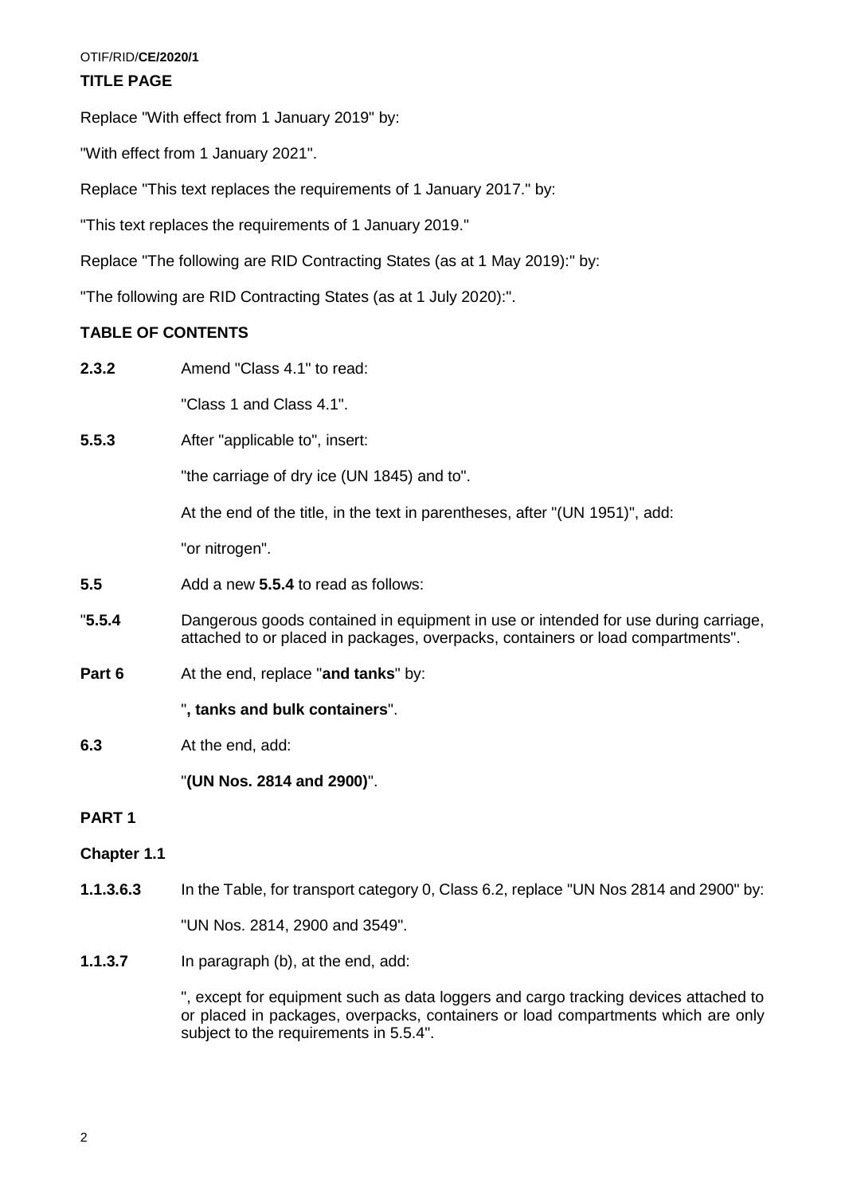**TITLE PAGE**

Replace "With effect from 1 January 2019" by:

"With effect from 1 January 2021".

Replace "This text replaces the requirements of 1 January 2017." by:

"This text replaces the requirements of 1 January 2019."

Replace "The following are RID Contracting States (as at 1 May 2019):" by:

"The following are RID Contracting States (as at 1 July 2020):".

**TABLE OF CONTENTS**

**2.3.2** Amend "Class 4.1" to read:

"Class 1 and Class 4.1".

**5.5.3** After "applicable to", insert:

"the carriage of dry ice (UN 1845) and to".

At the end of the title, in the text in parentheses, after "(UN 1951)", add:

"or nitrogen".

**5.5** Add a new **5.5.4** to read as follows:

"**5.5.4** Dangerous goods contained in equipment in use or intended for use during carriage, attached to or placed in packages, overpacks, containers or load compartments".

**Part 6** At the end, replace "**and tanks**" by:

"**, tanks and bulk containers**".

**6.3** At the end, add:

"**(UN Nos. 2814 and 2900)**".

**PART 1**

**Chapter 1.1**

**1.1.3.6.3** In the Table, for transport category 0, Class 6.2, replace "UN Nos 2814 and 2900" by:

"UN Nos. 2814, 2900 and 3549".

**1.1.3.7** In paragraph (b), at the end, add:

", except for equipment such as data loggers and cargo tracking devices attached to or placed in packages, overpacks, containers or load compartments which are only subject to the requirements in 5.5.4".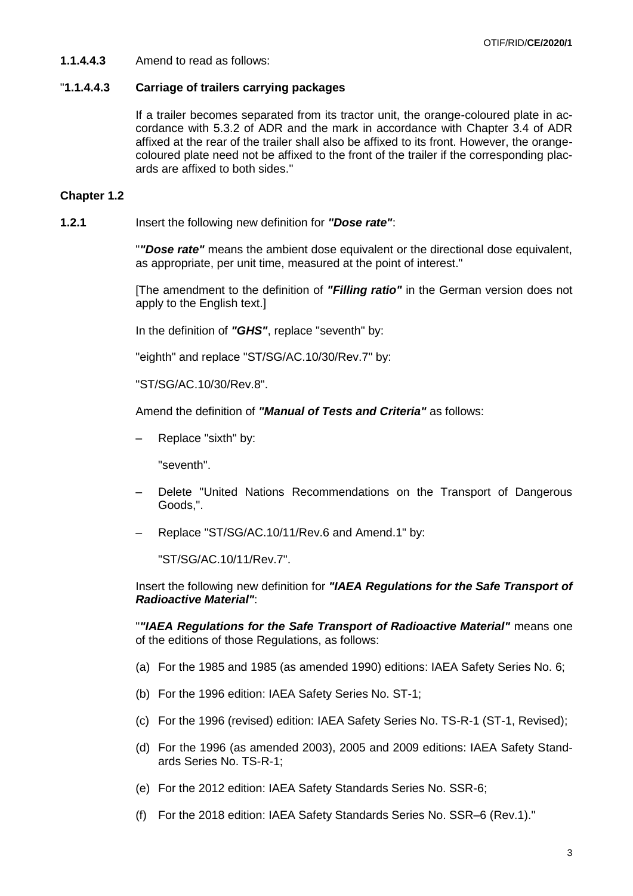**1.1.4.4.3** Amend to read as follows:

"**1.1.4.4.3 Carriage of trailers carrying packages**

If a trailer becomes separated from its tractor unit, the orange-coloured plate in accordance with 5.3.2 of ADR and the mark in accordance with Chapter 3.4 of ADR affixed at the rear of the trailer shall also be affixed to its front. However, the orange-coloured plate need not be affixed to the front of the trailer if the corresponding placards are affixed to both sides."

**Chapter 1.2**

**1.2.1** Insert the following new definition for ***"Dose rate"***:

"***"Dose rate"*** means the ambient dose equivalent or the directional dose equivalent, as appropriate, per unit time, measured at the point of interest."

[The amendment to the definition of ***"Filling ratio"*** in the German version does not apply to the English text.]

In the definition of ***"GHS"***, replace "seventh" by:

"eighth" and replace "ST/SG/AC.10/30/Rev.7" by:

"ST/SG/AC.10/30/Rev.8".

Amend the definition of ***"Manual of Tests and Criteria"*** as follows:

– Replace "sixth" by:

  "seventh".

– Delete "United Nations Recommendations on the Transport of Dangerous Goods,".

– Replace "ST/SG/AC.10/11/Rev.6 and Amend.1" by:

  "ST/SG/AC.10/11/Rev.7".

Insert the following new definition for ***"IAEA Regulations for the Safe Transport of Radioactive Material"***:

"***"IAEA Regulations for the Safe Transport of Radioactive Material"*** means one of the editions of those Regulations, as follows:

(a) For the 1985 and 1985 (as amended 1990) editions: IAEA Safety Series No. 6;

(b) For the 1996 edition: IAEA Safety Series No. ST-1;

(c) For the 1996 (revised) edition: IAEA Safety Series No. TS-R-1 (ST-1, Revised);

(d) For the 1996 (as amended 2003), 2005 and 2009 editions: IAEA Safety Standards Series No. TS-R-1;

(e) For the 2012 edition: IAEA Safety Standards Series No. SSR-6;

(f) For the 2018 edition: IAEA Safety Standards Series No. SSR–6 (Rev.1)."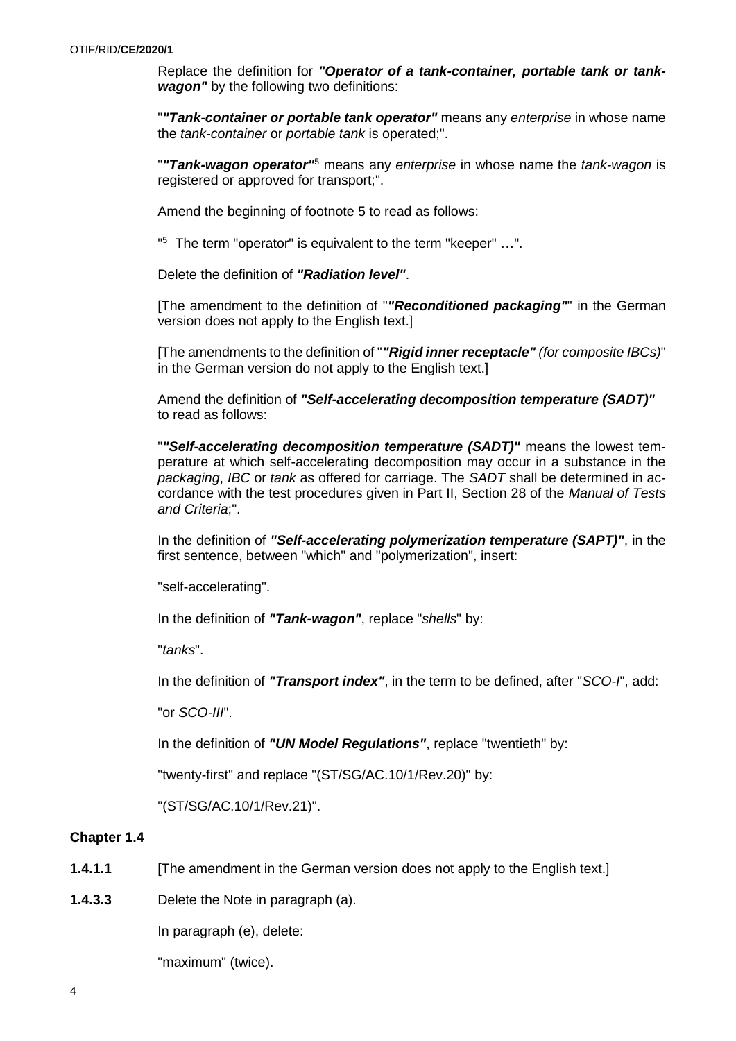Replace the definition for ***"Operator of a tank-container, portable tank or tank-wagon"*** by the following two definitions:

"***"Tank-container or portable tank operator"*** means any *enterprise* in whose name the *tank-container* or *portable tank* is operated;".

"***"Tank-wagon operator"***[5] means any *enterprise* in whose name the *tank-wagon* is registered or approved for transport;".

Amend the beginning of footnote 5 to read as follows:

"[5] The term "operator" is equivalent to the term "keeper" …".

Delete the definition of ***"Radiation level"***.

[The amendment to the definition of "***"Reconditioned packaging"***" in the German version does not apply to the English text.]

[The amendments to the definition of "***"Rigid inner receptacle"*** *(for composite IBCs)*" in the German version do not apply to the English text.]

Amend the definition of ***"Self-accelerating decomposition temperature (SADT)"*** to read as follows:

"***"Self-accelerating decomposition temperature (SADT)"*** means the lowest temperature at which self-accelerating decomposition may occur in a substance in the *packaging*, *IBC* or *tank* as offered for carriage. The *SADT* shall be determined in accordance with the test procedures given in Part II, Section 28 of the *Manual of Tests and Criteria*;".

In the definition of ***"Self-accelerating polymerization temperature (SAPT)"***, in the first sentence, between "which" and "polymerization", insert:

"self-accelerating".

In the definition of ***"Tank-wagon"***, replace "*shells*" by:

"*tanks*".

In the definition of ***"Transport index"***, in the term to be defined, after "*SCO-I*", add:

"or *SCO-III*".

In the definition of ***"UN Model Regulations"***, replace "twentieth" by:

"twenty-first" and replace "(ST/SG/AC.10/1/Rev.20)" by:

"(ST/SG/AC.10/1/Rev.21)".

**Chapter 1.4**

**1.4.1.1** [The amendment in the German version does not apply to the English text.]

**1.4.3.3** Delete the Note in paragraph (a).

In paragraph (e), delete:

"maximum" (twice).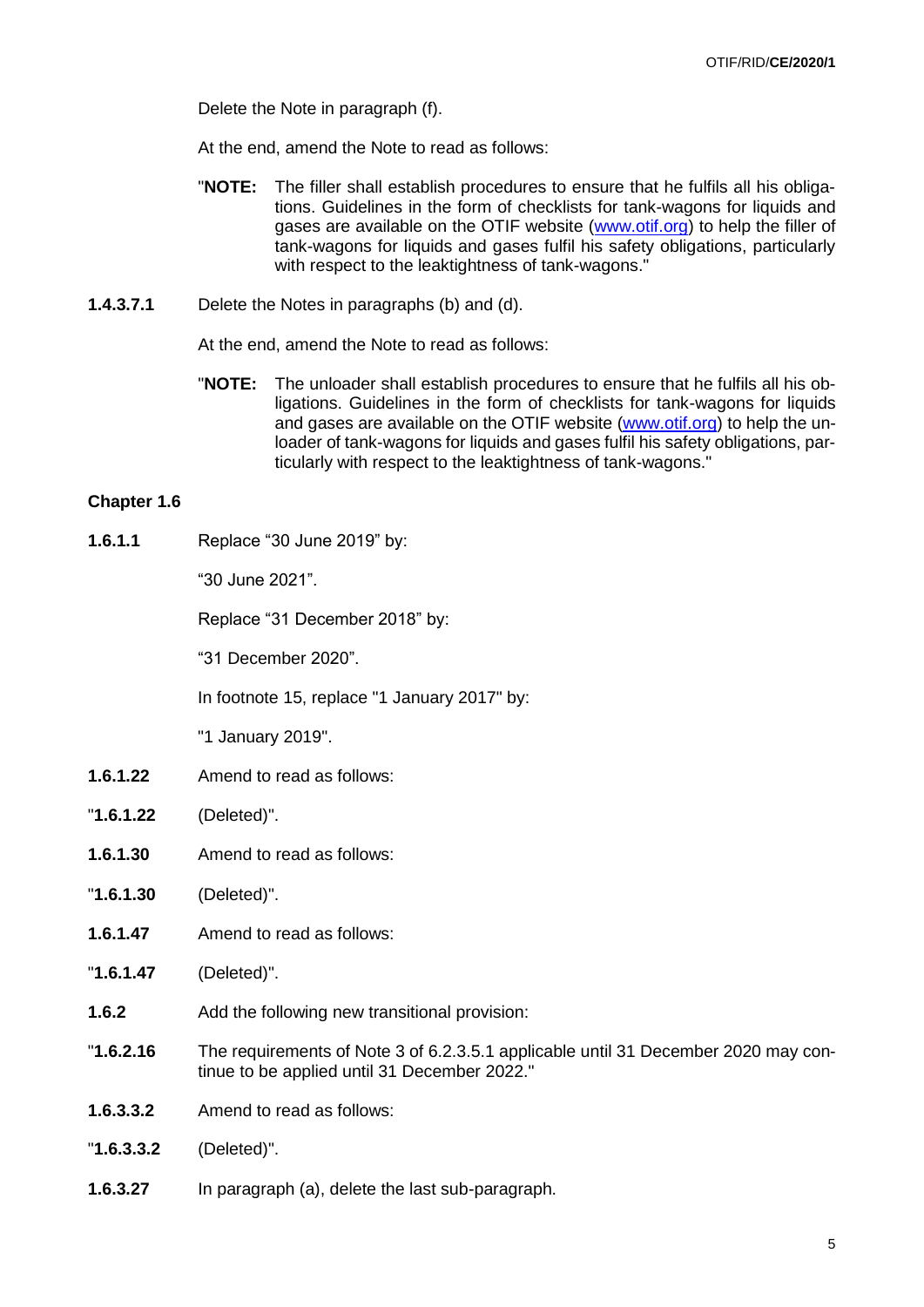Delete the Note in paragraph (f).

At the end, amend the Note to read as follows:

"**NOTE:** The filler shall establish procedures to ensure that he fulfils all his obligations. Guidelines in the form of checklists for tank-wagons for liquids and gases are available on the OTIF website (www.otif.org) to help the filler of tank-wagons for liquids and gases fulfil his safety obligations, particularly with respect to the leaktightness of tank-wagons."

**1.4.3.7.1** Delete the Notes in paragraphs (b) and (d).

At the end, amend the Note to read as follows:

"**NOTE:** The unloader shall establish procedures to ensure that he fulfils all his obligations. Guidelines in the form of checklists for tank-wagons for liquids and gases are available on the OTIF website (www.otif.org) to help the unloader of tank-wagons for liquids and gases fulfil his safety obligations, particularly with respect to the leaktightness of tank-wagons."

**Chapter 1.6**

**1.6.1.1** Replace “30 June 2019” by:

“30 June 2021”.

Replace “31 December 2018” by:

“31 December 2020”.

In footnote 15, replace "1 January 2017" by:

"1 January 2019".

**1.6.1.22** Amend to read as follows:

"**1.6.1.22** (Deleted)".

**1.6.1.30** Amend to read as follows:

"**1.6.1.30** (Deleted)".

**1.6.1.47** Amend to read as follows:

"**1.6.1.47** (Deleted)".

**1.6.2** Add the following new transitional provision:

"**1.6.2.16** The requirements of Note 3 of 6.2.3.5.1 applicable until 31 December 2020 may continue to be applied until 31 December 2022."

**1.6.3.3.2** Amend to read as follows:

"**1.6.3.3.2** (Deleted)".

**1.6.3.27** In paragraph (a), delete the last sub-paragraph.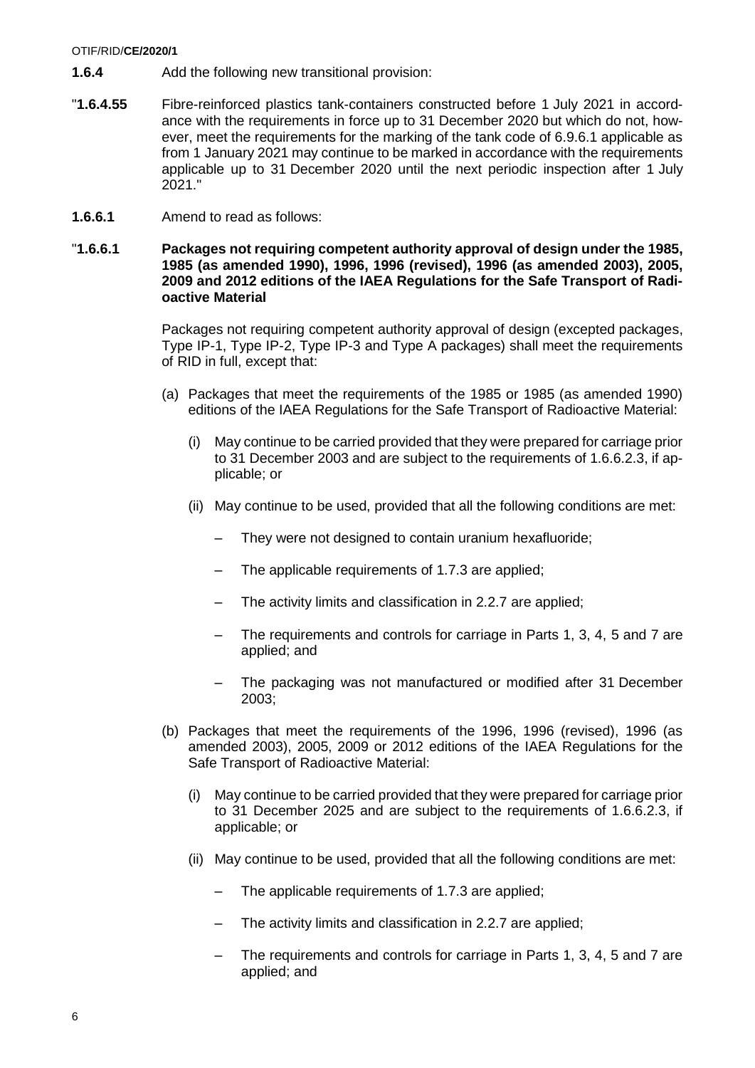**1.6.4** Add the following new transitional provision:

"**1.6.4.55** Fibre-reinforced plastics tank-containers constructed before 1 July 2021 in accordance with the requirements in force up to 31 December 2020 but which do not, however, meet the requirements for the marking of the tank code of 6.9.6.1 applicable as from 1 January 2021 may continue to be marked in accordance with the requirements applicable up to 31 December 2020 until the next periodic inspection after 1 July 2021."

**1.6.6.1** Amend to read as follows:

"**1.6.6.1 Packages not requiring competent authority approval of design under the 1985, 1985 (as amended 1990), 1996, 1996 (revised), 1996 (as amended 2003), 2005, 2009 and 2012 editions of the IAEA Regulations for the Safe Transport of Radioactive Material**

Packages not requiring competent authority approval of design (excepted packages, Type IP-1, Type IP-2, Type IP-3 and Type A packages) shall meet the requirements of RID in full, except that:

(a) Packages that meet the requirements of the 1985 or 1985 (as amended 1990) editions of the IAEA Regulations for the Safe Transport of Radioactive Material:

  (i) May continue to be carried provided that they were prepared for carriage prior to 31 December 2003 and are subject to the requirements of 1.6.6.2.3, if applicable; or

  (ii) May continue to be used, provided that all the following conditions are met:

  – They were not designed to contain uranium hexafluoride;

  – The applicable requirements of 1.7.3 are applied;

  – The activity limits and classification in 2.2.7 are applied;

  – The requirements and controls for carriage in Parts 1, 3, 4, 5 and 7 are applied; and

  – The packaging was not manufactured or modified after 31 December 2003;

(b) Packages that meet the requirements of the 1996, 1996 (revised), 1996 (as amended 2003), 2005, 2009 or 2012 editions of the IAEA Regulations for the Safe Transport of Radioactive Material:

  (i) May continue to be carried provided that they were prepared for carriage prior to 31 December 2025 and are subject to the requirements of 1.6.6.2.3, if applicable; or

  (ii) May continue to be used, provided that all the following conditions are met:

  – The applicable requirements of 1.7.3 are applied;

  – The activity limits and classification in 2.2.7 are applied;

  – The requirements and controls for carriage in Parts 1, 3, 4, 5 and 7 are applied; and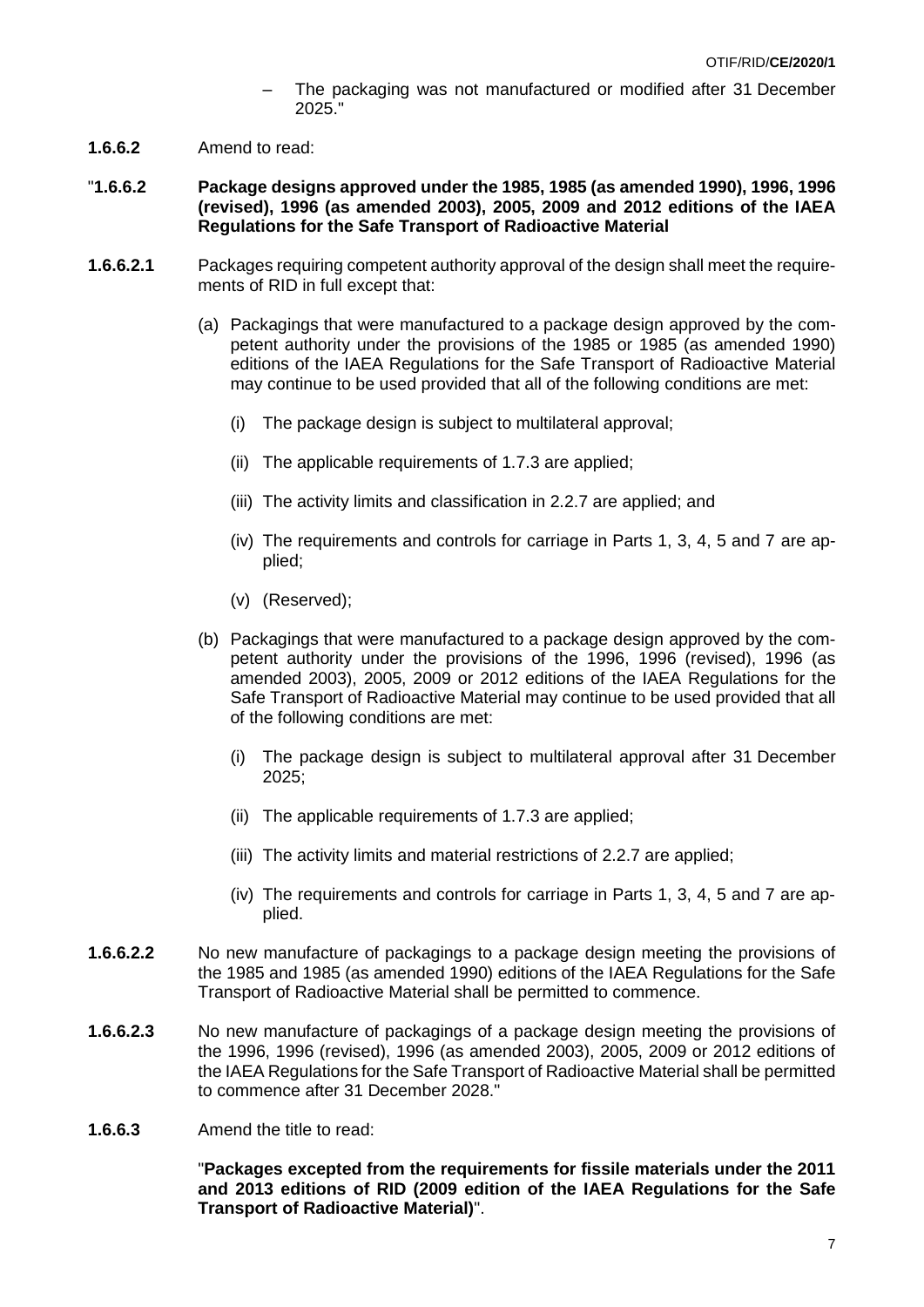– The packaging was not manufactured or modified after 31 December 2025."

**1.6.6.2** Amend to read:

"**1.6.6.2 Package designs approved under the 1985, 1985 (as amended 1990), 1996, 1996 (revised), 1996 (as amended 2003), 2005, 2009 and 2012 editions of the IAEA Regulations for the Safe Transport of Radioactive Material**

**1.6.6.2.1** Packages requiring competent authority approval of the design shall meet the requirements of RID in full except that:

(a) Packagings that were manufactured to a package design approved by the competent authority under the provisions of the 1985 or 1985 (as amended 1990) editions of the IAEA Regulations for the Safe Transport of Radioactive Material may continue to be used provided that all of the following conditions are met:

(i) The package design is subject to multilateral approval;

(ii) The applicable requirements of 1.7.3 are applied;

(iii) The activity limits and classification in 2.2.7 are applied; and

(iv) The requirements and controls for carriage in Parts 1, 3, 4, 5 and 7 are applied;

(v) (Reserved);

(b) Packagings that were manufactured to a package design approved by the competent authority under the provisions of the 1996, 1996 (revised), 1996 (as amended 2003), 2005, 2009 or 2012 editions of the IAEA Regulations for the Safe Transport of Radioactive Material may continue to be used provided that all of the following conditions are met:

(i) The package design is subject to multilateral approval after 31 December 2025;

(ii) The applicable requirements of 1.7.3 are applied;

(iii) The activity limits and material restrictions of 2.2.7 are applied;

(iv) The requirements and controls for carriage in Parts 1, 3, 4, 5 and 7 are applied.

**1.6.6.2.2** No new manufacture of packagings to a package design meeting the provisions of the 1985 and 1985 (as amended 1990) editions of the IAEA Regulations for the Safe Transport of Radioactive Material shall be permitted to commence.

**1.6.6.2.3** No new manufacture of packagings of a package design meeting the provisions of the 1996, 1996 (revised), 1996 (as amended 2003), 2005, 2009 or 2012 editions of the IAEA Regulations for the Safe Transport of Radioactive Material shall be permitted to commence after 31 December 2028."

**1.6.6.3** Amend the title to read:

"**Packages excepted from the requirements for fissile materials under the 2011 and 2013 editions of RID (2009 edition of the IAEA Regulations for the Safe Transport of Radioactive Material)**".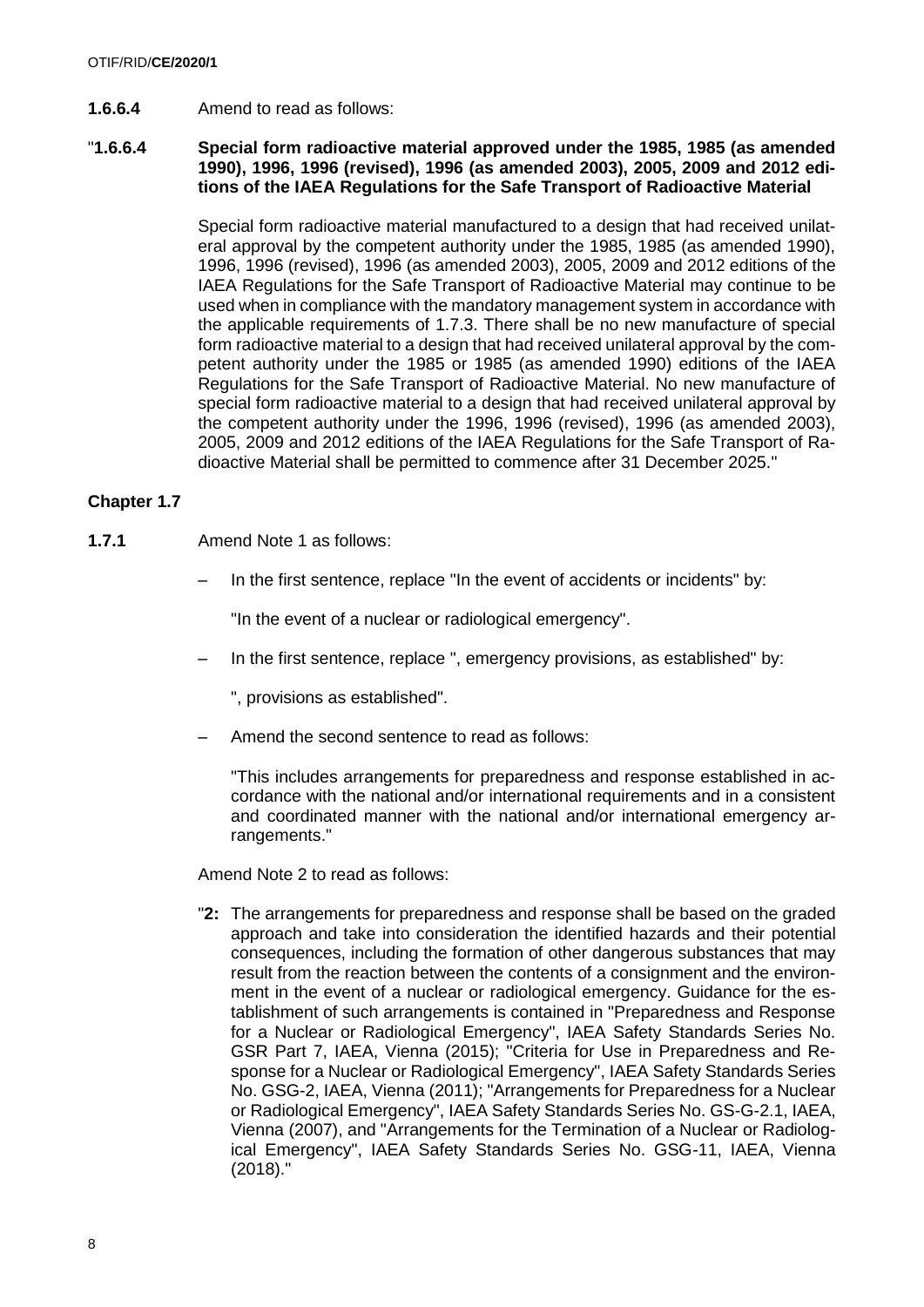**1.6.6.4** Amend to read as follows:

"**1.6.6.4 Special form radioactive material approved under the 1985, 1985 (as amended 1990), 1996, 1996 (revised), 1996 (as amended 2003), 2005, 2009 and 2012 editions of the IAEA Regulations for the Safe Transport of Radioactive Material**

Special form radioactive material manufactured to a design that had received unilateral approval by the competent authority under the 1985, 1985 (as amended 1990), 1996, 1996 (revised), 1996 (as amended 2003), 2005, 2009 and 2012 editions of the IAEA Regulations for the Safe Transport of Radioactive Material may continue to be used when in compliance with the mandatory management system in accordance with the applicable requirements of 1.7.3. There shall be no new manufacture of special form radioactive material to a design that had received unilateral approval by the competent authority under the 1985 or 1985 (as amended 1990) editions of the IAEA Regulations for the Safe Transport of Radioactive Material. No new manufacture of special form radioactive material to a design that had received unilateral approval by the competent authority under the 1996, 1996 (revised), 1996 (as amended 2003), 2005, 2009 and 2012 editions of the IAEA Regulations for the Safe Transport of Radioactive Material shall be permitted to commence after 31 December 2025."

## Chapter 1.7

**1.7.1** Amend Note 1 as follows:

– In the first sentence, replace "In the event of accidents or incidents" by:

"In the event of a nuclear or radiological emergency".

– In the first sentence, replace ", emergency provisions, as established" by:

", provisions as established".

– Amend the second sentence to read as follows:

"This includes arrangements for preparedness and response established in accordance with the national and/or international requirements and in a consistent and coordinated manner with the national and/or international emergency arrangements."

Amend Note 2 to read as follows:

"**2:** The arrangements for preparedness and response shall be based on the graded approach and take into consideration the identified hazards and their potential consequences, including the formation of other dangerous substances that may result from the reaction between the contents of a consignment and the environment in the event of a nuclear or radiological emergency. Guidance for the establishment of such arrangements is contained in "Preparedness and Response for a Nuclear or Radiological Emergency", IAEA Safety Standards Series No. GSR Part 7, IAEA, Vienna (2015); "Criteria for Use in Preparedness and Response for a Nuclear or Radiological Emergency", IAEA Safety Standards Series No. GSG-2, IAEA, Vienna (2011); "Arrangements for Preparedness for a Nuclear or Radiological Emergency", IAEA Safety Standards Series No. GS-G-2.1, IAEA, Vienna (2007), and "Arrangements for the Termination of a Nuclear or Radiological Emergency", IAEA Safety Standards Series No. GSG-11, IAEA, Vienna (2018)."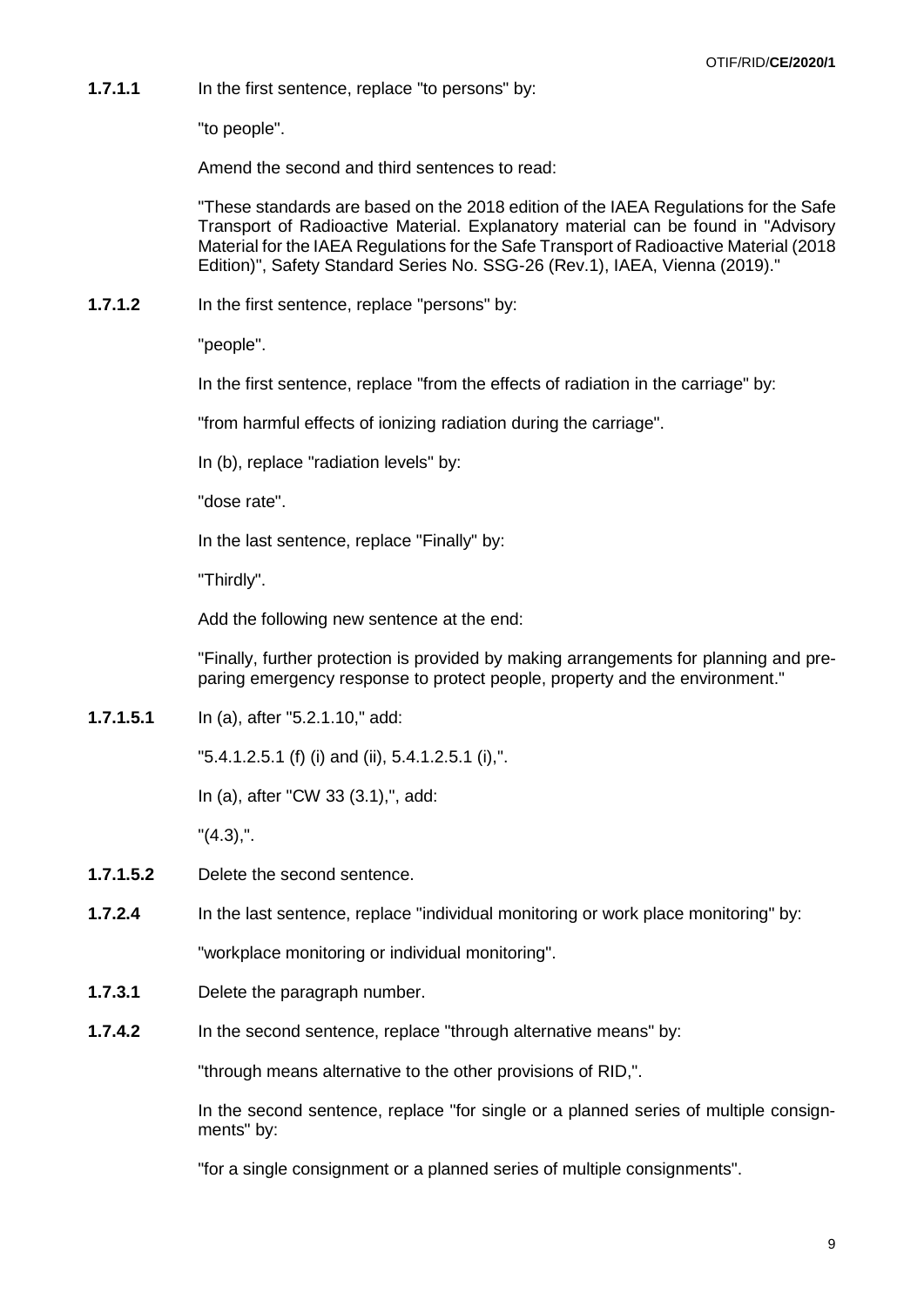**1.7.1.1** In the first sentence, replace "to persons" by:

"to people".

Amend the second and third sentences to read:

"These standards are based on the 2018 edition of the IAEA Regulations for the Safe Transport of Radioactive Material. Explanatory material can be found in "Advisory Material for the IAEA Regulations for the Safe Transport of Radioactive Material (2018 Edition)", Safety Standard Series No. SSG-26 (Rev.1), IAEA, Vienna (2019)."

**1.7.1.2** In the first sentence, replace "persons" by:

"people".

In the first sentence, replace "from the effects of radiation in the carriage" by:

"from harmful effects of ionizing radiation during the carriage".

In (b), replace "radiation levels" by:

"dose rate".

In the last sentence, replace "Finally" by:

"Thirdly".

Add the following new sentence at the end:

"Finally, further protection is provided by making arrangements for planning and preparing emergency response to protect people, property and the environment."

**1.7.1.5.1** In (a), after "5.2.1.10," add:

"5.4.1.2.5.1 (f) (i) and (ii), 5.4.1.2.5.1 (i),".

In (a), after "CW 33 (3.1),", add:

"(4.3),".

**1.7.1.5.2** Delete the second sentence.

**1.7.2.4** In the last sentence, replace "individual monitoring or work place monitoring" by:

"workplace monitoring or individual monitoring".

**1.7.3.1** Delete the paragraph number.

**1.7.4.2** In the second sentence, replace "through alternative means" by:

"through means alternative to the other provisions of RID,".

In the second sentence, replace "for single or a planned series of multiple consignments" by:

"for a single consignment or a planned series of multiple consignments".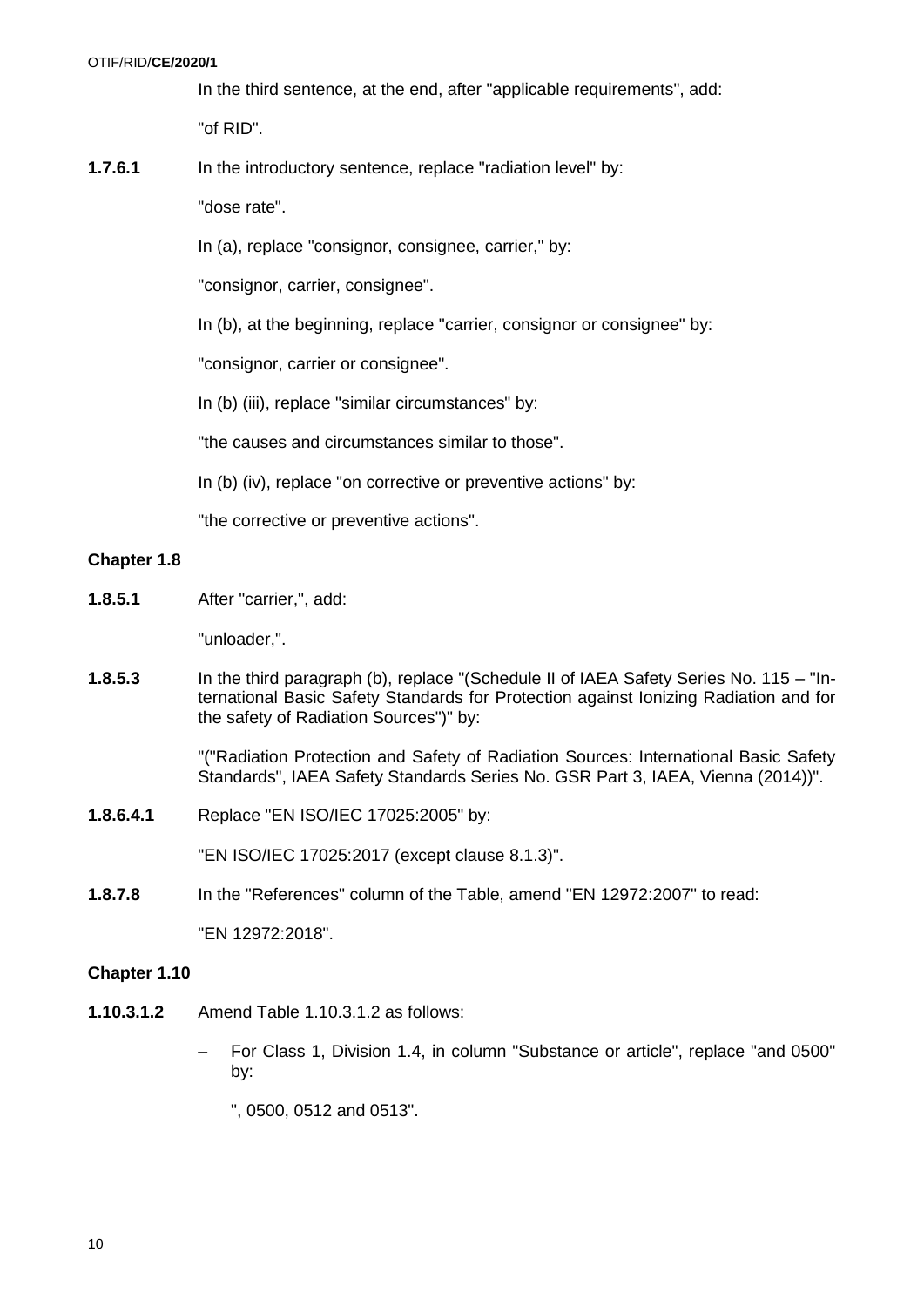In the third sentence, at the end, after "applicable requirements", add:

"of RID".

**1.7.6.1** In the introductory sentence, replace "radiation level" by:

"dose rate".

In (a), replace "consignor, consignee, carrier," by:

"consignor, carrier, consignee".

In (b), at the beginning, replace "carrier, consignor or consignee" by:

"consignor, carrier or consignee".

In (b) (iii), replace "similar circumstances" by:

"the causes and circumstances similar to those".

In (b) (iv), replace "on corrective or preventive actions" by:

"the corrective or preventive actions".

### Chapter 1.8

**1.8.5.1** After "carrier,", add:

"unloader,".

**1.8.5.3** In the third paragraph (b), replace "(Schedule II of IAEA Safety Series No. 115 – "International Basic Safety Standards for Protection against Ionizing Radiation and for the safety of Radiation Sources")" by:

"("Radiation Protection and Safety of Radiation Sources: International Basic Safety Standards", IAEA Safety Standards Series No. GSR Part 3, IAEA, Vienna (2014))".

**1.8.6.4.1** Replace "EN ISO/IEC 17025:2005" by:

"EN ISO/IEC 17025:2017 (except clause 8.1.3)".

**1.8.7.8** In the "References" column of the Table, amend "EN 12972:2007" to read:

"EN 12972:2018".

### Chapter 1.10

**1.10.3.1.2** Amend Table 1.10.3.1.2 as follows:

– For Class 1, Division 1.4, in column "Substance or article", replace "and 0500" by:

", 0500, 0512 and 0513".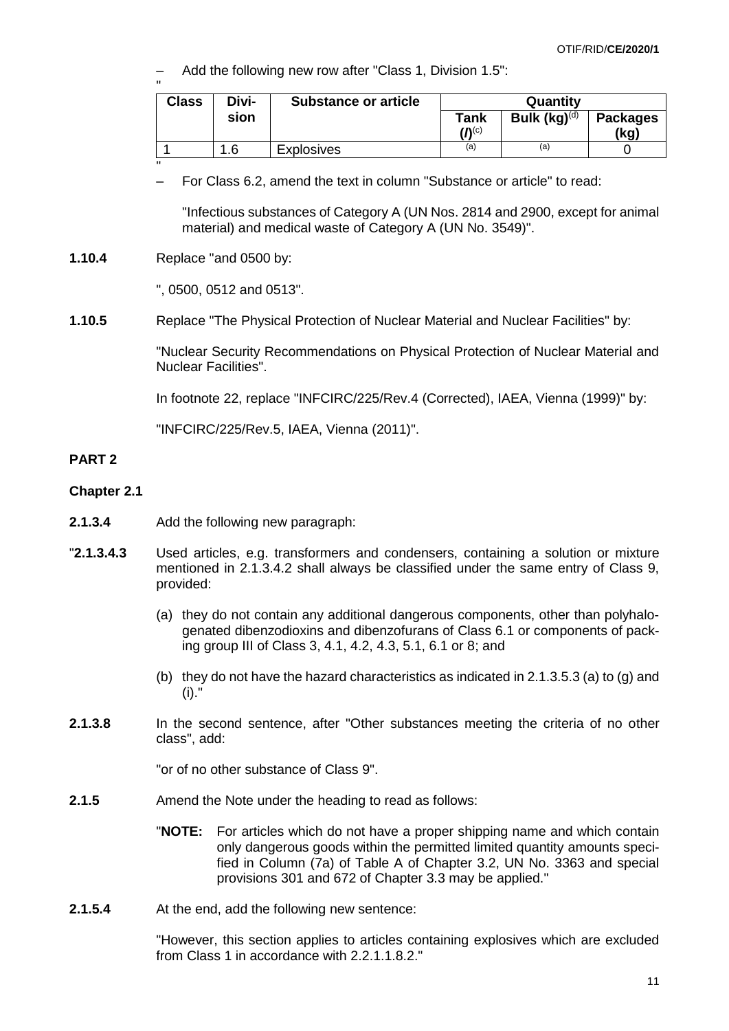– Add the following new row after "Class 1, Division 1.5":

"

| Class | Divi-sion | Substance or article | Quantity | | |
|---|---|---|---|---|---|
| | | | Tank ($l$)[(c)] | Bulk (kg)[(d)] | Packages (kg) |
| 1 | 1.6 | Explosives | [(a)] | [(a)] | 0 |

"

– For Class 6.2, amend the text in column "Substance or article" to read:

"Infectious substances of Category A (UN Nos. 2814 and 2900, except for animal material) and medical waste of Category A (UN No. 3549)".

**1.10.4** Replace "and 0500 by:

", 0500, 0512 and 0513".

**1.10.5** Replace "The Physical Protection of Nuclear Material and Nuclear Facilities" by:

"Nuclear Security Recommendations on Physical Protection of Nuclear Material and Nuclear Facilities".

In footnote 22, replace "INFCIRC/225/Rev.4 (Corrected), IAEA, Vienna (1999)" by:

"INFCIRC/225/Rev.5, IAEA, Vienna (2011)".

## PART 2

### Chapter 2.1

**2.1.3.4** Add the following new paragraph:

"**2.1.3.4.3** Used articles, e.g. transformers and condensers, containing a solution or mixture mentioned in 2.1.3.4.2 shall always be classified under the same entry of Class 9, provided:

(a) they do not contain any additional dangerous components, other than polyhalogenated dibenzodioxins and dibenzofurans of Class 6.1 or components of packing group III of Class 3, 4.1, 4.2, 4.3, 5.1, 6.1 or 8; and

(b) they do not have the hazard characteristics as indicated in 2.1.3.5.3 (a) to (g) and (i)."

**2.1.3.8** In the second sentence, after "Other substances meeting the criteria of no other class", add:

"or of no other substance of Class 9".

**2.1.5** Amend the Note under the heading to read as follows:

"**NOTE:** For articles which do not have a proper shipping name and which contain only dangerous goods within the permitted limited quantity amounts specified in Column (7a) of Table A of Chapter 3.2, UN No. 3363 and special provisions 301 and 672 of Chapter 3.3 may be applied."

**2.1.5.4** At the end, add the following new sentence:

"However, this section applies to articles containing explosives which are excluded from Class 1 in accordance with 2.2.1.1.8.2."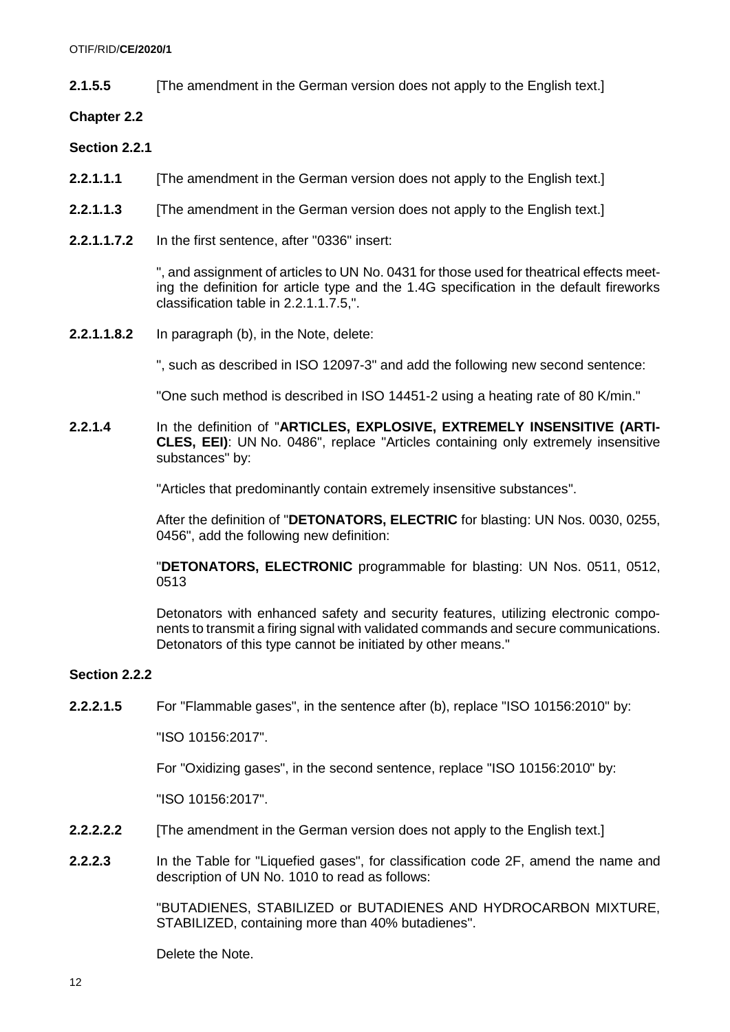**2.1.5.5** [The amendment in the German version does not apply to the English text.]

**Chapter 2.2**

**Section 2.2.1**

**2.2.1.1.1** [The amendment in the German version does not apply to the English text.]

**2.2.1.1.3** [The amendment in the German version does not apply to the English text.]

**2.2.1.1.7.2** In the first sentence, after "0336" insert:

", and assignment of articles to UN No. 0431 for those used for theatrical effects meeting the definition for article type and the 1.4G specification in the default fireworks classification table in 2.2.1.1.7.5,".

**2.2.1.1.8.2** In paragraph (b), in the Note, delete:

", such as described in ISO 12097-3" and add the following new second sentence:

"One such method is described in ISO 14451-2 using a heating rate of 80 K/min."

**2.2.1.4** In the definition of "**ARTICLES, EXPLOSIVE, EXTREMELY INSENSITIVE (ARTICLES, EEI)**: UN No. 0486", replace "Articles containing only extremely insensitive substances" by:

"Articles that predominantly contain extremely insensitive substances".

After the definition of "**DETONATORS, ELECTRIC** for blasting: UN Nos. 0030, 0255, 0456", add the following new definition:

"**DETONATORS, ELECTRONIC** programmable for blasting: UN Nos. 0511, 0512, 0513

Detonators with enhanced safety and security features, utilizing electronic components to transmit a firing signal with validated commands and secure communications. Detonators of this type cannot be initiated by other means."

**Section 2.2.2**

**2.2.2.1.5** For "Flammable gases", in the sentence after (b), replace "ISO 10156:2010" by:

"ISO 10156:2017".

For "Oxidizing gases", in the second sentence, replace "ISO 10156:2010" by:

"ISO 10156:2017".

**2.2.2.2.2** [The amendment in the German version does not apply to the English text.]

**2.2.2.3** In the Table for "Liquefied gases", for classification code 2F, amend the name and description of UN No. 1010 to read as follows:

"BUTADIENES, STABILIZED or BUTADIENES AND HYDROCARBON MIXTURE, STABILIZED, containing more than 40% butadienes".

Delete the Note.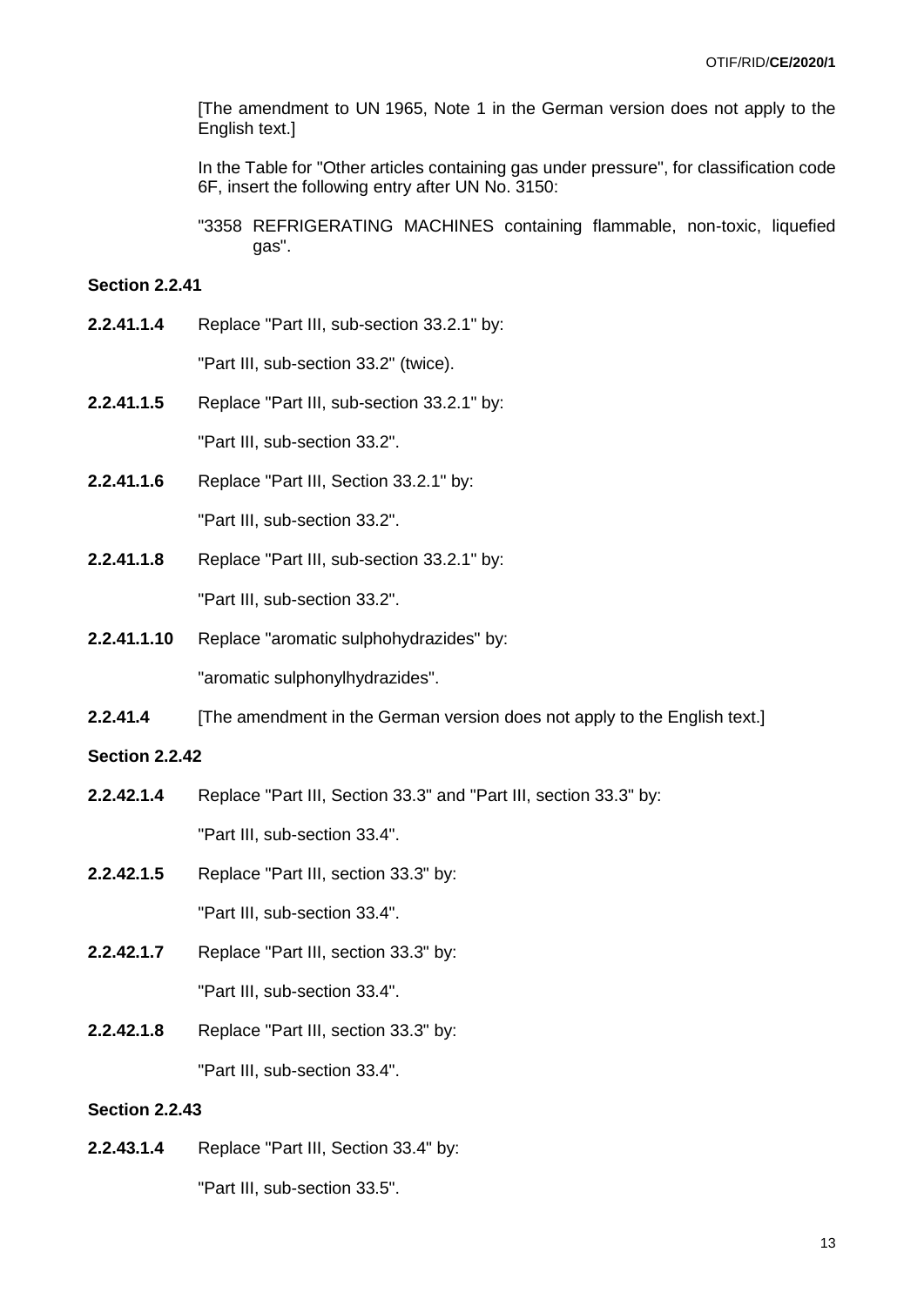[The amendment to UN 1965, Note 1 in the German version does not apply to the English text.]

In the Table for "Other articles containing gas under pressure", for classification code 6F, insert the following entry after UN No. 3150:

"3358 REFRIGERATING MACHINES containing flammable, non-toxic, liquefied gas".

**Section 2.2.41**

**2.2.41.1.4** Replace "Part III, sub-section 33.2.1" by:

"Part III, sub-section 33.2" (twice).

**2.2.41.1.5** Replace "Part III, sub-section 33.2.1" by:

"Part III, sub-section 33.2".

**2.2.41.1.6** Replace "Part III, Section 33.2.1" by:

"Part III, sub-section 33.2".

**2.2.41.1.8** Replace "Part III, sub-section 33.2.1" by:

"Part III, sub-section 33.2".

**2.2.41.1.10** Replace "aromatic sulphohydrazides" by:

"aromatic sulphonylhydrazides".

**2.2.41.4** [The amendment in the German version does not apply to the English text.]

**Section 2.2.42**

**2.2.42.1.4** Replace "Part III, Section 33.3" and "Part III, section 33.3" by:

"Part III, sub-section 33.4".

**2.2.42.1.5** Replace "Part III, section 33.3" by:

"Part III, sub-section 33.4".

**2.2.42.1.7** Replace "Part III, section 33.3" by:

"Part III, sub-section 33.4".

**2.2.42.1.8** Replace "Part III, section 33.3" by:

"Part III, sub-section 33.4".

**Section 2.2.43**

**2.2.43.1.4** Replace "Part III, Section 33.4" by:

"Part III, sub-section 33.5".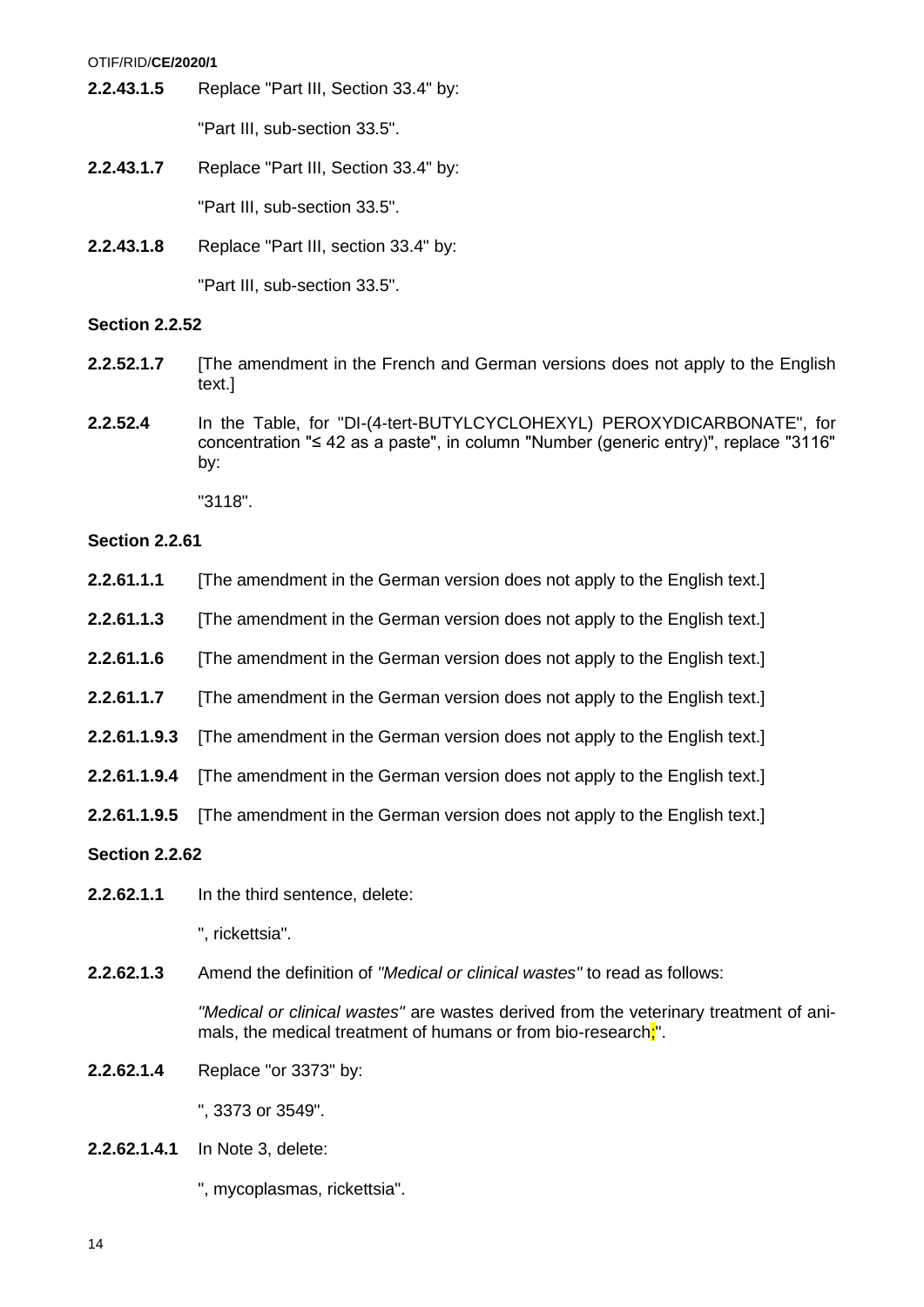**2.2.43.1.5** Replace "Part III, Section 33.4" by:

"Part III, sub-section 33.5".

**2.2.43.1.7** Replace "Part III, Section 33.4" by:

"Part III, sub-section 33.5".

**2.2.43.1.8** Replace "Part III, section 33.4" by:

"Part III, sub-section 33.5".

**Section 2.2.52**

**2.2.52.1.7** [The amendment in the French and German versions does not apply to the English text.]

**2.2.52.4** In the Table, for "DI-(4-tert-BUTYLCYCLOHEXYL) PEROXYDICARBONATE", for concentration "≤ 42 as a paste", in column "Number (generic entry)", replace "3116" by:

"3118".

**Section 2.2.61**

**2.2.61.1.1** [The amendment in the German version does not apply to the English text.]

**2.2.61.1.3** [The amendment in the German version does not apply to the English text.]

**2.2.61.1.6** [The amendment in the German version does not apply to the English text.]

**2.2.61.1.7** [The amendment in the German version does not apply to the English text.]

**2.2.61.1.9.3** [The amendment in the German version does not apply to the English text.]

**2.2.61.1.9.4** [The amendment in the German version does not apply to the English text.]

**2.2.61.1.9.5** [The amendment in the German version does not apply to the English text.]

**Section 2.2.62**

**2.2.62.1.1** In the third sentence, delete:

", rickettsia".

**2.2.62.1.3** Amend the definition of *"Medical or clinical wastes"* to read as follows:

*"Medical or clinical wastes"* are wastes derived from the veterinary treatment of animals, the medical treatment of humans or from bio-research;".

**2.2.62.1.4** Replace "or 3373" by:

", 3373 or 3549".

**2.2.62.1.4.1** In Note 3, delete:

", mycoplasmas, rickettsia".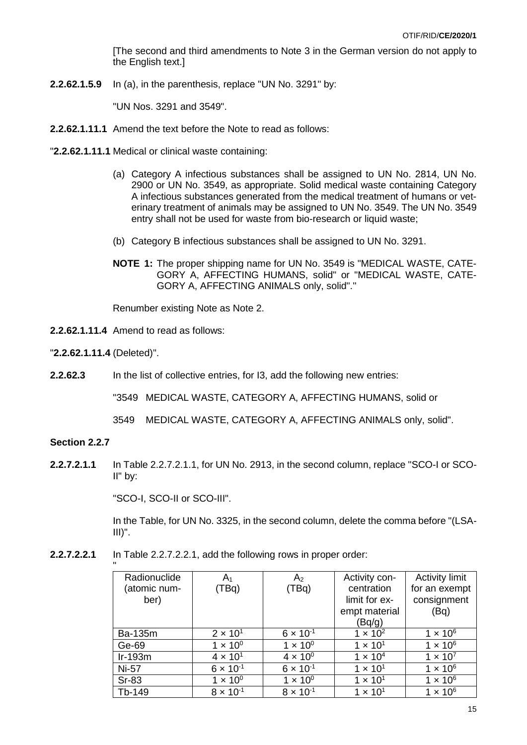[The second and third amendments to Note 3 in the German version do not apply to the English text.]

**2.2.62.1.5.9** In (a), in the parenthesis, replace "UN No. 3291" by:

"UN Nos. 3291 and 3549".

**2.2.62.1.11.1** Amend the text before the Note to read as follows:

"**2.2.62.1.11.1** Medical or clinical waste containing:

(a) Category A infectious substances shall be assigned to UN No. 2814, UN No. 2900 or UN No. 3549, as appropriate. Solid medical waste containing Category A infectious substances generated from the medical treatment of humans or veterinary treatment of animals may be assigned to UN No. 3549. The UN No. 3549 entry shall not be used for waste from bio-research or liquid waste;

(b) Category B infectious substances shall be assigned to UN No. 3291.

**NOTE 1:** The proper shipping name for UN No. 3549 is "MEDICAL WASTE, CATEGORY A, AFFECTING HUMANS, solid" or "MEDICAL WASTE, CATEGORY A, AFFECTING ANIMALS only, solid"."

Renumber existing Note as Note 2.

**2.2.62.1.11.4** Amend to read as follows:

"**2.2.62.1.11.4** (Deleted)".

**2.2.62.3** In the list of collective entries, for I3, add the following new entries:

"3549 MEDICAL WASTE, CATEGORY A, AFFECTING HUMANS, solid or

3549 MEDICAL WASTE, CATEGORY A, AFFECTING ANIMALS only, solid".

**Section 2.2.7**

**2.2.7.2.1.1** In Table 2.2.7.2.1.1, for UN No. 2913, in the second column, replace "SCO-I or SCO-II" by:

"SCO-I, SCO-II or SCO-III".

In the Table, for UN No. 3325, in the second column, delete the comma before "(LSA-III)".

**2.2.7.2.2.1** In Table 2.2.7.2.2.1, add the following rows in proper order:

"

| Radionuclide (atomic number) | $A_1$ (TBq) | $A_2$ (TBq) | Activity concentration limit for exempt material (Bq/g) | Activity limit for an exempt consignment (Bq) |
|---|---|---|---|---|
| Ba-135m | $2 \times 10^1$ | $6 \times 10^{-1}$ | $1 \times 10^2$ | $1 \times 10^6$ |
| Ge-69 | $1 \times 10^0$ | $1 \times 10^0$ | $1 \times 10^1$ | $1 \times 10^6$ |
| Ir-193m | $4 \times 10^1$ | $4 \times 10^0$ | $1 \times 10^4$ | $1 \times 10^7$ |
| Ni-57 | $6 \times 10^{-1}$ | $6 \times 10^{-1}$ | $1 \times 10^1$ | $1 \times 10^6$ |
| Sr-83 | $1 \times 10^0$ | $1 \times 10^0$ | $1 \times 10^1$ | $1 \times 10^6$ |
| Tb-149 | $8 \times 10^{-1}$ | $8 \times 10^{-1}$ | $1 \times 10^1$ | $1 \times 10^6$ |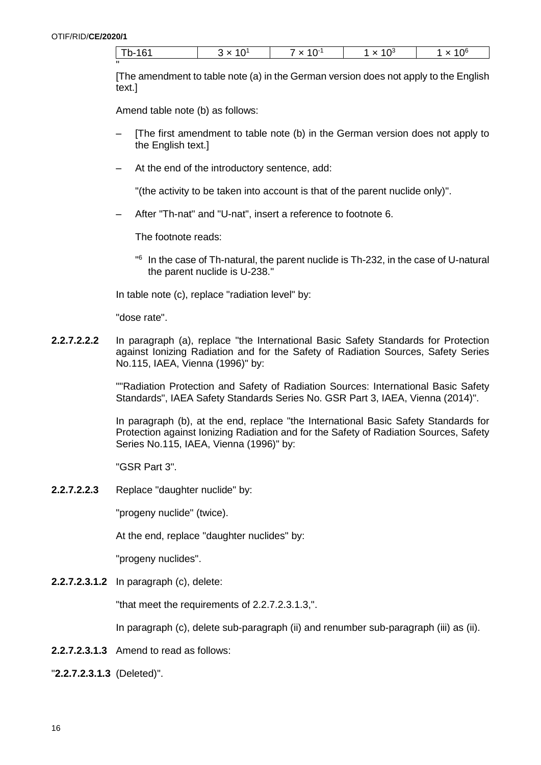| Tb-161 | $3 \times 10^1$ | $7 \times 10^{-1}$ | $1 \times 10^3$ | $1 \times 10^6$ |
|---|---|---|---|---|

"

[The amendment to table note (a) in the German version does not apply to the English text.]

Amend table note (b) as follows:

- [The first amendment to table note (b) in the German version does not apply to the English text.]
- At the end of the introductory sentence, add:

  "(the activity to be taken into account is that of the parent nuclide only)".

- After "Th-nat" and "U-nat", insert a reference to footnote 6.

  The footnote reads:

  "[6] In the case of Th-natural, the parent nuclide is Th-232, in the case of U-natural the parent nuclide is U-238."

In table note (c), replace "radiation level" by:

"dose rate".

**2.2.7.2.2.2** In paragraph (a), replace "the International Basic Safety Standards for Protection against Ionizing Radiation and for the Safety of Radiation Sources, Safety Series No.115, IAEA, Vienna (1996)" by:

""Radiation Protection and Safety of Radiation Sources: International Basic Safety Standards", IAEA Safety Standards Series No. GSR Part 3, IAEA, Vienna (2014)".

In paragraph (b), at the end, replace "the International Basic Safety Standards for Protection against Ionizing Radiation and for the Safety of Radiation Sources, Safety Series No.115, IAEA, Vienna (1996)" by:

"GSR Part 3".

**2.2.7.2.2.3** Replace "daughter nuclide" by:

"progeny nuclide" (twice).

At the end, replace "daughter nuclides" by:

"progeny nuclides".

**2.2.7.2.3.1.2** In paragraph (c), delete:

"that meet the requirements of 2.2.7.2.3.1.3,".

In paragraph (c), delete sub-paragraph (ii) and renumber sub-paragraph (iii) as (ii).

**2.2.7.2.3.1.3** Amend to read as follows:

"**2.2.7.2.3.1.3** (Deleted)".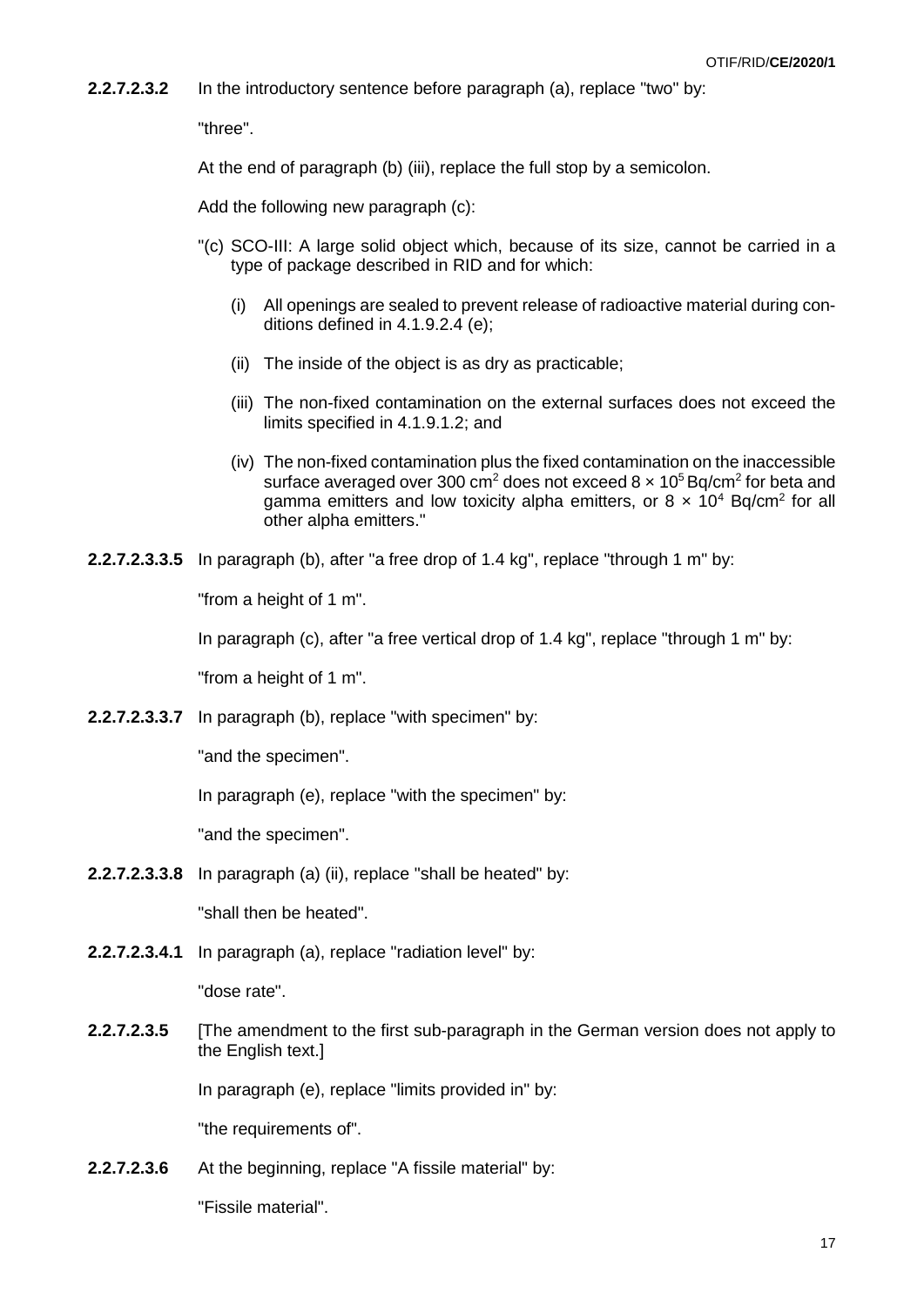**2.2.7.2.3.2** In the introductory sentence before paragraph (a), replace "two" by:

"three".

At the end of paragraph (b) (iii), replace the full stop by a semicolon.

Add the following new paragraph (c):

"(c) SCO-III: A large solid object which, because of its size, cannot be carried in a type of package described in RID and for which:

(i) All openings are sealed to prevent release of radioactive material during conditions defined in 4.1.9.2.4 (e);

(ii) The inside of the object is as dry as practicable;

(iii) The non-fixed contamination on the external surfaces does not exceed the limits specified in 4.1.9.1.2; and

(iv) The non-fixed contamination plus the fixed contamination on the inaccessible surface averaged over 300 $cm^2$ does not exceed $8 \times 10^5$ $Bq/cm^2$ for beta and gamma emitters and low toxicity alpha emitters, or $8 \times 10^4$ $Bq/cm^2$ for all other alpha emitters."

**2.2.7.2.3.3.5** In paragraph (b), after "a free drop of 1.4 kg", replace "through 1 m" by:

"from a height of 1 m".

In paragraph (c), after "a free vertical drop of 1.4 kg", replace "through 1 m" by:

"from a height of 1 m".

**2.2.7.2.3.3.7** In paragraph (b), replace "with specimen" by:

"and the specimen".

In paragraph (e), replace "with the specimen" by:

"and the specimen".

**2.2.7.2.3.3.8** In paragraph (a) (ii), replace "shall be heated" by:

"shall then be heated".

**2.2.7.2.3.4.1** In paragraph (a), replace "radiation level" by:

"dose rate".

**2.2.7.2.3.5** [The amendment to the first sub-paragraph in the German version does not apply to the English text.]

In paragraph (e), replace "limits provided in" by:

"the requirements of".

**2.2.7.2.3.6** At the beginning, replace "A fissile material" by:

"Fissile material".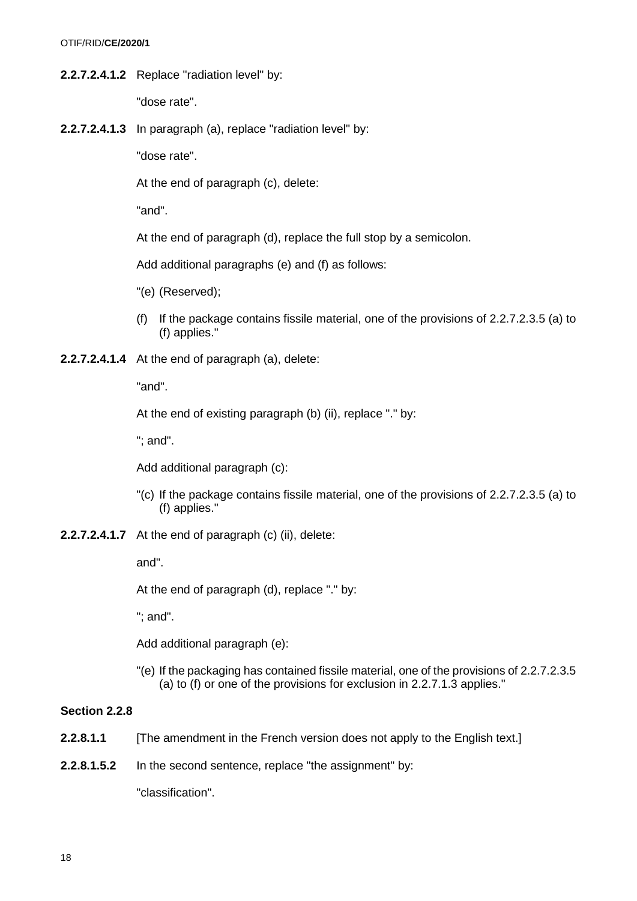**2.2.7.2.4.1.2** Replace "radiation level" by:

"dose rate".

**2.2.7.2.4.1.3** In paragraph (a), replace "radiation level" by:

"dose rate".

At the end of paragraph (c), delete:

"and".

At the end of paragraph (d), replace the full stop by a semicolon.

Add additional paragraphs (e) and (f) as follows:

"(e) (Reserved);

(f) If the package contains fissile material, one of the provisions of 2.2.7.2.3.5 (a) to (f) applies."

**2.2.7.2.4.1.4** At the end of paragraph (a), delete:

"and".

At the end of existing paragraph (b) (ii), replace "." by:

"; and".

Add additional paragraph (c):

"(c) If the package contains fissile material, one of the provisions of 2.2.7.2.3.5 (a) to (f) applies."

**2.2.7.2.4.1.7** At the end of paragraph (c) (ii), delete:

and".

At the end of paragraph (d), replace "." by:

"; and".

Add additional paragraph (e):

"(e) If the packaging has contained fissile material, one of the provisions of 2.2.7.2.3.5 (a) to (f) or one of the provisions for exclusion in 2.2.7.1.3 applies."

**Section 2.2.8**

**2.2.8.1.1** [The amendment in the French version does not apply to the English text.]

**2.2.8.1.5.2** In the second sentence, replace "the assignment" by:

"classification".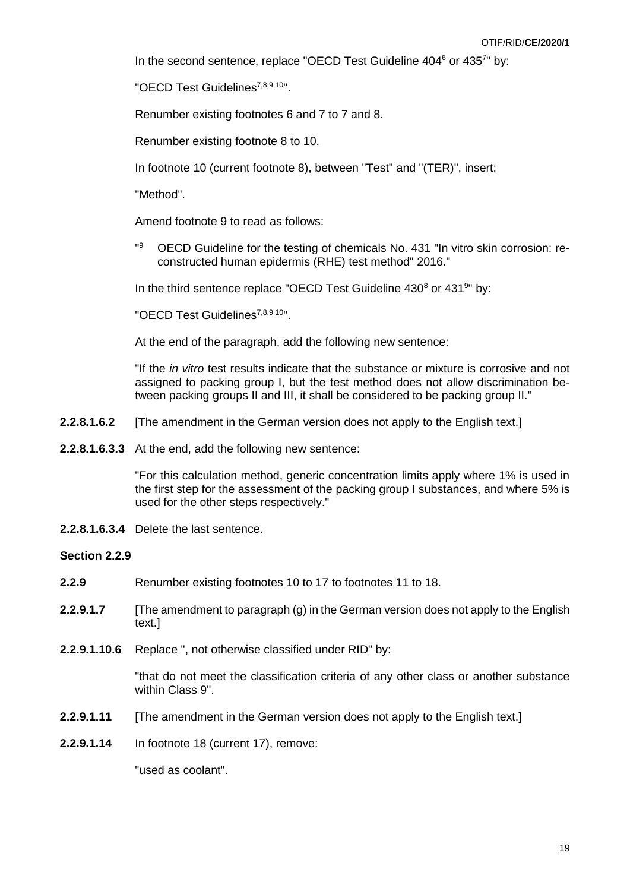In the second sentence, replace "OECD Test Guideline 404[6] or 435[7]" by:

"OECD Test Guidelines[7,8,9,10]".

Renumber existing footnotes 6 and 7 to 7 and 8.

Renumber existing footnote 8 to 10.

In footnote 10 (current footnote 8), between "Test" and "(TER)", insert:

"Method".

Amend footnote 9 to read as follows:

"[9] OECD Guideline for the testing of chemicals No. 431 "In vitro skin corrosion: reconstructed human epidermis (RHE) test method" 2016."

In the third sentence replace "OECD Test Guideline 430[8] or 431[9]" by:

"OECD Test Guidelines[7,8,9,10]".

At the end of the paragraph, add the following new sentence:

"If the *in vitro* test results indicate that the substance or mixture is corrosive and not assigned to packing group I, but the test method does not allow discrimination between packing groups II and III, it shall be considered to be packing group II."

**2.2.8.1.6.2** [The amendment in the German version does not apply to the English text.]

**2.2.8.1.6.3.3** At the end, add the following new sentence:

"For this calculation method, generic concentration limits apply where 1% is used in the first step for the assessment of the packing group I substances, and where 5% is used for the other steps respectively."

**2.2.8.1.6.3.4** Delete the last sentence.

**Section 2.2.9**

**2.2.9** Renumber existing footnotes 10 to 17 to footnotes 11 to 18.

**2.2.9.1.7** [The amendment to paragraph (g) in the German version does not apply to the English text.]

**2.2.9.1.10.6** Replace ", not otherwise classified under RID" by:

"that do not meet the classification criteria of any other class or another substance within Class 9".

**2.2.9.1.11** [The amendment in the German version does not apply to the English text.]

**2.2.9.1.14** In footnote 18 (current 17), remove:

"used as coolant".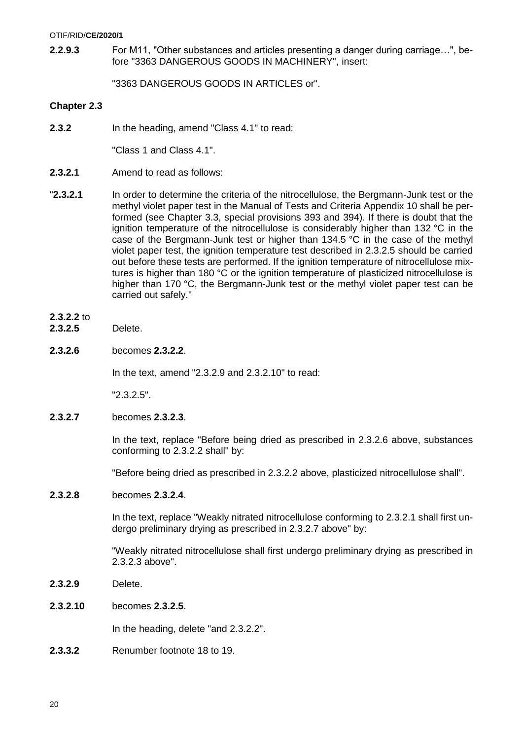**2.2.9.3** For M11, "Other substances and articles presenting a danger during carriage…", before "3363 DANGEROUS GOODS IN MACHINERY", insert:

"3363 DANGEROUS GOODS IN ARTICLES or".

**Chapter 2.3**

**2.3.2** In the heading, amend "Class 4.1" to read:

"Class 1 and Class 4.1".

**2.3.2.1** Amend to read as follows:

"**2.3.2.1** In order to determine the criteria of the nitrocellulose, the Bergmann-Junk test or the methyl violet paper test in the Manual of Tests and Criteria Appendix 10 shall be performed (see Chapter 3.3, special provisions 393 and 394). If there is doubt that the ignition temperature of the nitrocellulose is considerably higher than 132 °C in the case of the Bergmann-Junk test or higher than 134.5 °C in the case of the methyl violet paper test, the ignition temperature test described in 2.3.2.5 should be carried out before these tests are performed. If the ignition temperature of nitrocellulose mixtures is higher than 180 °C or the ignition temperature of plasticized nitrocellulose is higher than 170 °C, the Bergmann-Junk test or the methyl violet paper test can be carried out safely."

**2.3.2.2** to **2.3.2.5** Delete.

**2.3.2.6** becomes **2.3.2.2**.

In the text, amend "2.3.2.9 and 2.3.2.10" to read:

"2.3.2.5".

**2.3.2.7** becomes **2.3.2.3**.

In the text, replace "Before being dried as prescribed in 2.3.2.6 above, substances conforming to 2.3.2.2 shall" by:

"Before being dried as prescribed in 2.3.2.2 above, plasticized nitrocellulose shall".

**2.3.2.8** becomes **2.3.2.4**.

In the text, replace "Weakly nitrated nitrocellulose conforming to 2.3.2.1 shall first undergo preliminary drying as prescribed in 2.3.2.7 above" by:

"Weakly nitrated nitrocellulose shall first undergo preliminary drying as prescribed in 2.3.2.3 above".

**2.3.2.9** Delete.

**2.3.2.10** becomes **2.3.2.5**.

In the heading, delete "and 2.3.2.2".

**2.3.3.2** Renumber footnote 18 to 19.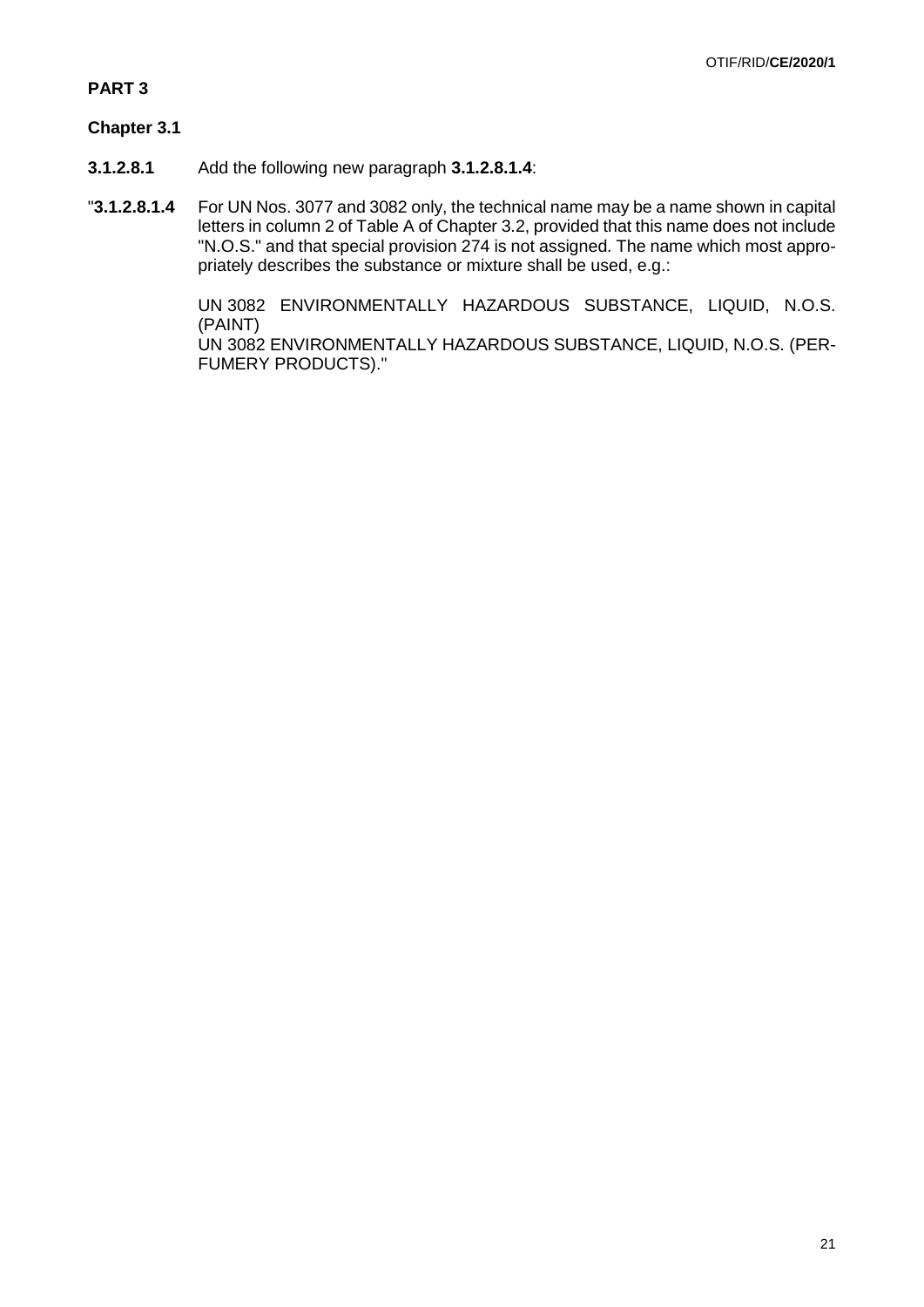**PART 3**

**Chapter 3.1**

**3.1.2.8.1** Add the following new paragraph **3.1.2.8.1.4**:

"**3.1.2.8.1.4** For UN Nos. 3077 and 3082 only, the technical name may be a name shown in capital letters in column 2 of Table A of Chapter 3.2, provided that this name does not include "N.O.S." and that special provision 274 is not assigned. The name which most appropriately describes the substance or mixture shall be used, e.g.:

UN 3082 ENVIRONMENTALLY HAZARDOUS SUBSTANCE, LIQUID, N.O.S. (PAINT)
UN 3082 ENVIRONMENTALLY HAZARDOUS SUBSTANCE, LIQUID, N.O.S. (PERFUMERY PRODUCTS)."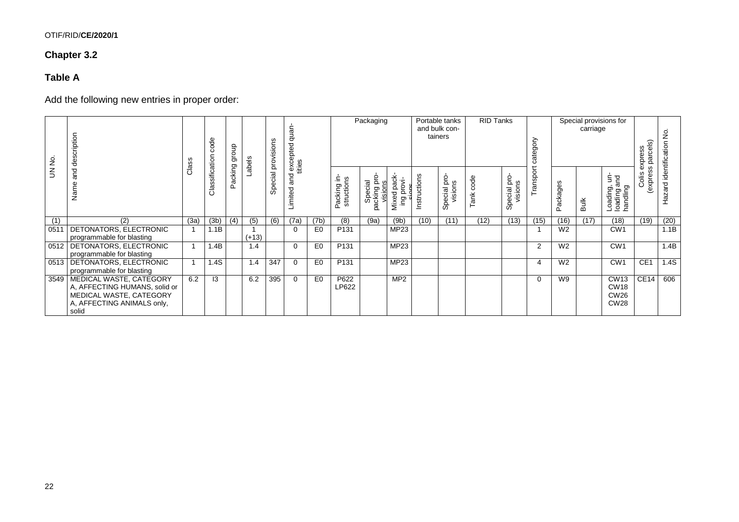OTIF/RID/**CE/2020/1**

## Chapter 3.2

### Table A

Add the following new entries in proper order:

| UN No. | Name and description | Class | Classification code | Packing group | Labels | Special provisions | Limited and excepted quantities | | Packaging | | | Portable tanks and bulk containers | | RID Tanks | | Transport category | Special provisions for carriage | | | Colis express (express parcels) | Hazard identification No. |
|---|---|---|---|---|---|---|---|---|---|---|---|---|---|---|---|---|---|---|---|---|---|
| | | | | | | | | | Packing instructions | Special packing provisions | Mixed packing provisions | Instructions | Special provisions | Tank code | Special provisions | | Packages | Bulk | Loading, unloading and handling | | |
| (1) | (2) | (3a) | (3b) | (4) | (5) | (6) | (7a) | (7b) | (8) | (9a) | (9b) | (10) | (11) | (12) | (13) | (15) | (16) | (17) | (18) | (19) | (20) |
| 0511 | DETONATORS, ELECTRONIC programmable for blasting | 1 | 1.1B | | 1 (+13) | | 0 | E0 | P131 | | MP23 | | | | | 1 | W2 | | CW1 | | 1.1B |
| 0512 | DETONATORS, ELECTRONIC programmable for blasting | 1 | 1.4B | | 1.4 | | 0 | E0 | P131 | | MP23 | | | | | 2 | W2 | | CW1 | | 1.4B |
| 0513 | DETONATORS, ELECTRONIC programmable for blasting | 1 | 1.4S | | 1.4 | 347 | 0 | E0 | P131 | | MP23 | | | | | 4 | W2 | | CW1 | CE1 | 1.4S |
| 3549 | MEDICAL WASTE, CATEGORY A, AFFECTING HUMANS, solid or MEDICAL WASTE, CATEGORY A, AFFECTING ANIMALS only, solid | 6.2 | I3 | | 6.2 | 395 | 0 | E0 | P622 LP622 | | MP2 | | | | | 0 | W9 | | CW13 CW18 CW26 CW28 | CE14 | 606 |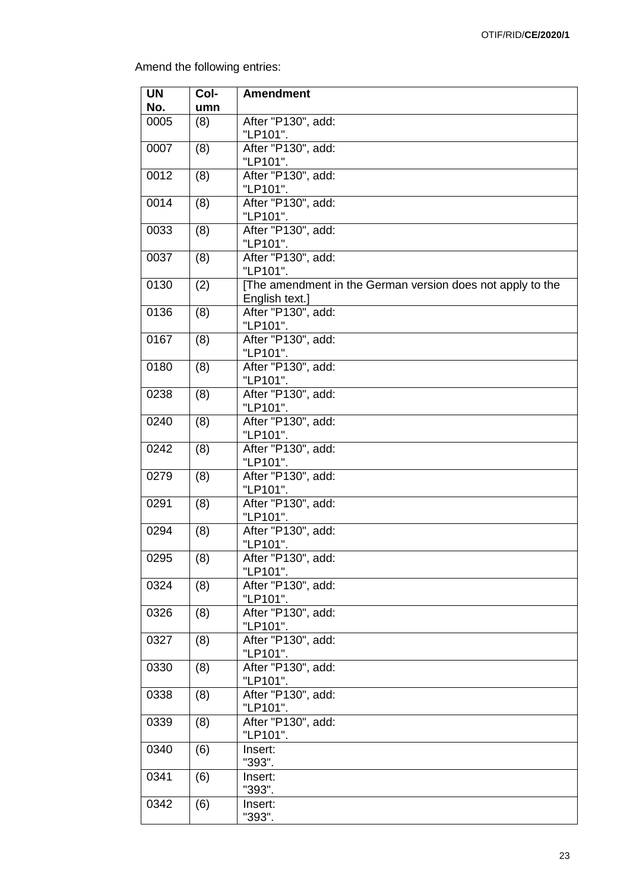Amend the following entries:

| UN No. | Col-umn | Amendment |
|---|---|---|
| 0005 | (8) | After "P130", add: "LP101". |
| 0007 | (8) | After "P130", add: "LP101". |
| 0012 | (8) | After "P130", add: "LP101". |
| 0014 | (8) | After "P130", add: "LP101". |
| 0033 | (8) | After "P130", add: "LP101". |
| 0037 | (8) | After "P130", add: "LP101". |
| 0130 | (2) | [The amendment in the German version does not apply to the English text.] |
| 0136 | (8) | After "P130", add: "LP101". |
| 0167 | (8) | After "P130", add: "LP101". |
| 0180 | (8) | After "P130", add: "LP101". |
| 0238 | (8) | After "P130", add: "LP101". |
| 0240 | (8) | After "P130", add: "LP101". |
| 0242 | (8) | After "P130", add: "LP101". |
| 0279 | (8) | After "P130", add: "LP101". |
| 0291 | (8) | After "P130", add: "LP101". |
| 0294 | (8) | After "P130", add: "LP101". |
| 0295 | (8) | After "P130", add: "LP101". |
| 0324 | (8) | After "P130", add: "LP101". |
| 0326 | (8) | After "P130", add: "LP101". |
| 0327 | (8) | After "P130", add: "LP101". |
| 0330 | (8) | After "P130", add: "LP101". |
| 0338 | (8) | After "P130", add: "LP101". |
| 0339 | (8) | After "P130", add: "LP101". |
| 0340 | (6) | Insert: "393". |
| 0341 | (6) | Insert: "393". |
| 0342 | (6) | Insert: "393". |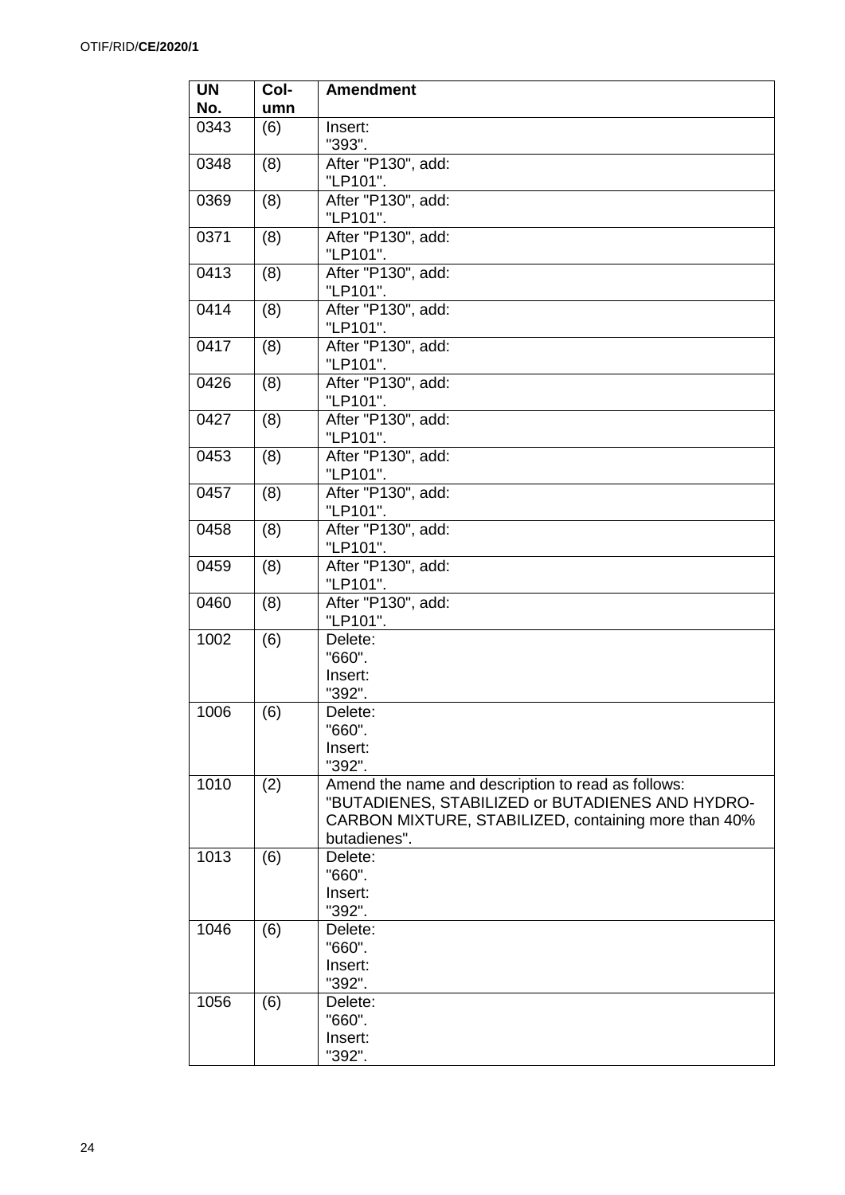| UN No. | Column | Amendment |
|---|---|---|
| 0343 | (6) | Insert:<br>"393". |
| 0348 | (8) | After "P130", add:<br>"LP101". |
| 0369 | (8) | After "P130", add:<br>"LP101". |
| 0371 | (8) | After "P130", add:<br>"LP101". |
| 0413 | (8) | After "P130", add:<br>"LP101". |
| 0414 | (8) | After "P130", add:<br>"LP101". |
| 0417 | (8) | After "P130", add:<br>"LP101". |
| 0426 | (8) | After "P130", add:<br>"LP101". |
| 0427 | (8) | After "P130", add:<br>"LP101". |
| 0453 | (8) | After "P130", add:<br>"LP101". |
| 0457 | (8) | After "P130", add:<br>"LP101". |
| 0458 | (8) | After "P130", add:<br>"LP101". |
| 0459 | (8) | After "P130", add:<br>"LP101". |
| 0460 | (8) | After "P130", add:<br>"LP101". |
| 1002 | (6) | Delete:<br>"660".<br>Insert:<br>"392". |
| 1006 | (6) | Delete:<br>"660".<br>Insert:<br>"392". |
| 1010 | (2) | Amend the name and description to read as follows:<br>"BUTADIENES, STABILIZED or BUTADIENES AND HYDROCARBON MIXTURE, STABILIZED, containing more than 40% butadienes". |
| 1013 | (6) | Delete:<br>"660".<br>Insert:<br>"392". |
| 1046 | (6) | Delete:<br>"660".<br>Insert:<br>"392". |
| 1056 | (6) | Delete:<br>"660".<br>Insert:<br>"392". |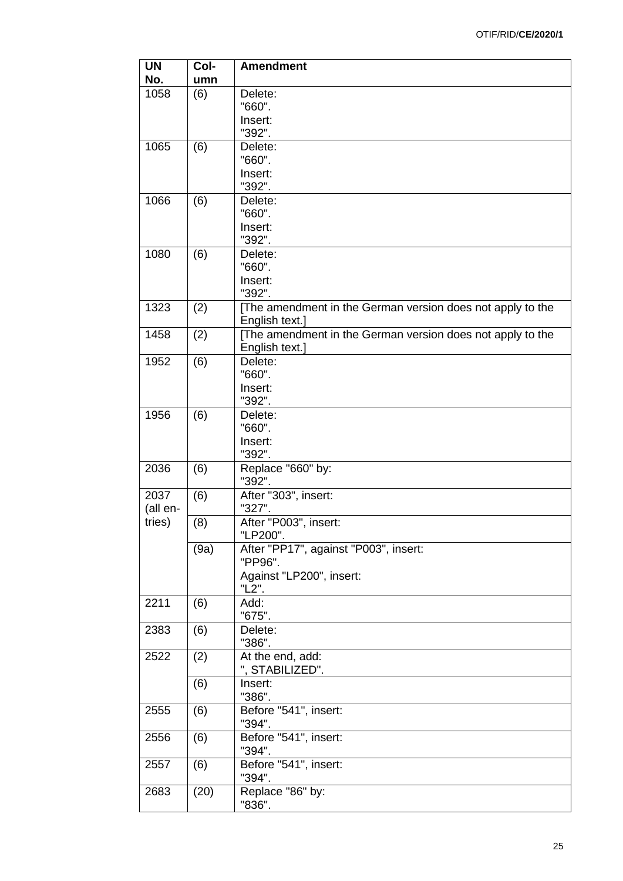| UN No. | Col-umn | Amendment |
|---|---|---|
| 1058 | (6) | Delete:<br>"660".<br>Insert:<br>"392". |
| 1065 | (6) | Delete:<br>"660".<br>Insert:<br>"392". |
| 1066 | (6) | Delete:<br>"660".<br>Insert:<br>"392". |
| 1080 | (6) | Delete:<br>"660".<br>Insert:<br>"392". |
| 1323 | (2) | [The amendment in the German version does not apply to the English text.] |
| 1458 | (2) | [The amendment in the German version does not apply to the English text.] |
| 1952 | (6) | Delete:<br>"660".<br>Insert:<br>"392". |
| 1956 | (6) | Delete:<br>"660".<br>Insert:<br>"392". |
| 2036 | (6) | Replace "660" by:<br>"392". |
| 2037 (all entries) | (6) | After "303", insert:<br>"327". |
| | (8) | After "P003", insert:<br>"LP200". |
| | (9a) | After "PP17", against "P003", insert:<br>"PP96".<br>Against "LP200", insert:<br>"L2". |
| 2211 | (6) | Add:<br>"675". |
| 2383 | (6) | Delete:<br>"386". |
| 2522 | (2) | At the end, add:<br>", STABILIZED". |
| | (6) | Insert:<br>"386". |
| 2555 | (6) | Before "541", insert:<br>"394". |
| 2556 | (6) | Before "541", insert:<br>"394". |
| 2557 | (6) | Before "541", insert:<br>"394". |
| 2683 | (20) | Replace "86" by:<br>"836". |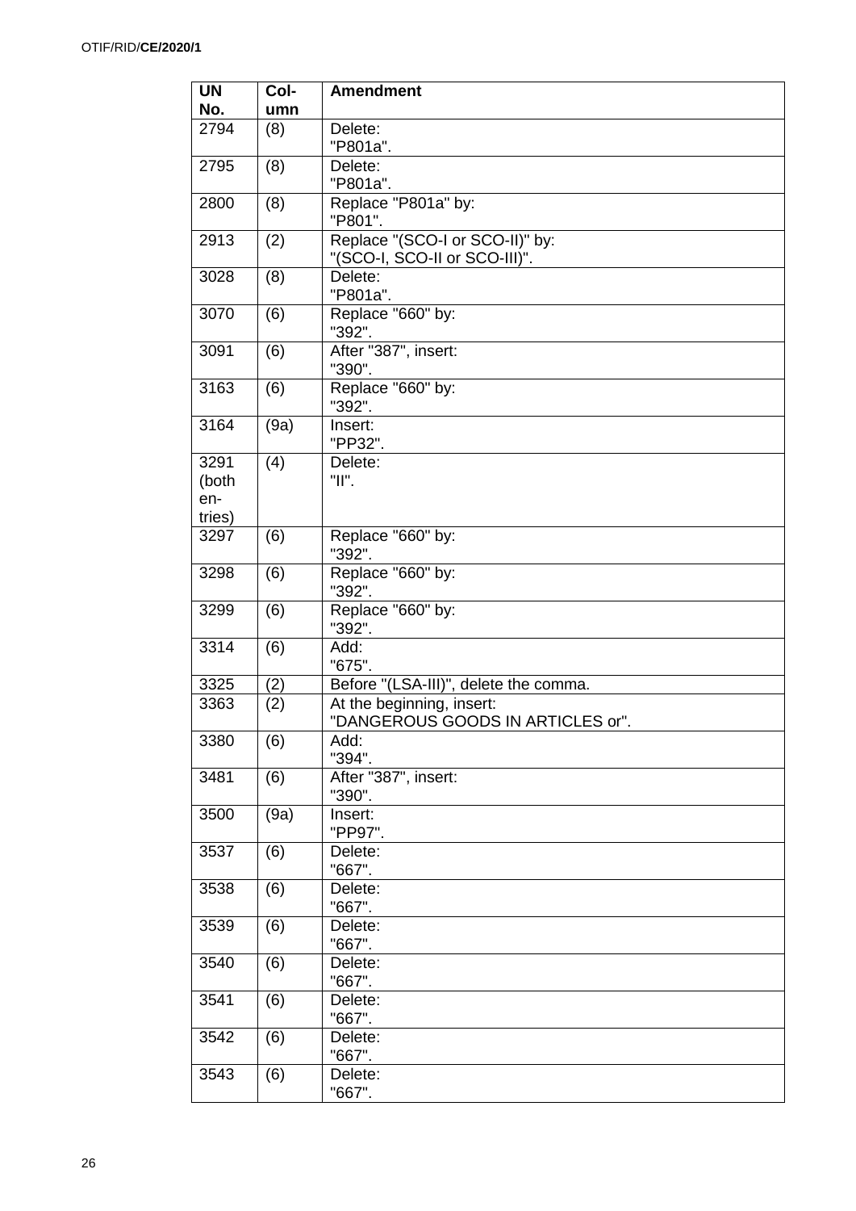| UN No. | Column | Amendment |
|---|---|---|
| 2794 | (8) | Delete:<br>"P801a". |
| 2795 | (8) | Delete:<br>"P801a". |
| 2800 | (8) | Replace "P801a" by:<br>"P801". |
| 2913 | (2) | Replace "(SCO-I or SCO-II)" by:<br>"(SCO-I, SCO-II or SCO-III)". |
| 3028 | (8) | Delete:<br>"P801a". |
| 3070 | (6) | Replace "660" by:<br>"392". |
| 3091 | (6) | After "387", insert:<br>"390". |
| 3163 | (6) | Replace "660" by:<br>"392". |
| 3164 | (9a) | Insert:<br>"PP32". |
| 3291 (both entries) | (4) | Delete:<br>"II". |
| 3297 | (6) | Replace "660" by:<br>"392". |
| 3298 | (6) | Replace "660" by:<br>"392". |
| 3299 | (6) | Replace "660" by:<br>"392". |
| 3314 | (6) | Add:<br>"675". |
| 3325 | (2) | Before "(LSA-III)", delete the comma. |
| 3363 | (2) | At the beginning, insert:<br>"DANGEROUS GOODS IN ARTICLES or". |
| 3380 | (6) | Add:<br>"394". |
| 3481 | (6) | After "387", insert:<br>"390". |
| 3500 | (9a) | Insert:<br>"PP97". |
| 3537 | (6) | Delete:<br>"667". |
| 3538 | (6) | Delete:<br>"667". |
| 3539 | (6) | Delete:<br>"667". |
| 3540 | (6) | Delete:<br>"667". |
| 3541 | (6) | Delete:<br>"667". |
| 3542 | (6) | Delete:<br>"667". |
| 3543 | (6) | Delete:<br>"667". |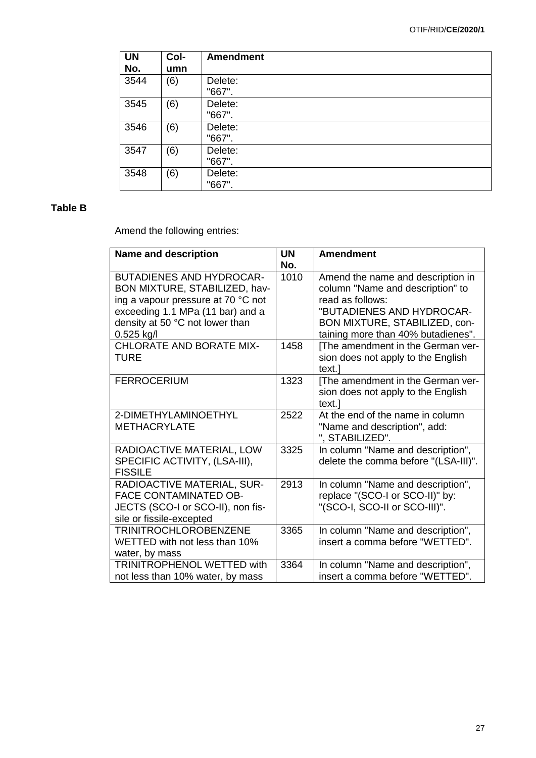| UN No. | Col-umn | Amendment |
|---|---|---|
| 3544 | (6) | Delete:<br>"667". |
| 3545 | (6) | Delete:<br>"667". |
| 3546 | (6) | Delete:<br>"667". |
| 3547 | (6) | Delete:<br>"667". |
| 3548 | (6) | Delete:<br>"667". |

**Table B**

Amend the following entries:

| Name and description | UN No. | Amendment |
|---|---|---|
| BUTADIENES AND HYDROCARBON MIXTURE, STABILIZED, having a vapour pressure at 70 °C not exceeding 1.1 MPa (11 bar) and a density at 50 °C not lower than 0.525 kg/l | 1010 | Amend the name and description in column "Name and description" to read as follows:<br>"BUTADIENES AND HYDROCARBON MIXTURE, STABILIZED, containing more than 40% butadienes". |
| CHLORATE AND BORATE MIXTURE | 1458 | [The amendment in the German version does not apply to the English text.] |
| FERROCERIUM | 1323 | [The amendment in the German version does not apply to the English text.] |
| 2-DIMETHYLAMINOETHYL METHACRYLATE | 2522 | At the end of the name in column "Name and description", add:<br>", STABILIZED". |
| RADIOACTIVE MATERIAL, LOW SPECIFIC ACTIVITY, (LSA-III), FISSILE | 3325 | In column "Name and description", delete the comma before "(LSA-III)". |
| RADIOACTIVE MATERIAL, SURFACE CONTAMINATED OBJECTS (SCO-I or SCO-II), non fissile or fissile-excepted | 2913 | In column "Name and description", replace "(SCO-I or SCO-II)" by: "(SCO-I, SCO-II or SCO-III)". |
| TRINITROCHLOROBENZENE WETTED with not less than 10% water, by mass | 3365 | In column "Name and description", insert a comma before "WETTED". |
| TRINITROPHENOL WETTED with not less than 10% water, by mass | 3364 | In column "Name and description", insert a comma before "WETTED". |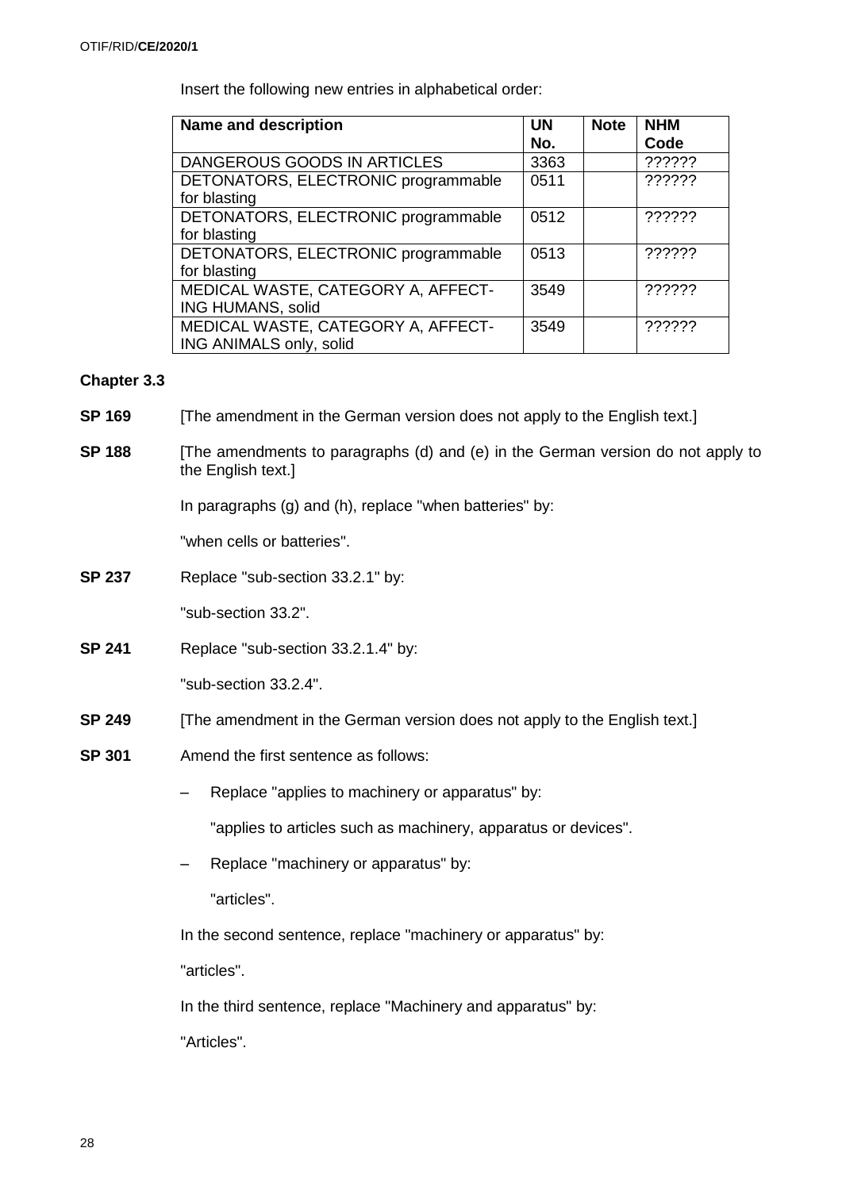Insert the following new entries in alphabetical order:

| Name and description | UN No. | Note | NHM Code |
|---|---|---|---|
| DANGEROUS GOODS IN ARTICLES | 3363 | | ?????? |
| DETONATORS, ELECTRONIC programmable for blasting | 0511 | | ?????? |
| DETONATORS, ELECTRONIC programmable for blasting | 0512 | | ?????? |
| DETONATORS, ELECTRONIC programmable for blasting | 0513 | | ?????? |
| MEDICAL WASTE, CATEGORY A, AFFECT-ING HUMANS, solid | 3549 | | ?????? |
| MEDICAL WASTE, CATEGORY A, AFFECT-ING ANIMALS only, solid | 3549 | | ?????? |

**Chapter 3.3**

**SP 169** [The amendment in the German version does not apply to the English text.]

**SP 188** [The amendments to paragraphs (d) and (e) in the German version do not apply to the English text.]

In paragraphs (g) and (h), replace "when batteries" by:

"when cells or batteries".

**SP 237** Replace "sub-section 33.2.1" by:

"sub-section 33.2".

**SP 241** Replace "sub-section 33.2.1.4" by:

"sub-section 33.2.4".

**SP 249** [The amendment in the German version does not apply to the English text.]

**SP 301** Amend the first sentence as follows:

– Replace "applies to machinery or apparatus" by:

"applies to articles such as machinery, apparatus or devices".

– Replace "machinery or apparatus" by:

"articles".

In the second sentence, replace "machinery or apparatus" by:

"articles".

In the third sentence, replace "Machinery and apparatus" by:

"Articles".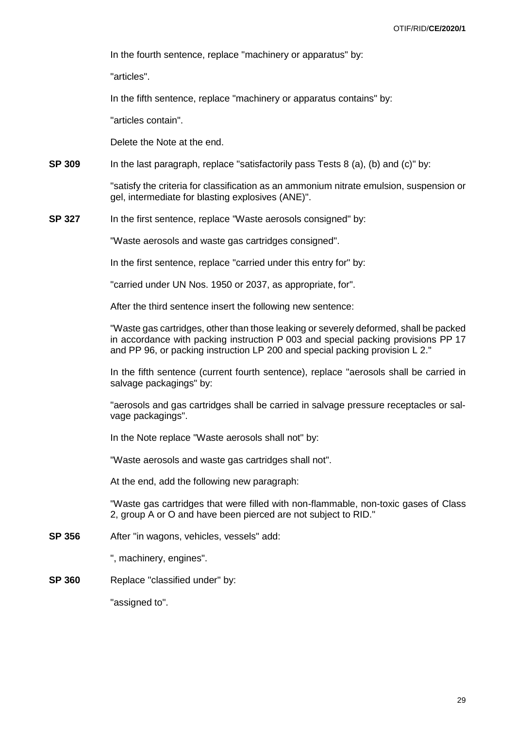In the fourth sentence, replace "machinery or apparatus" by:

"articles".

In the fifth sentence, replace "machinery or apparatus contains" by:

"articles contain".

Delete the Note at the end.

**SP 309** In the last paragraph, replace "satisfactorily pass Tests 8 (a), (b) and (c)" by:

"satisfy the criteria for classification as an ammonium nitrate emulsion, suspension or gel, intermediate for blasting explosives (ANE)".

**SP 327** In the first sentence, replace "Waste aerosols consigned" by:

"Waste aerosols and waste gas cartridges consigned".

In the first sentence, replace "carried under this entry for" by:

"carried under UN Nos. 1950 or 2037, as appropriate, for".

After the third sentence insert the following new sentence:

"Waste gas cartridges, other than those leaking or severely deformed, shall be packed in accordance with packing instruction P 003 and special packing provisions PP 17 and PP 96, or packing instruction LP 200 and special packing provision L 2."

In the fifth sentence (current fourth sentence), replace "aerosols shall be carried in salvage packagings" by:

"aerosols and gas cartridges shall be carried in salvage pressure receptacles or salvage packagings".

In the Note replace "Waste aerosols shall not" by:

"Waste aerosols and waste gas cartridges shall not".

At the end, add the following new paragraph:

"Waste gas cartridges that were filled with non-flammable, non-toxic gases of Class 2, group A or O and have been pierced are not subject to RID."

**SP 356** After "in wagons, vehicles, vessels" add:

", machinery, engines".

**SP 360** Replace "classified under" by:

"assigned to".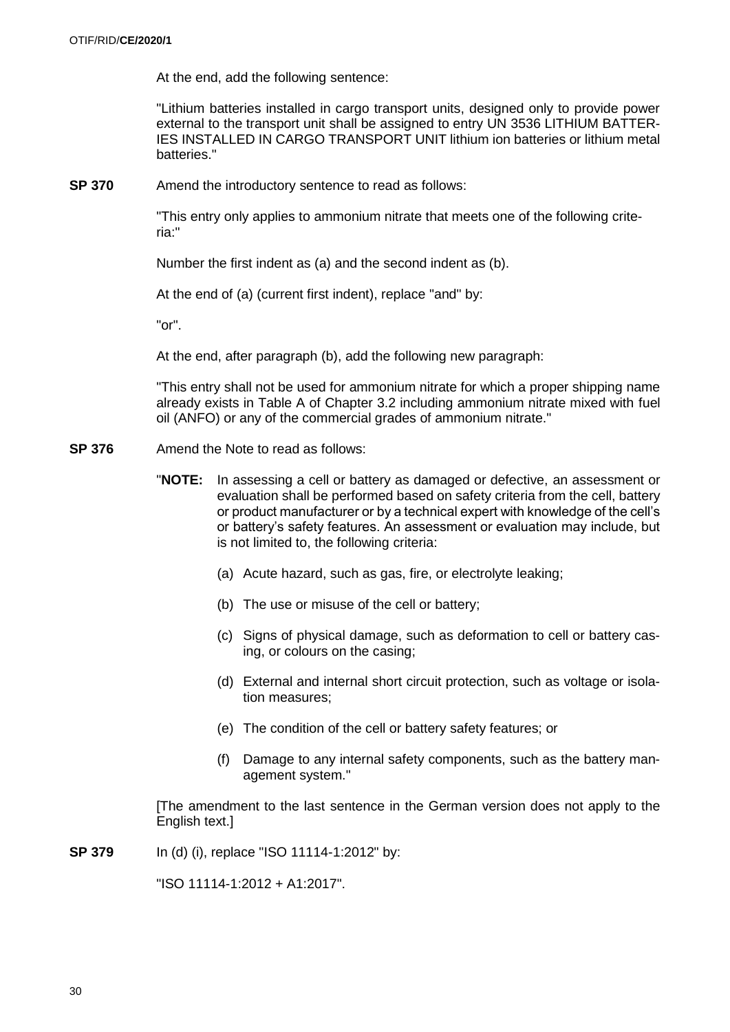At the end, add the following sentence:

"Lithium batteries installed in cargo transport units, designed only to provide power external to the transport unit shall be assigned to entry UN 3536 LITHIUM BATTERIES INSTALLED IN CARGO TRANSPORT UNIT lithium ion batteries or lithium metal batteries."

**SP 370** Amend the introductory sentence to read as follows:

"This entry only applies to ammonium nitrate that meets one of the following criteria:"

Number the first indent as (a) and the second indent as (b).

At the end of (a) (current first indent), replace "and" by:

"or".

At the end, after paragraph (b), add the following new paragraph:

"This entry shall not be used for ammonium nitrate for which a proper shipping name already exists in Table A of Chapter 3.2 including ammonium nitrate mixed with fuel oil (ANFO) or any of the commercial grades of ammonium nitrate."

**SP 376** Amend the Note to read as follows:

"**NOTE:** In assessing a cell or battery as damaged or defective, an assessment or evaluation shall be performed based on safety criteria from the cell, battery or product manufacturer or by a technical expert with knowledge of the cell's or battery's safety features. An assessment or evaluation may include, but is not limited to, the following criteria:

(a) Acute hazard, such as gas, fire, or electrolyte leaking;

(b) The use or misuse of the cell or battery;

(c) Signs of physical damage, such as deformation to cell or battery casing, or colours on the casing;

(d) External and internal short circuit protection, such as voltage or isolation measures;

(e) The condition of the cell or battery safety features; or

(f) Damage to any internal safety components, such as the battery management system."

[The amendment to the last sentence in the German version does not apply to the English text.]

**SP 379** In (d) (i), replace "ISO 11114-1:2012" by:

"ISO 11114-1:2012 + A1:2017".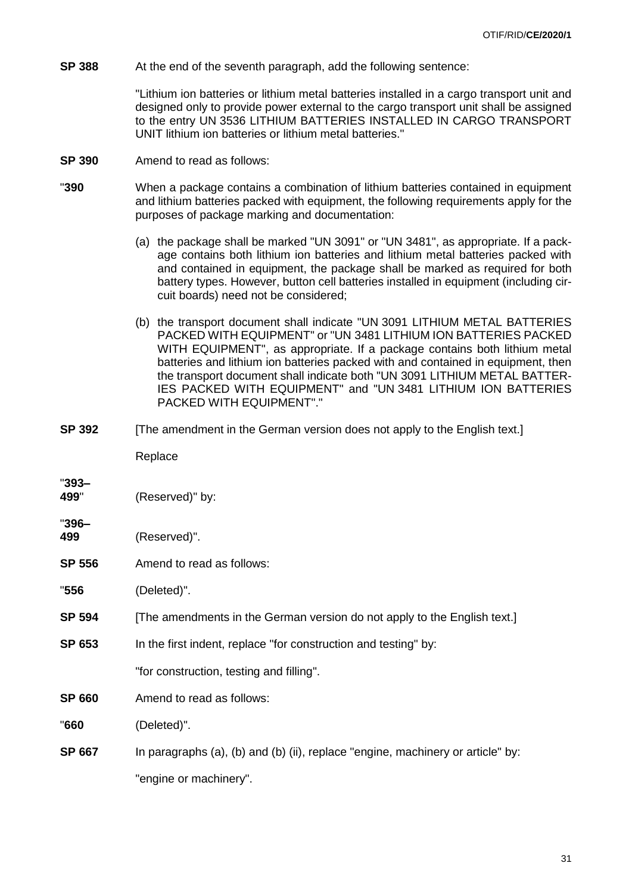**SP 388** At the end of the seventh paragraph, add the following sentence:

"Lithium ion batteries or lithium metal batteries installed in a cargo transport unit and designed only to provide power external to the cargo transport unit shall be assigned to the entry UN 3536 LITHIUM BATTERIES INSTALLED IN CARGO TRANSPORT UNIT lithium ion batteries or lithium metal batteries."

**SP 390** Amend to read as follows:

"**390** When a package contains a combination of lithium batteries contained in equipment and lithium batteries packed with equipment, the following requirements apply for the purposes of package marking and documentation:

(a) the package shall be marked "UN 3091" or "UN 3481", as appropriate. If a package contains both lithium ion batteries and lithium metal batteries packed with and contained in equipment, the package shall be marked as required for both battery types. However, button cell batteries installed in equipment (including circuit boards) need not be considered;

(b) the transport document shall indicate "UN 3091 LITHIUM METAL BATTERIES PACKED WITH EQUIPMENT" or "UN 3481 LITHIUM ION BATTERIES PACKED WITH EQUIPMENT", as appropriate. If a package contains both lithium metal batteries and lithium ion batteries packed with and contained in equipment, then the transport document shall indicate both "UN 3091 LITHIUM METAL BATTERIES PACKED WITH EQUIPMENT" and "UN 3481 LITHIUM ION BATTERIES PACKED WITH EQUIPMENT"."

**SP 392** [The amendment in the German version does not apply to the English text.]

Replace

"**393–499**" (Reserved)" by:

"**396–499** (Reserved)".

**SP 556** Amend to read as follows:

"**556** (Deleted)".

**SP 594** [The amendments in the German version do not apply to the English text.]

**SP 653** In the first indent, replace "for construction and testing" by:

"for construction, testing and filling".

**SP 660** Amend to read as follows:

"**660** (Deleted)".

**SP 667** In paragraphs (a), (b) and (b) (ii), replace "engine, machinery or article" by:

"engine or machinery".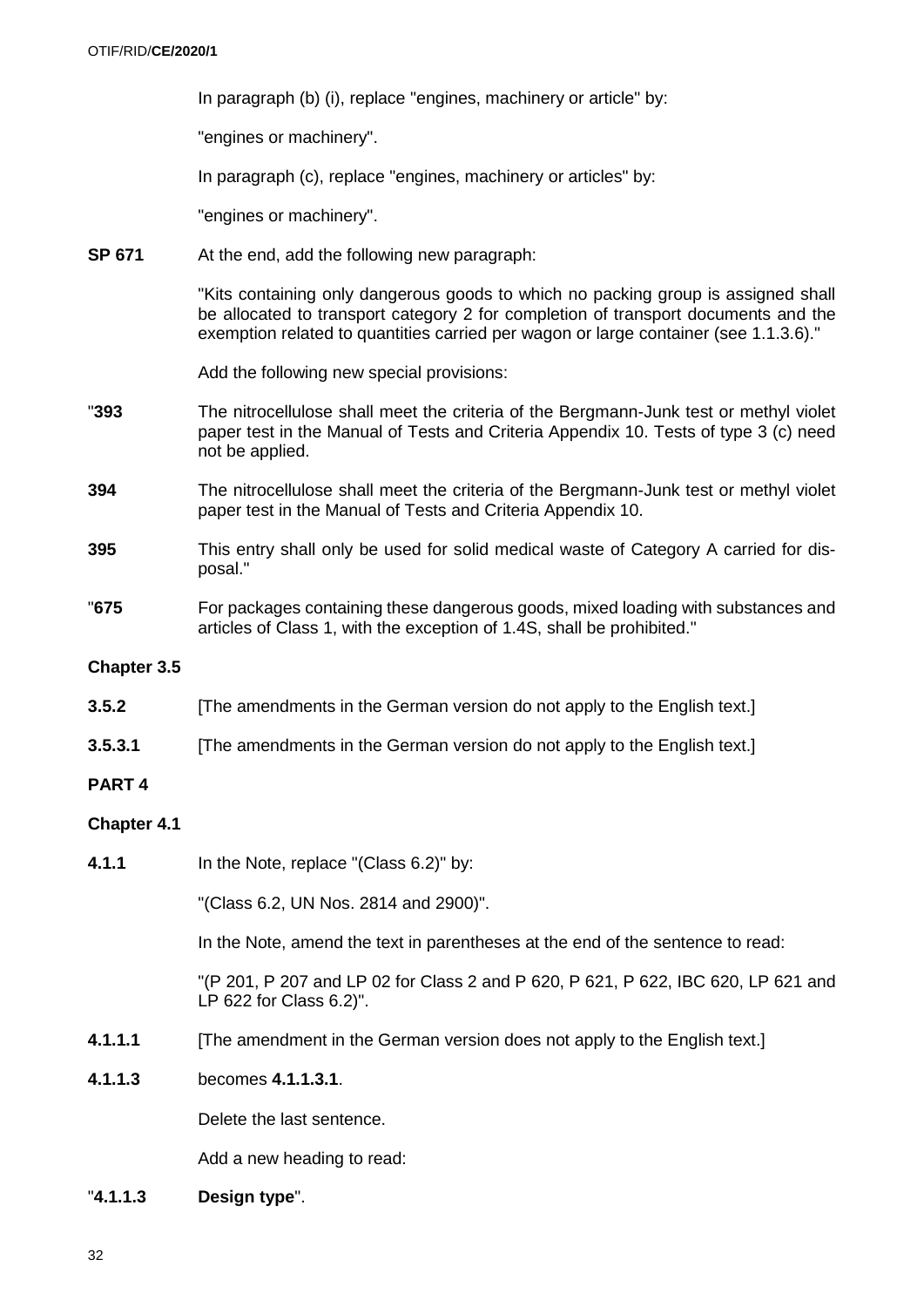In paragraph (b) (i), replace "engines, machinery or article" by:

"engines or machinery".

In paragraph (c), replace "engines, machinery or articles" by:

"engines or machinery".

**SP 671** At the end, add the following new paragraph:

"Kits containing only dangerous goods to which no packing group is assigned shall be allocated to transport category 2 for completion of transport documents and the exemption related to quantities carried per wagon or large container (see 1.1.3.6)."

Add the following new special provisions:

"**393** The nitrocellulose shall meet the criteria of the Bergmann-Junk test or methyl violet paper test in the Manual of Tests and Criteria Appendix 10. Tests of type 3 (c) need not be applied.

**394** The nitrocellulose shall meet the criteria of the Bergmann-Junk test or methyl violet paper test in the Manual of Tests and Criteria Appendix 10.

**395** This entry shall only be used for solid medical waste of Category A carried for disposal."

"**675** For packages containing these dangerous goods, mixed loading with substances and articles of Class 1, with the exception of 1.4S, shall be prohibited."

**Chapter 3.5**

**3.5.2** [The amendments in the German version do not apply to the English text.]

**3.5.3.1** [The amendments in the German version do not apply to the English text.]

**PART 4**

**Chapter 4.1**

**4.1.1** In the Note, replace "(Class 6.2)" by:

"(Class 6.2, UN Nos. 2814 and 2900)".

In the Note, amend the text in parentheses at the end of the sentence to read:

"(P 201, P 207 and LP 02 for Class 2 and P 620, P 621, P 622, IBC 620, LP 621 and LP 622 for Class 6.2)".

**4.1.1.1** [The amendment in the German version does not apply to the English text.]

**4.1.1.3** becomes **4.1.1.3.1**.

Delete the last sentence.

Add a new heading to read:

"**4.1.1.3 Design type**".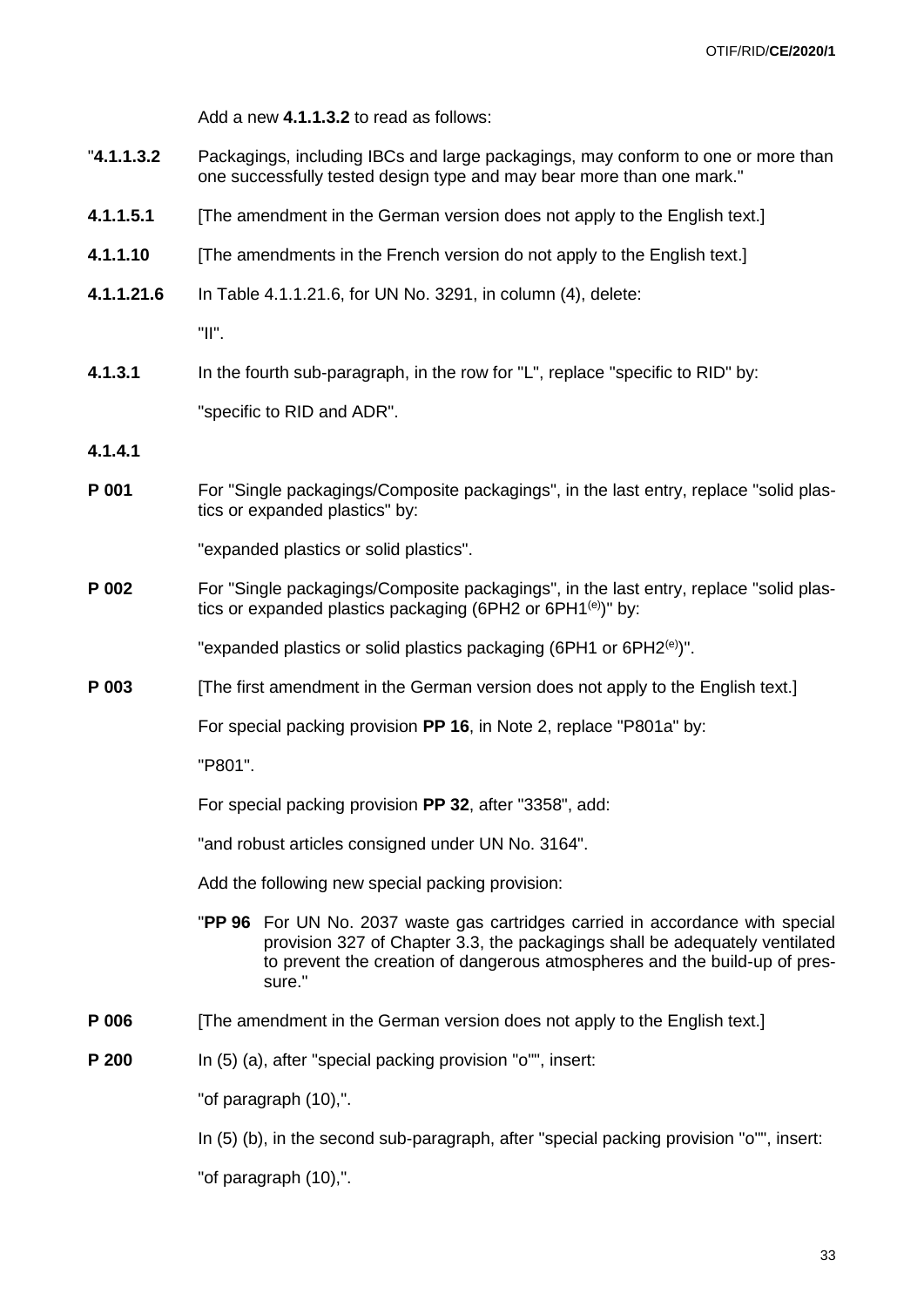Add a new **4.1.1.3.2** to read as follows:

"**4.1.1.3.2** Packagings, including IBCs and large packagings, may conform to one or more than one successfully tested design type and may bear more than one mark."

**4.1.1.5.1** [The amendment in the German version does not apply to the English text.]

**4.1.1.10** [The amendments in the French version do not apply to the English text.]

**4.1.1.21.6** In Table 4.1.1.21.6, for UN No. 3291, in column (4), delete:

"II".

**4.1.3.1** In the fourth sub-paragraph, in the row for "L", replace "specific to RID" by:

"specific to RID and ADR".

**4.1.4.1**

**P 001** For "Single packagings/Composite packagings", in the last entry, replace "solid plastics or expanded plastics" by:

"expanded plastics or solid plastics".

**P 002** For "Single packagings/Composite packagings", in the last entry, replace "solid plastics or expanded plastics packaging (6PH2 or 6PH1[(e)])" by:

"expanded plastics or solid plastics packaging (6PH1 or 6PH2[(e)])".

**P 003** [The first amendment in the German version does not apply to the English text.]

For special packing provision **PP 16**, in Note 2, replace "P801a" by:

"P801".

For special packing provision **PP 32**, after "3358", add:

"and robust articles consigned under UN No. 3164".

Add the following new special packing provision:

"**PP 96** For UN No. 2037 waste gas cartridges carried in accordance with special provision 327 of Chapter 3.3, the packagings shall be adequately ventilated to prevent the creation of dangerous atmospheres and the build-up of pressure."

**P 006** [The amendment in the German version does not apply to the English text.]

**P 200** In (5) (a), after "special packing provision "o"", insert:

"of paragraph (10),".

In (5) (b), in the second sub-paragraph, after "special packing provision "o"", insert:

"of paragraph (10),".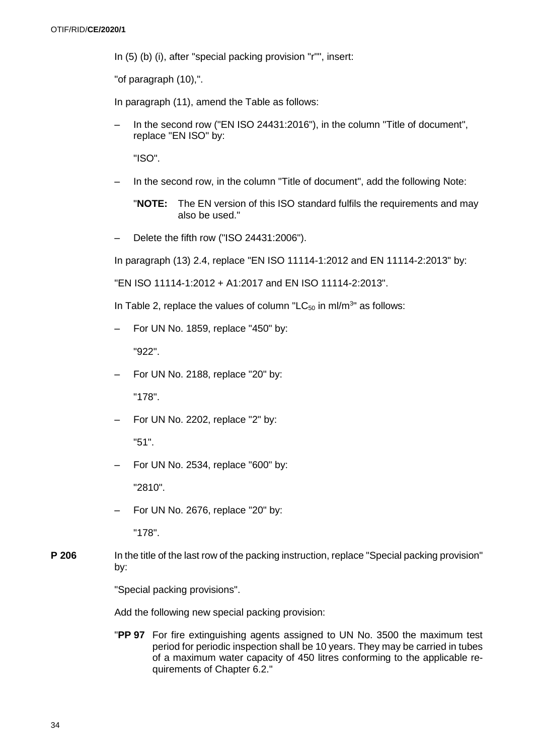In (5) (b) (i), after "special packing provision "r"", insert:

"of paragraph (10),".

In paragraph (11), amend the Table as follows:

– In the second row ("EN ISO 24431:2016"), in the column "Title of document", replace "EN ISO" by:

  "ISO".

– In the second row, in the column "Title of document", add the following Note:

  "**NOTE:** The EN version of this ISO standard fulfils the requirements and may also be used."

– Delete the fifth row ("ISO 24431:2006").

In paragraph (13) 2.4, replace "EN ISO 11114-1:2012 and EN 11114-2:2013" by:

"EN ISO 11114-1:2012 + A1:2017 and EN ISO 11114-2:2013".

In Table 2, replace the values of column "$LC_{50}$ in ml/m$^3$" as follows:

– For UN No. 1859, replace "450" by:

  "922".

– For UN No. 2188, replace "20" by:

  "178".

– For UN No. 2202, replace "2" by:

  "51".

– For UN No. 2534, replace "600" by:

  "2810".

– For UN No. 2676, replace "20" by:

  "178".

**P 206** In the title of the last row of the packing instruction, replace "Special packing provision" by:

"Special packing provisions".

Add the following new special packing provision:

"**PP 97** For fire extinguishing agents assigned to UN No. 3500 the maximum test period for periodic inspection shall be 10 years. They may be carried in tubes of a maximum water capacity of 450 litres conforming to the applicable requirements of Chapter 6.2."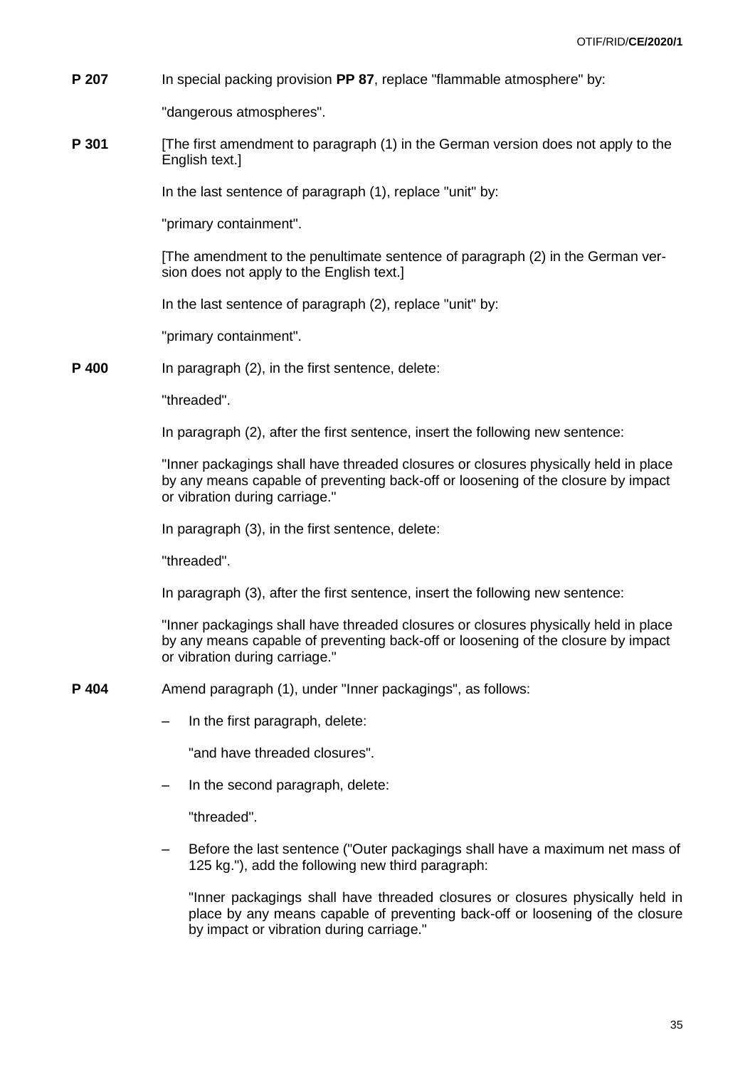**P 207** In special packing provision **PP 87**, replace "flammable atmosphere" by:

"dangerous atmospheres".

**P 301** [The first amendment to paragraph (1) in the German version does not apply to the English text.]

In the last sentence of paragraph (1), replace "unit" by:

"primary containment".

[The amendment to the penultimate sentence of paragraph (2) in the German version does not apply to the English text.]

In the last sentence of paragraph (2), replace "unit" by:

"primary containment".

**P 400** In paragraph (2), in the first sentence, delete:

"threaded".

In paragraph (2), after the first sentence, insert the following new sentence:

"Inner packagings shall have threaded closures or closures physically held in place by any means capable of preventing back-off or loosening of the closure by impact or vibration during carriage."

In paragraph (3), in the first sentence, delete:

"threaded".

In paragraph (3), after the first sentence, insert the following new sentence:

"Inner packagings shall have threaded closures or closures physically held in place by any means capable of preventing back-off or loosening of the closure by impact or vibration during carriage."

**P 404** Amend paragraph (1), under "Inner packagings", as follows:

– In the first paragraph, delete:

  "and have threaded closures".

– In the second paragraph, delete:

  "threaded".

– Before the last sentence ("Outer packagings shall have a maximum net mass of 125 kg."), add the following new third paragraph:

  "Inner packagings shall have threaded closures or closures physically held in place by any means capable of preventing back-off or loosening of the closure by impact or vibration during carriage."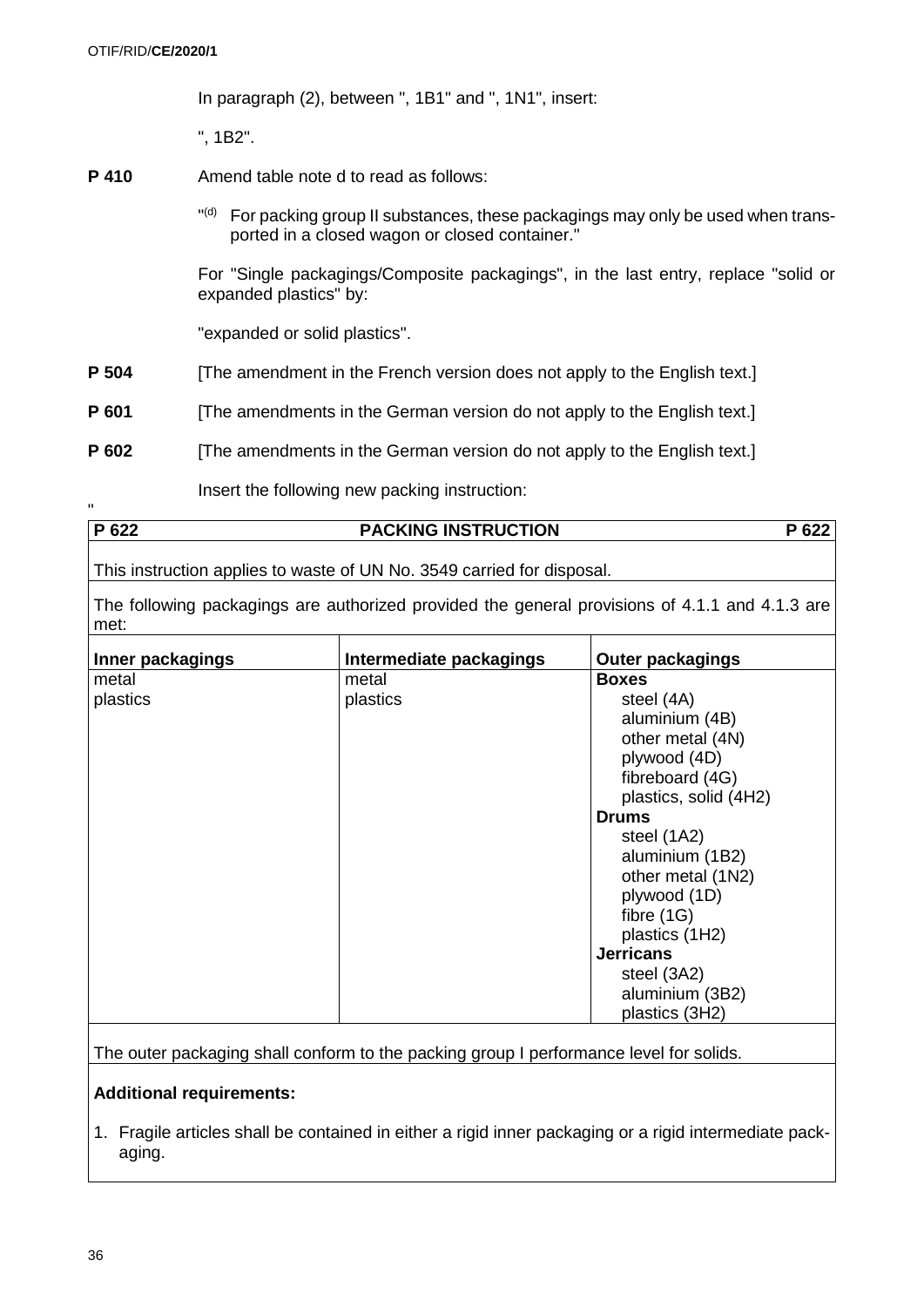In paragraph (2), between ", 1B1" and ", 1N1", insert:

", 1B2".

**P 410** Amend table note d to read as follows:

"(d) For packing group II substances, these packagings may only be used when transported in a closed wagon or closed container."

For "Single packagings/Composite packagings", in the last entry, replace "solid or expanded plastics" by:

"expanded or solid plastics".

**P 504** [The amendment in the French version does not apply to the English text.]

**P 601** [The amendments in the German version do not apply to the English text.]

**P 602** [The amendments in the German version do not apply to the English text.]

Insert the following new packing instruction:

"

| **P 622** | **PACKING INSTRUCTION** | **P 622** |
|---|---|---|
| This instruction applies to waste of UN No. 3549 carried for disposal. | | |
| The following packagings are authorized provided the general provisions of 4.1.1 and 4.1.3 are met: | | |
| **Inner packagings** | **Intermediate packagings** | **Outer packagings** |
| metal<br>plastics | metal<br>plastics | **Boxes**<br>steel (4A)<br>aluminium (4B)<br>other metal (4N)<br>plywood (4D)<br>fibreboard (4G)<br>plastics, solid (4H2)<br>**Drums**<br>steel (1A2)<br>aluminium (1B2)<br>other metal (1N2)<br>plywood (1D)<br>fibre (1G)<br>plastics (1H2)<br>**Jerricans**<br>steel (3A2)<br>aluminium (3B2)<br>plastics (3H2) |
| The outer packaging shall conform to the packing group I performance level for solids. | | |
| **Additional requirements:**<br>1. Fragile articles shall be contained in either a rigid inner packaging or a rigid intermediate packaging. | | |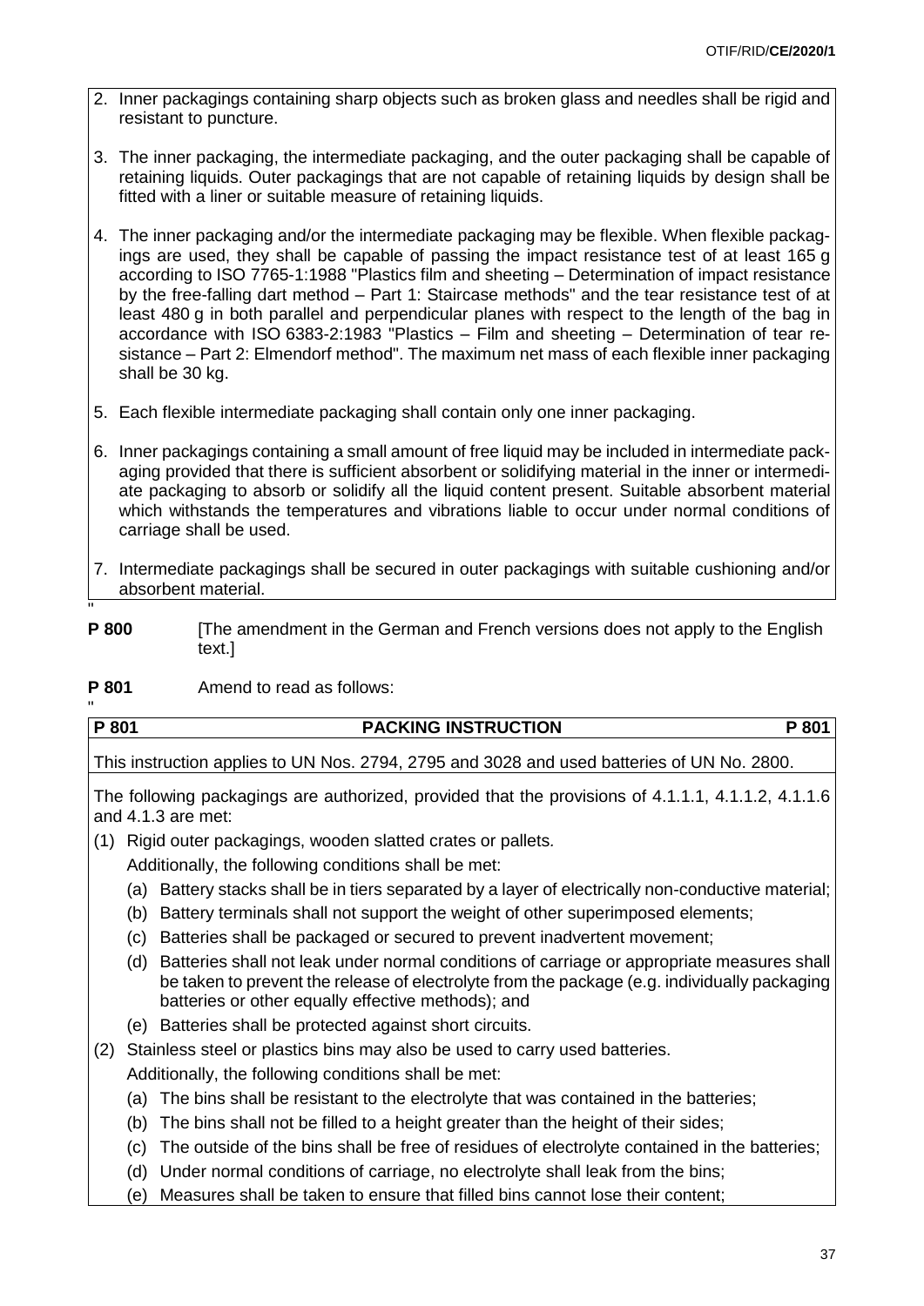2. Inner packagings containing sharp objects such as broken glass and needles shall be rigid and resistant to puncture.

3. The inner packaging, the intermediate packaging, and the outer packaging shall be capable of retaining liquids. Outer packagings that are not capable of retaining liquids by design shall be fitted with a liner or suitable measure of retaining liquids.

4. The inner packaging and/or the intermediate packaging may be flexible. When flexible packagings are used, they shall be capable of passing the impact resistance test of at least 165 g according to ISO 7765-1:1988 "Plastics film and sheeting – Determination of impact resistance by the free-falling dart method – Part 1: Staircase methods" and the tear resistance test of at least 480 g in both parallel and perpendicular planes with respect to the length of the bag in accordance with ISO 6383-2:1983 "Plastics – Film and sheeting – Determination of tear resistance – Part 2: Elmendorf method". The maximum net mass of each flexible inner packaging shall be 30 kg.

5. Each flexible intermediate packaging shall contain only one inner packaging.

6. Inner packagings containing a small amount of free liquid may be included in intermediate packaging provided that there is sufficient absorbent or solidifying material in the inner or intermediate packaging to absorb or solidify all the liquid content present. Suitable absorbent material which withstands the temperatures and vibrations liable to occur under normal conditions of carriage shall be used.

7. Intermediate packagings shall be secured in outer packagings with suitable cushioning and/or absorbent material.

"

**P 800** [The amendment in the German and French versions does not apply to the English text.]

**P 801** Amend to read as follows:

"

| P 801 | PACKING INSTRUCTION | P 801 |
|---|---|---|

This instruction applies to UN Nos. 2794, 2795 and 3028 and used batteries of UN No. 2800.

The following packagings are authorized, provided that the provisions of 4.1.1.1, 4.1.1.2, 4.1.1.6 and 4.1.3 are met:

(1) Rigid outer packagings, wooden slatted crates or pallets.

Additionally, the following conditions shall be met:

(a) Battery stacks shall be in tiers separated by a layer of electrically non-conductive material;

(b) Battery terminals shall not support the weight of other superimposed elements;

(c) Batteries shall be packaged or secured to prevent inadvertent movement;

(d) Batteries shall not leak under normal conditions of carriage or appropriate measures shall be taken to prevent the release of electrolyte from the package (e.g. individually packaging batteries or other equally effective methods); and

(e) Batteries shall be protected against short circuits.

(2) Stainless steel or plastics bins may also be used to carry used batteries.

Additionally, the following conditions shall be met:

(a) The bins shall be resistant to the electrolyte that was contained in the batteries;

(b) The bins shall not be filled to a height greater than the height of their sides;

(c) The outside of the bins shall be free of residues of electrolyte contained in the batteries;

(d) Under normal conditions of carriage, no electrolyte shall leak from the bins;

(e) Measures shall be taken to ensure that filled bins cannot lose their content;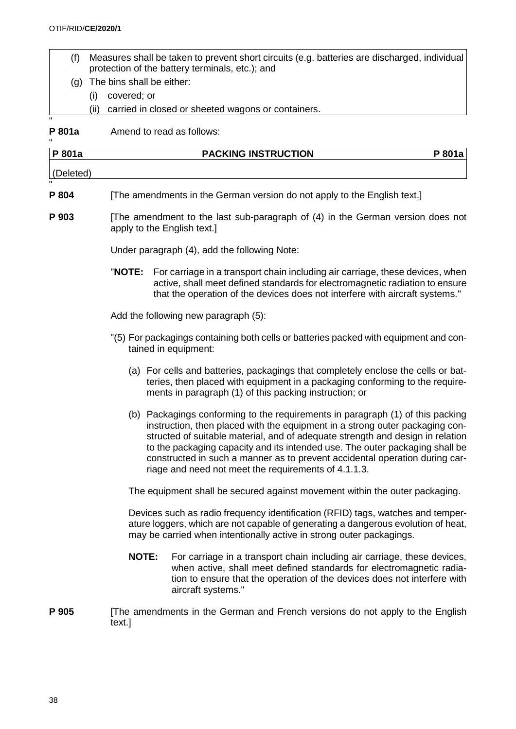(f) Measures shall be taken to prevent short circuits (e.g. batteries are discharged, individual protection of the battery terminals, etc.); and

(g) The bins shall be either:

  (i) covered; or

  (ii) carried in closed or sheeted wagons or containers.

"

**P 801a** Amend to read as follows:

"

| P 801a | PACKING INSTRUCTION | P 801a |
|---|---|---|
| (Deleted) | | |

"

**P 804** [The amendments in the German version do not apply to the English text.]

**P 903** [The amendment to the last sub-paragraph of (4) in the German version does not apply to the English text.]

Under paragraph (4), add the following Note:

"**NOTE:** For carriage in a transport chain including air carriage, these devices, when active, shall meet defined standards for electromagnetic radiation to ensure that the operation of the devices does not interfere with aircraft systems."

Add the following new paragraph (5):

"(5) For packagings containing both cells or batteries packed with equipment and contained in equipment:

(a) For cells and batteries, packagings that completely enclose the cells or batteries, then placed with equipment in a packaging conforming to the requirements in paragraph (1) of this packing instruction; or

(b) Packagings conforming to the requirements in paragraph (1) of this packing instruction, then placed with the equipment in a strong outer packaging constructed of suitable material, and of adequate strength and design in relation to the packaging capacity and its intended use. The outer packaging shall be constructed in such a manner as to prevent accidental operation during carriage and need not meet the requirements of 4.1.1.3.

The equipment shall be secured against movement within the outer packaging.

Devices such as radio frequency identification (RFID) tags, watches and temperature loggers, which are not capable of generating a dangerous evolution of heat, may be carried when intentionally active in strong outer packagings.

**NOTE:** For carriage in a transport chain including air carriage, these devices, when active, shall meet defined standards for electromagnetic radiation to ensure that the operation of the devices does not interfere with aircraft systems."

**P 905** [The amendments in the German and French versions do not apply to the English text.]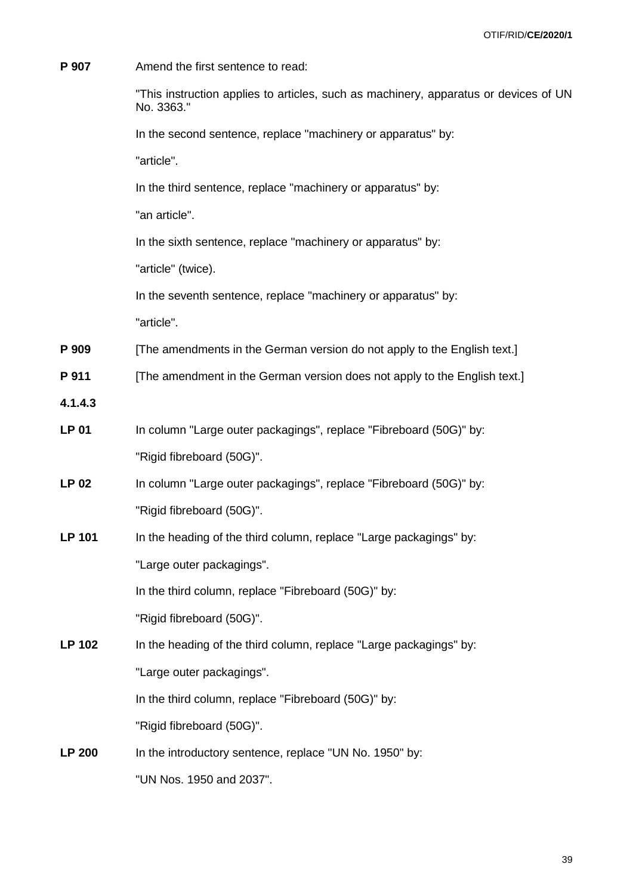**P 907** Amend the first sentence to read:

"This instruction applies to articles, such as machinery, apparatus or devices of UN No. 3363."

In the second sentence, replace "machinery or apparatus" by:

"article".

In the third sentence, replace "machinery or apparatus" by:

"an article".

In the sixth sentence, replace "machinery or apparatus" by:

"article" (twice).

In the seventh sentence, replace "machinery or apparatus" by:

"article".

**P 909** [The amendments in the German version do not apply to the English text.]

**P 911** [The amendment in the German version does not apply to the English text.]

**4.1.4.3**

**LP 01** In column "Large outer packagings", replace "Fibreboard (50G)" by:

"Rigid fibreboard (50G)".

**LP 02** In column "Large outer packagings", replace "Fibreboard (50G)" by:

"Rigid fibreboard (50G)".

**LP 101** In the heading of the third column, replace "Large packagings" by:

"Large outer packagings".

In the third column, replace "Fibreboard (50G)" by:

"Rigid fibreboard (50G)".

**LP 102** In the heading of the third column, replace "Large packagings" by:

"Large outer packagings".

In the third column, replace "Fibreboard (50G)" by:

"Rigid fibreboard (50G)".

**LP 200** In the introductory sentence, replace "UN No. 1950" by:

"UN Nos. 1950 and 2037".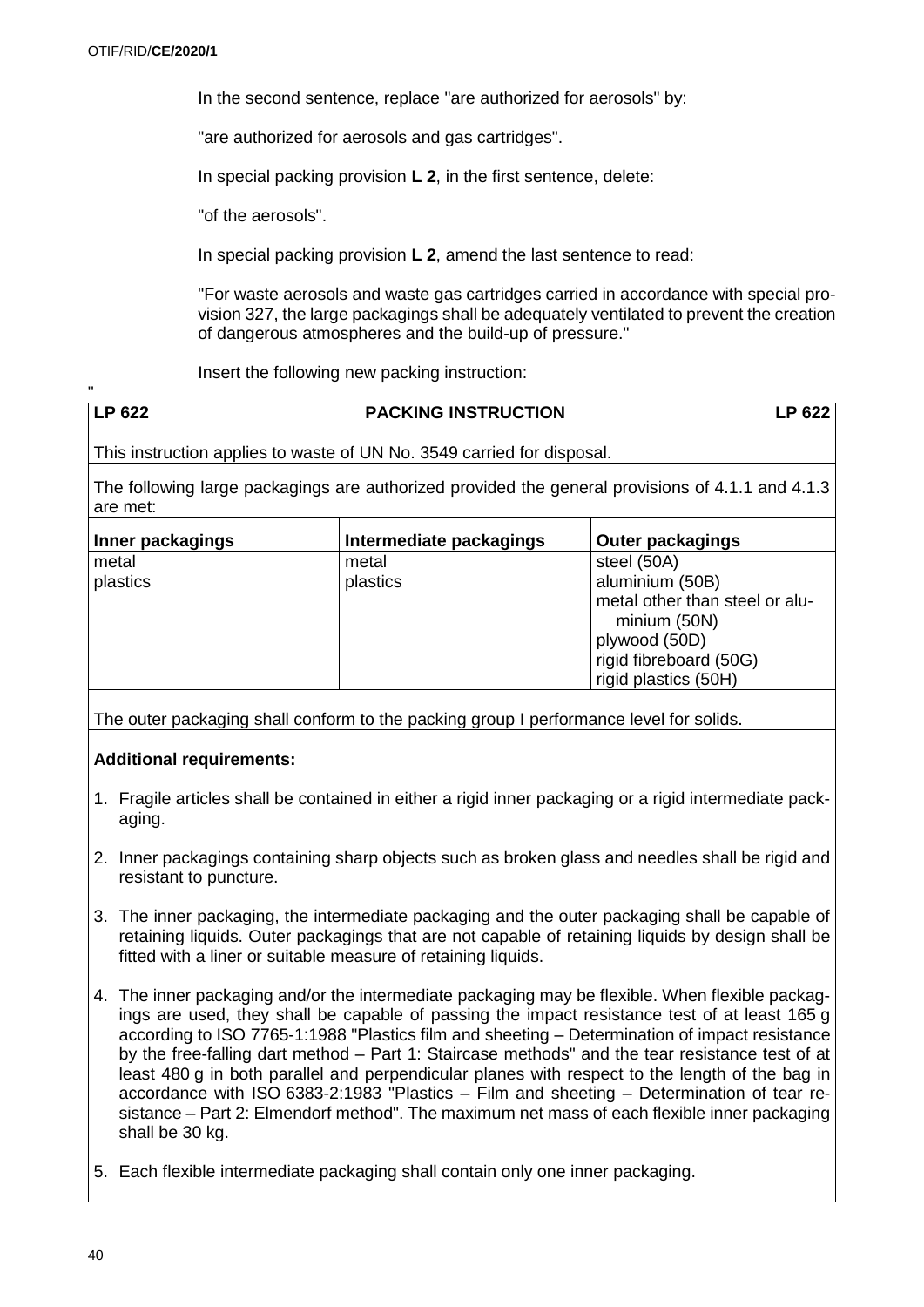In the second sentence, replace "are authorized for aerosols" by:

"are authorized for aerosols and gas cartridges".

In special packing provision **L 2**, in the first sentence, delete:

"of the aerosols".

In special packing provision **L 2**, amend the last sentence to read:

"For waste aerosols and waste gas cartridges carried in accordance with special provision 327, the large packagings shall be adequately ventilated to prevent the creation of dangerous atmospheres and the build-up of pressure."

Insert the following new packing instruction:

"

| **LP 622** | **PACKING INSTRUCTION** | **LP 622** |
|---|---|---|
| This instruction applies to waste of UN No. 3549 carried for disposal. | | |
| The following large packagings are authorized provided the general provisions of 4.1.1 and 4.1.3 are met: | | |
| **Inner packagings** | **Intermediate packagings** | **Outer packagings** |
| metal<br>plastics | metal<br>plastics | steel (50A)<br>aluminium (50B)<br>metal other than steel or aluminium (50N)<br>plywood (50D)<br>rigid fibreboard (50G)<br>rigid plastics (50H) |
| The outer packaging shall conform to the packing group I performance level for solids. | | |

**Additional requirements:**

1. Fragile articles shall be contained in either a rigid inner packaging or a rigid intermediate packaging.
2. Inner packagings containing sharp objects such as broken glass and needles shall be rigid and resistant to puncture.
3. The inner packaging, the intermediate packaging and the outer packaging shall be capable of retaining liquids. Outer packagings that are not capable of retaining liquids by design shall be fitted with a liner or suitable measure of retaining liquids.
4. The inner packaging and/or the intermediate packaging may be flexible. When flexible packagings are used, they shall be capable of passing the impact resistance test of at least 165 g according to ISO 7765-1:1988 "Plastics film and sheeting – Determination of impact resistance by the free-falling dart method – Part 1: Staircase methods" and the tear resistance test of at least 480 g in both parallel and perpendicular planes with respect to the length of the bag in accordance with ISO 6383-2:1983 "Plastics – Film and sheeting – Determination of tear resistance – Part 2: Elmendorf method". The maximum net mass of each flexible inner packaging shall be 30 kg.
5. Each flexible intermediate packaging shall contain only one inner packaging.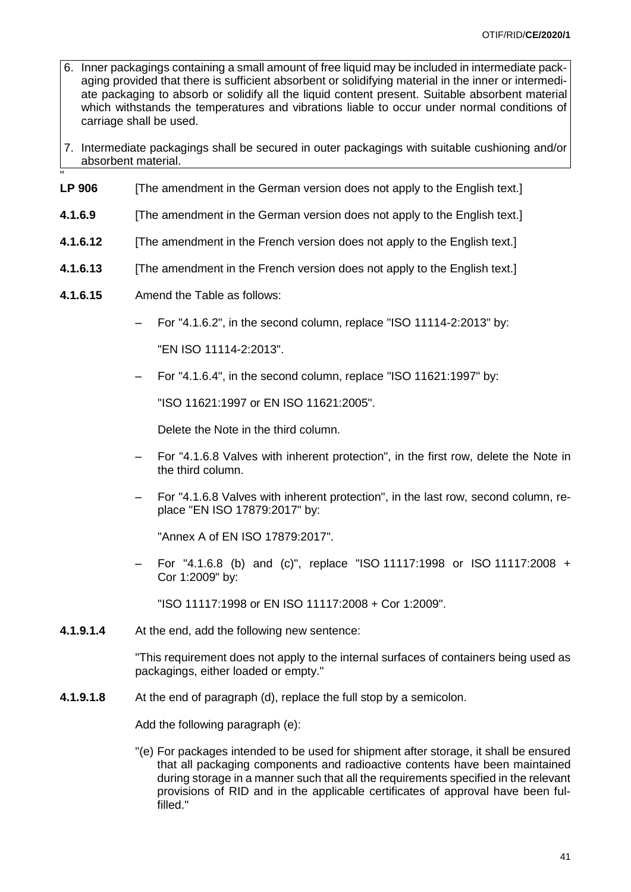6. Inner packagings containing a small amount of free liquid may be included in intermediate packaging provided that there is sufficient absorbent or solidifying material in the inner or intermediate packaging to absorb or solidify all the liquid content present. Suitable absorbent material which withstands the temperatures and vibrations liable to occur under normal conditions of carriage shall be used.

7. Intermediate packagings shall be secured in outer packagings with suitable cushioning and/or absorbent material.

"

**LP 906** [The amendment in the German version does not apply to the English text.]

**4.1.6.9** [The amendment in the German version does not apply to the English text.]

**4.1.6.12** [The amendment in the French version does not apply to the English text.]

**4.1.6.13** [The amendment in the French version does not apply to the English text.]

**4.1.6.15** Amend the Table as follows:

– For "4.1.6.2", in the second column, replace "ISO 11114-2:2013" by:

"EN ISO 11114-2:2013".

– For "4.1.6.4", in the second column, replace "ISO 11621:1997" by:

"ISO 11621:1997 or EN ISO 11621:2005".

Delete the Note in the third column.

– For "4.1.6.8 Valves with inherent protection", in the first row, delete the Note in the third column.

– For "4.1.6.8 Valves with inherent protection", in the last row, second column, replace "EN ISO 17879:2017" by:

"Annex A of EN ISO 17879:2017".

– For "4.1.6.8 (b) and (c)", replace "ISO 11117:1998 or ISO 11117:2008 + Cor 1:2009" by:

"ISO 11117:1998 or EN ISO 11117:2008 + Cor 1:2009".

**4.1.9.1.4** At the end, add the following new sentence:

"This requirement does not apply to the internal surfaces of containers being used as packagings, either loaded or empty."

**4.1.9.1.8** At the end of paragraph (d), replace the full stop by a semicolon.

Add the following paragraph (e):

"(e) For packages intended to be used for shipment after storage, it shall be ensured that all packaging components and radioactive contents have been maintained during storage in a manner such that all the requirements specified in the relevant provisions of RID and in the applicable certificates of approval have been fulfilled."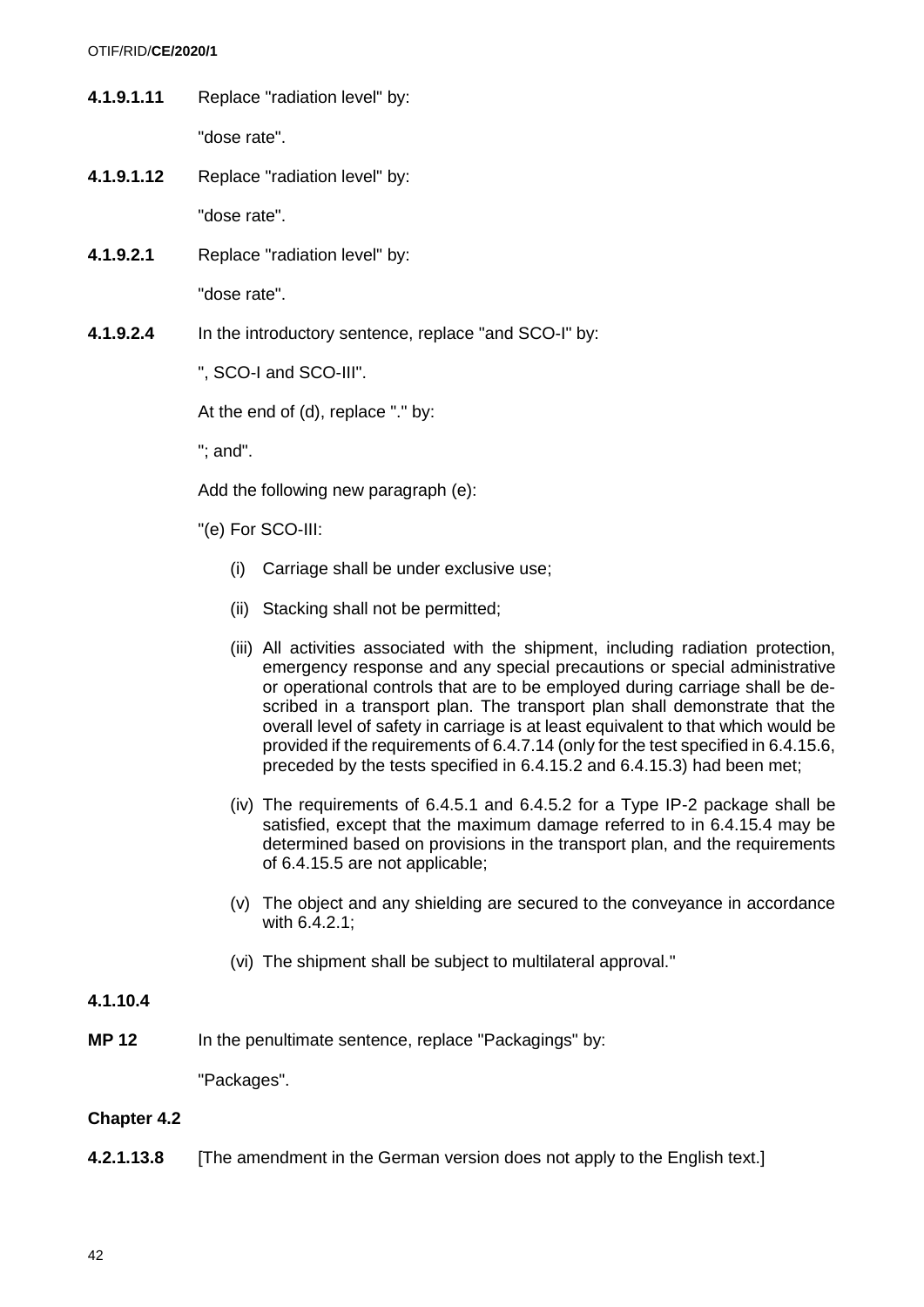**4.1.9.1.11** Replace "radiation level" by:

"dose rate".

**4.1.9.1.12** Replace "radiation level" by:

"dose rate".

**4.1.9.2.1** Replace "radiation level" by:

"dose rate".

**4.1.9.2.4** In the introductory sentence, replace "and SCO-I" by:

", SCO-I and SCO-III".

At the end of (d), replace "." by:

"; and".

Add the following new paragraph (e):

"(e) For SCO-III:

(i) Carriage shall be under exclusive use;

(ii) Stacking shall not be permitted;

(iii) All activities associated with the shipment, including radiation protection, emergency response and any special precautions or special administrative or operational controls that are to be employed during carriage shall be described in a transport plan. The transport plan shall demonstrate that the overall level of safety in carriage is at least equivalent to that which would be provided if the requirements of 6.4.7.14 (only for the test specified in 6.4.15.6, preceded by the tests specified in 6.4.15.2 and 6.4.15.3) had been met;

(iv) The requirements of 6.4.5.1 and 6.4.5.2 for a Type IP-2 package shall be satisfied, except that the maximum damage referred to in 6.4.15.4 may be determined based on provisions in the transport plan, and the requirements of 6.4.15.5 are not applicable;

(v) The object and any shielding are secured to the conveyance in accordance with 6.4.2.1;

(vi) The shipment shall be subject to multilateral approval."

**4.1.10.4**

**MP 12** In the penultimate sentence, replace "Packagings" by:

"Packages".

**Chapter 4.2**

**4.2.1.13.8** [The amendment in the German version does not apply to the English text.]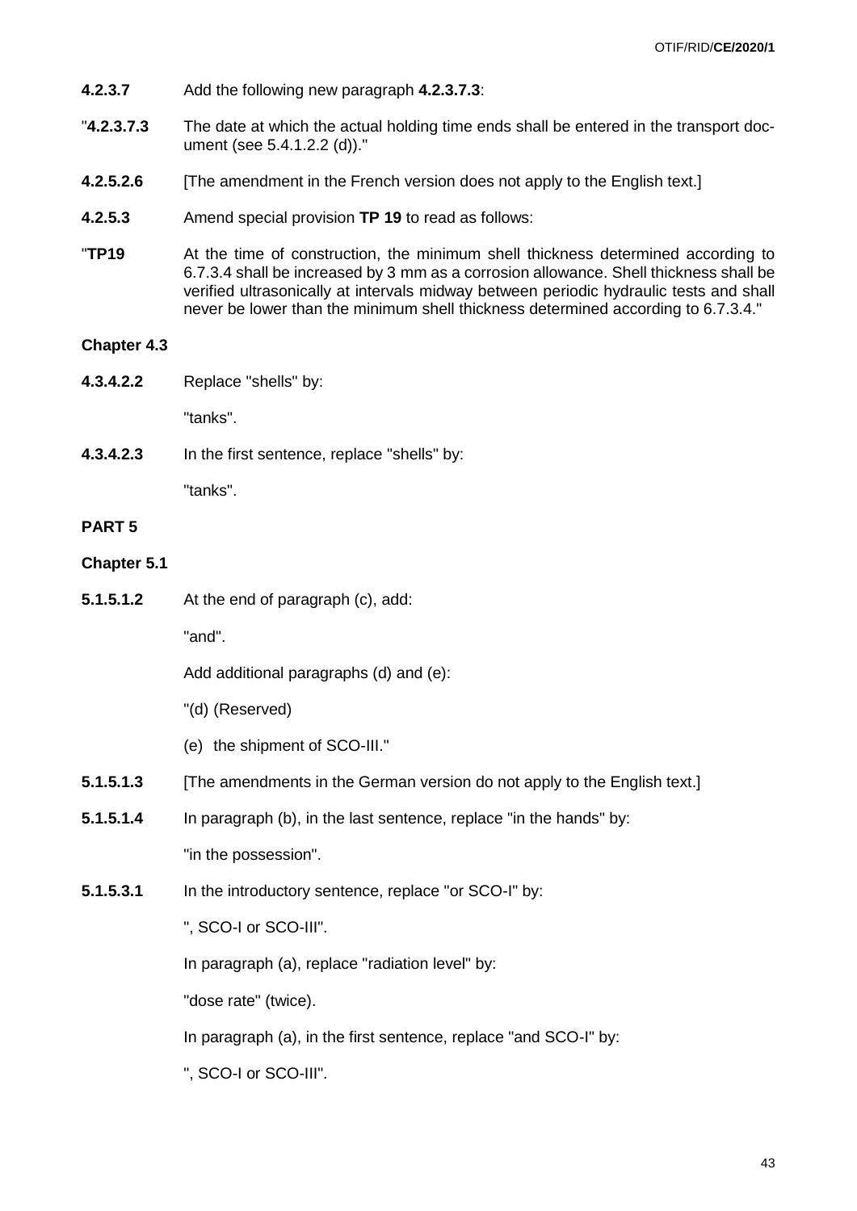**4.2.3.7** Add the following new paragraph **4.2.3.7.3**:

"**4.2.3.7.3** The date at which the actual holding time ends shall be entered in the transport document (see 5.4.1.2.2 (d))."

**4.2.5.2.6** [The amendment in the French version does not apply to the English text.]

**4.2.5.3** Amend special provision **TP 19** to read as follows:

"**TP19** At the time of construction, the minimum shell thickness determined according to 6.7.3.4 shall be increased by 3 mm as a corrosion allowance. Shell thickness shall be verified ultrasonically at intervals midway between periodic hydraulic tests and shall never be lower than the minimum shell thickness determined according to 6.7.3.4."

**Chapter 4.3**

**4.3.4.2.2** Replace "shells" by:

"tanks".

**4.3.4.2.3** In the first sentence, replace "shells" by:

"tanks".

**PART 5**

**Chapter 5.1**

**5.1.5.1.2** At the end of paragraph (c), add:

"and".

Add additional paragraphs (d) and (e):

"(d) (Reserved)

(e) the shipment of SCO-III."

**5.1.5.1.3** [The amendments in the German version do not apply to the English text.]

**5.1.5.1.4** In paragraph (b), in the last sentence, replace "in the hands" by:

"in the possession".

**5.1.5.3.1** In the introductory sentence, replace "or SCO-I" by:

", SCO-I or SCO-III".

In paragraph (a), replace "radiation level" by:

"dose rate" (twice).

In paragraph (a), in the first sentence, replace "and SCO-I" by:

", SCO-I or SCO-III".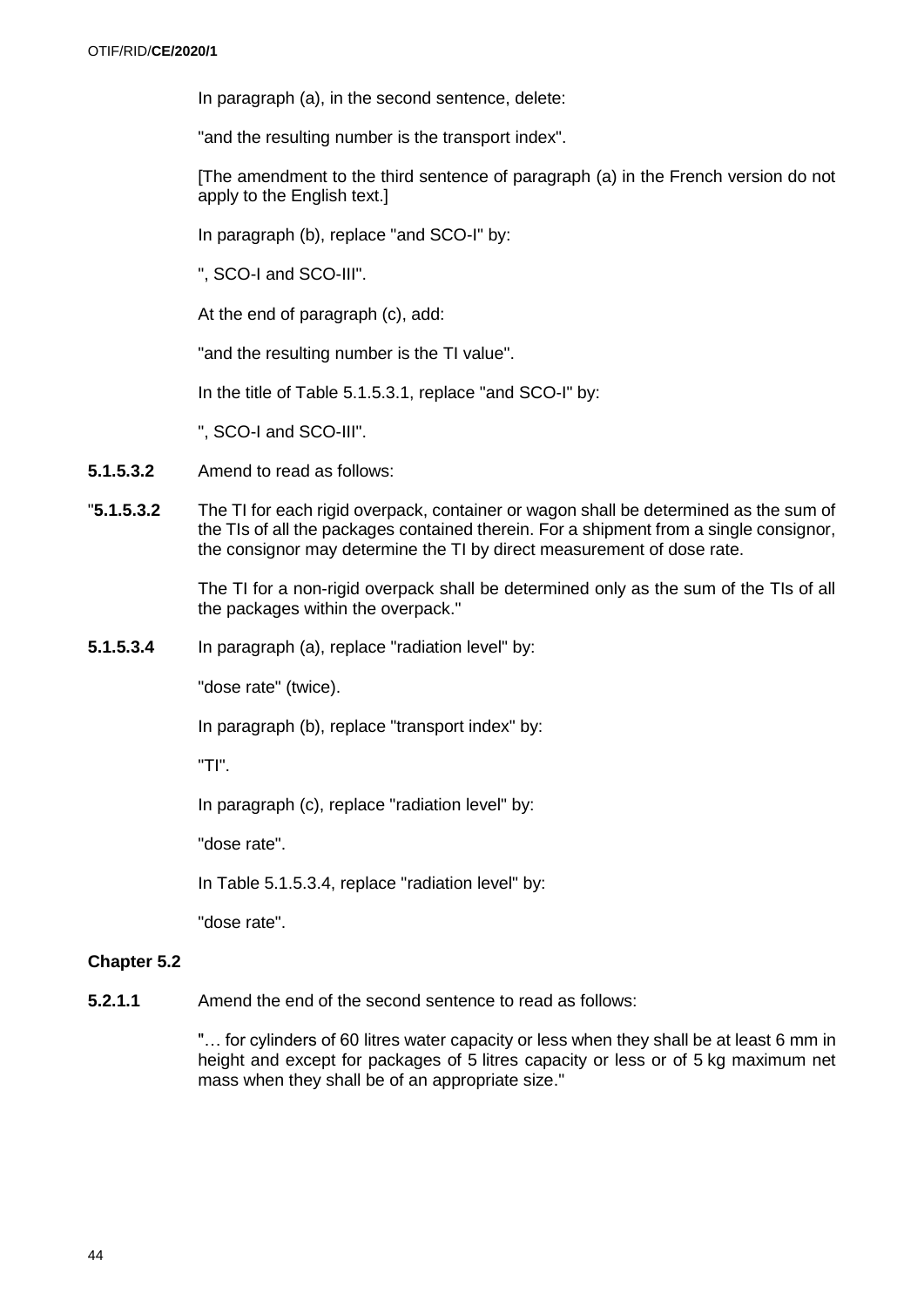In paragraph (a), in the second sentence, delete:

"and the resulting number is the transport index".

[The amendment to the third sentence of paragraph (a) in the French version do not apply to the English text.]

In paragraph (b), replace "and SCO-I" by:

", SCO-I and SCO-III".

At the end of paragraph (c), add:

"and the resulting number is the TI value".

In the title of Table 5.1.5.3.1, replace "and SCO-I" by:

", SCO-I and SCO-III".

**5.1.5.3.2** Amend to read as follows:

"**5.1.5.3.2** The TI for each rigid overpack, container or wagon shall be determined as the sum of the TIs of all the packages contained therein. For a shipment from a single consignor, the consignor may determine the TI by direct measurement of dose rate.

The TI for a non-rigid overpack shall be determined only as the sum of the TIs of all the packages within the overpack."

**5.1.5.3.4** In paragraph (a), replace "radiation level" by:

"dose rate" (twice).

In paragraph (b), replace "transport index" by:

"TI".

In paragraph (c), replace "radiation level" by:

"dose rate".

In Table 5.1.5.3.4, replace "radiation level" by:

"dose rate".

### Chapter 5.2

**5.2.1.1** Amend the end of the second sentence to read as follows:

"… for cylinders of 60 litres water capacity or less when they shall be at least 6 mm in height and except for packages of 5 litres capacity or less or of 5 kg maximum net mass when they shall be of an appropriate size."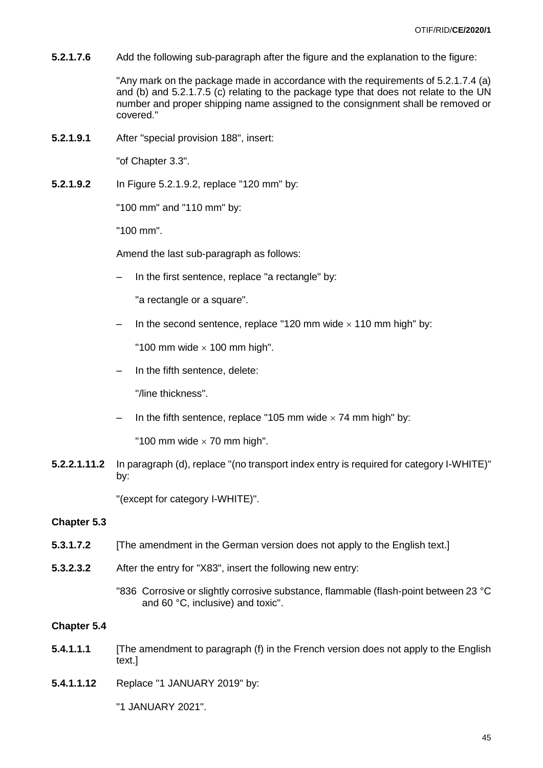**5.2.1.7.6** Add the following sub-paragraph after the figure and the explanation to the figure:

"Any mark on the package made in accordance with the requirements of 5.2.1.7.4 (a) and (b) and 5.2.1.7.5 (c) relating to the package type that does not relate to the UN number and proper shipping name assigned to the consignment shall be removed or covered."

**5.2.1.9.1** After "special provision 188", insert:

"of Chapter 3.3".

**5.2.1.9.2** In Figure 5.2.1.9.2, replace "120 mm" by:

"100 mm" and "110 mm" by:

"100 mm".

Amend the last sub-paragraph as follows:

– In the first sentence, replace "a rectangle" by:

  "a rectangle or a square".

– In the second sentence, replace "120 mm wide × 110 mm high" by:

  "100 mm wide × 100 mm high".

– In the fifth sentence, delete:

  "/line thickness".

– In the fifth sentence, replace "105 mm wide × 74 mm high" by:

  "100 mm wide × 70 mm high".

**5.2.2.1.11.2** In paragraph (d), replace "(no transport index entry is required for category I-WHITE)" by:

"(except for category I-WHITE)".

**Chapter 5.3**

**5.3.1.7.2** [The amendment in the German version does not apply to the English text.]

**5.3.2.3.2** After the entry for "X83", insert the following new entry:

"836 Corrosive or slightly corrosive substance, flammable (flash-point between 23 °C and 60 °C, inclusive) and toxic".

**Chapter 5.4**

**5.4.1.1.1** [The amendment to paragraph (f) in the French version does not apply to the English text.]

**5.4.1.1.12** Replace "1 JANUARY 2019" by:

"1 JANUARY 2021".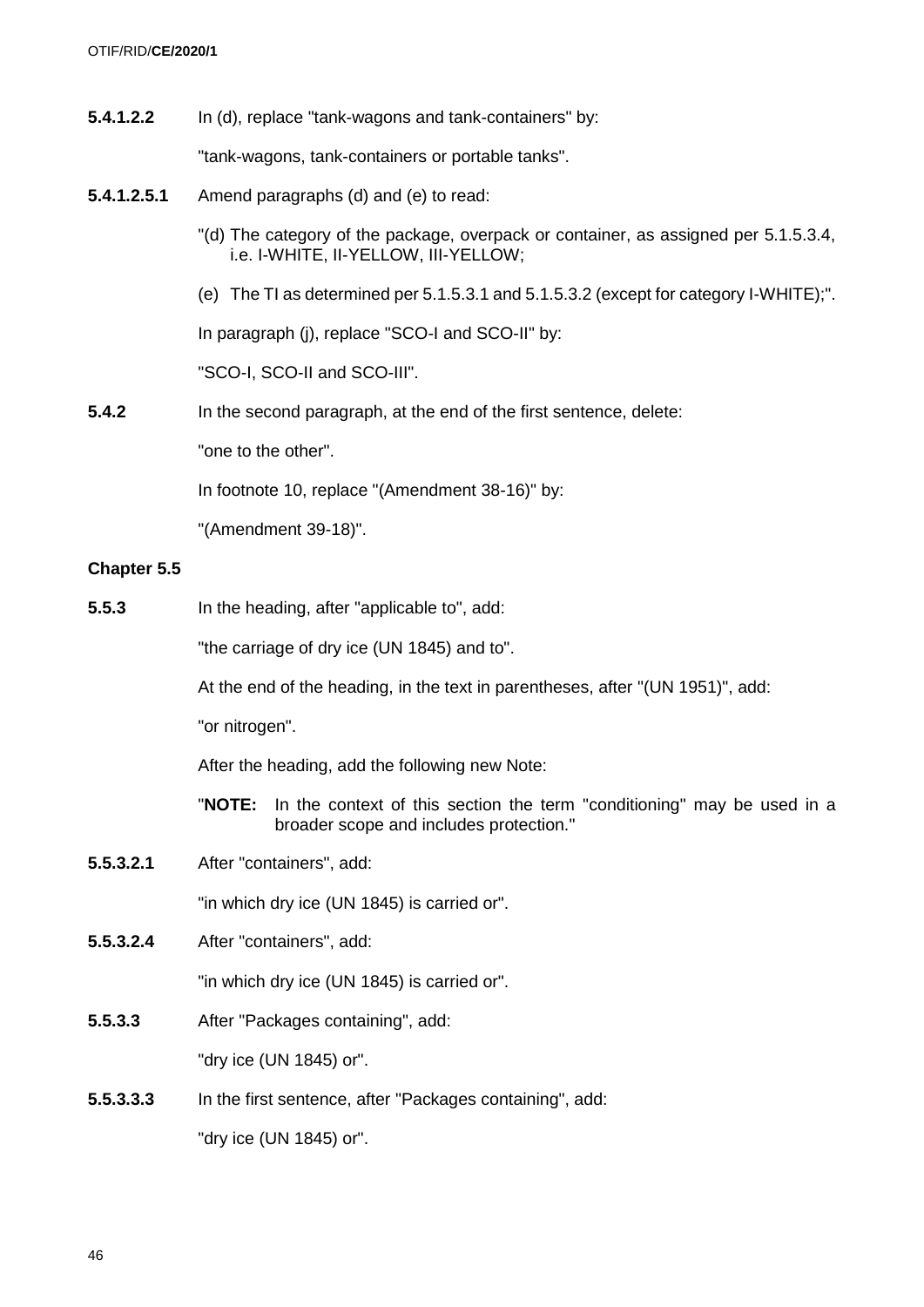**5.4.1.2.2** In (d), replace "tank-wagons and tank-containers" by:

"tank-wagons, tank-containers or portable tanks".

**5.4.1.2.5.1** Amend paragraphs (d) and (e) to read:

"(d) The category of the package, overpack or container, as assigned per 5.1.5.3.4, i.e. I-WHITE, II-YELLOW, III-YELLOW;

(e) The TI as determined per 5.1.5.3.1 and 5.1.5.3.2 (except for category I-WHITE);".

In paragraph (j), replace "SCO-I and SCO-II" by:

"SCO-I, SCO-II and SCO-III".

**5.4.2** In the second paragraph, at the end of the first sentence, delete:

"one to the other".

In footnote 10, replace "(Amendment 38-16)" by:

"(Amendment 39-18)".

**Chapter 5.5**

**5.5.3** In the heading, after "applicable to", add:

"the carriage of dry ice (UN 1845) and to".

At the end of the heading, in the text in parentheses, after "(UN 1951)", add:

"or nitrogen".

After the heading, add the following new Note:

"**NOTE:** In the context of this section the term "conditioning" may be used in a broader scope and includes protection."

**5.5.3.2.1** After "containers", add:

"in which dry ice (UN 1845) is carried or".

**5.5.3.2.4** After "containers", add:

"in which dry ice (UN 1845) is carried or".

**5.5.3.3** After "Packages containing", add:

"dry ice (UN 1845) or".

**5.5.3.3.3** In the first sentence, after "Packages containing", add:

"dry ice (UN 1845) or".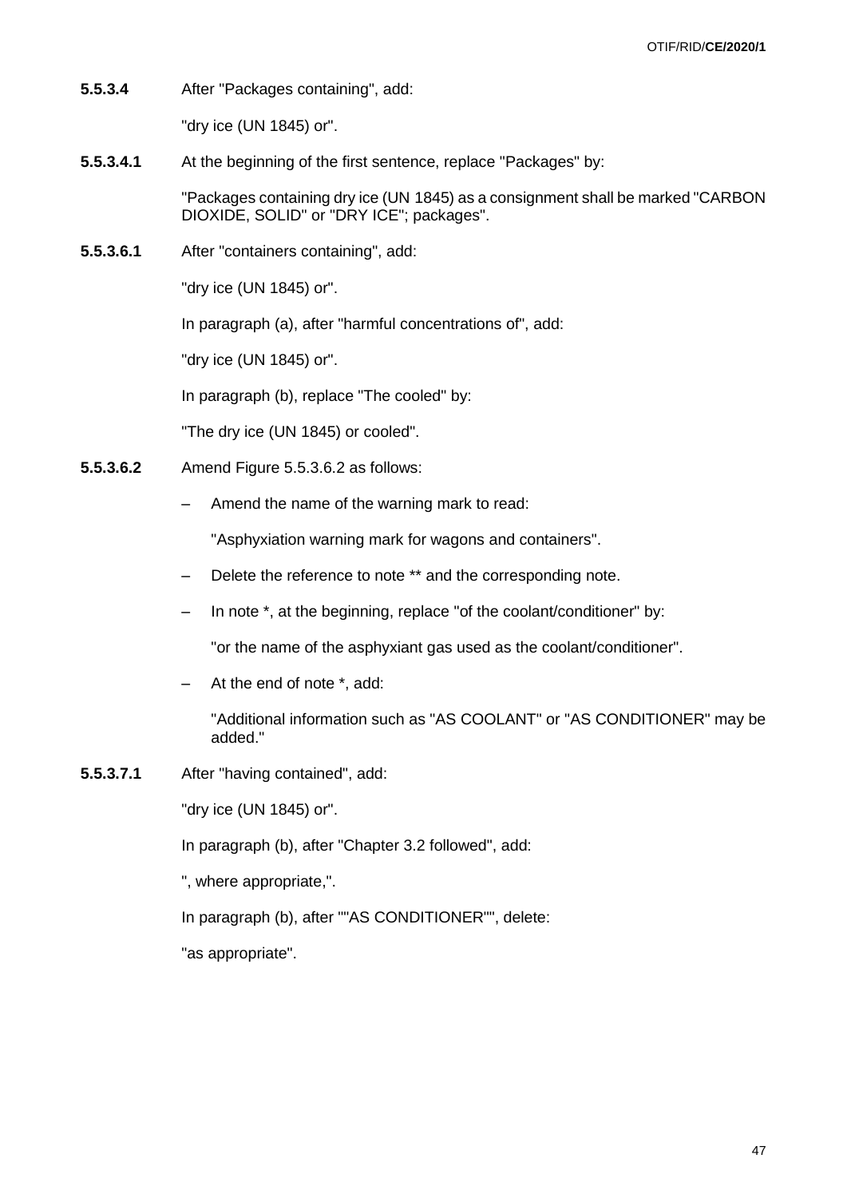**5.5.3.4** After "Packages containing", add:

"dry ice (UN 1845) or".

**5.5.3.4.1** At the beginning of the first sentence, replace "Packages" by:

"Packages containing dry ice (UN 1845) as a consignment shall be marked "CARBON DIOXIDE, SOLID" or "DRY ICE"; packages".

**5.5.3.6.1** After "containers containing", add:

"dry ice (UN 1845) or".

In paragraph (a), after "harmful concentrations of", add:

"dry ice (UN 1845) or".

In paragraph (b), replace "The cooled" by:

"The dry ice (UN 1845) or cooled".

**5.5.3.6.2** Amend Figure 5.5.3.6.2 as follows:

– Amend the name of the warning mark to read:

  "Asphyxiation warning mark for wagons and containers".

– Delete the reference to note ** and the corresponding note.

– In note *, at the beginning, replace "of the coolant/conditioner" by:

  "or the name of the asphyxiant gas used as the coolant/conditioner".

– At the end of note *, add:

  "Additional information such as "AS COOLANT" or "AS CONDITIONER" may be added."

**5.5.3.7.1** After "having contained", add:

"dry ice (UN 1845) or".

In paragraph (b), after "Chapter 3.2 followed", add:

", where appropriate,".

In paragraph (b), after ""AS CONDITIONER"", delete:

"as appropriate".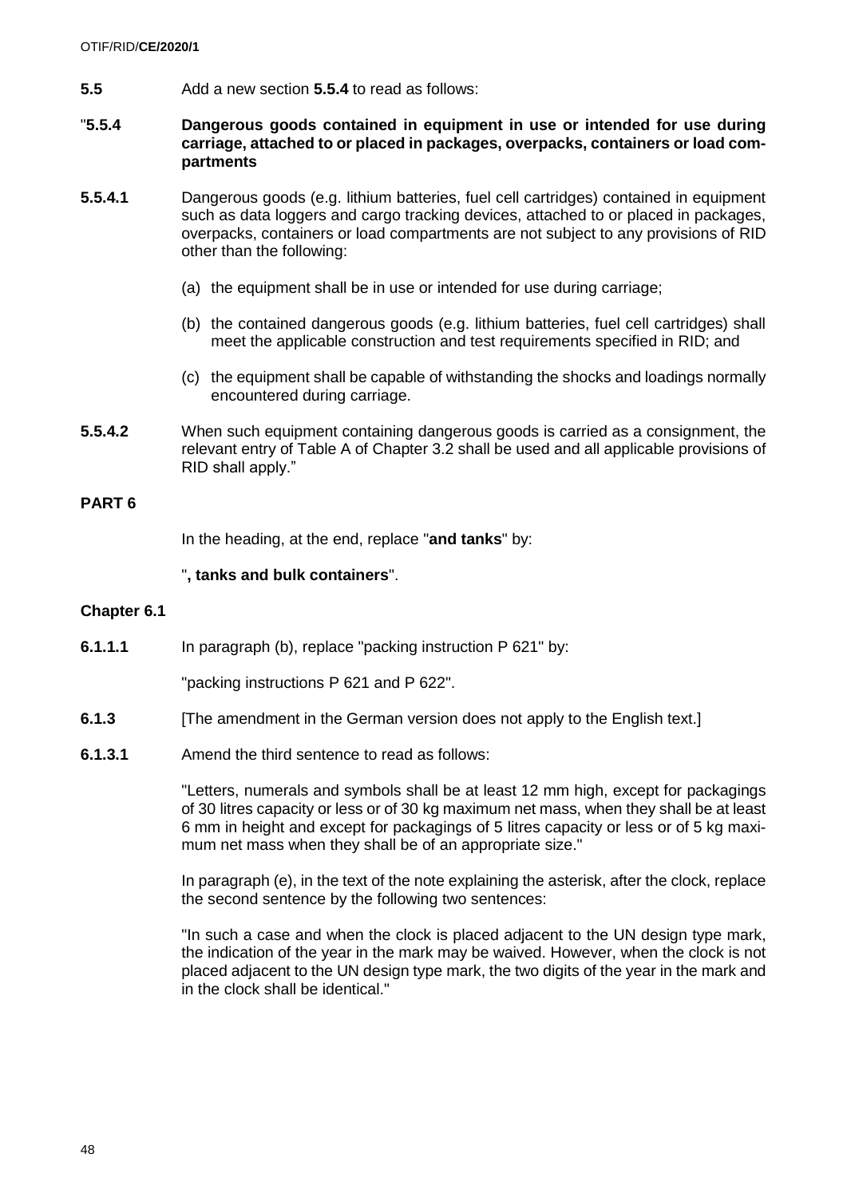**5.5** Add a new section **5.5.4** to read as follows:

"**5.5.4 Dangerous goods contained in equipment in use or intended for use during carriage, attached to or placed in packages, overpacks, containers or load compartments**

**5.5.4.1** Dangerous goods (e.g. lithium batteries, fuel cell cartridges) contained in equipment such as data loggers and cargo tracking devices, attached to or placed in packages, overpacks, containers or load compartments are not subject to any provisions of RID other than the following:

(a) the equipment shall be in use or intended for use during carriage;

(b) the contained dangerous goods (e.g. lithium batteries, fuel cell cartridges) shall meet the applicable construction and test requirements specified in RID; and

(c) the equipment shall be capable of withstanding the shocks and loadings normally encountered during carriage.

**5.5.4.2** When such equipment containing dangerous goods is carried as a consignment, the relevant entry of Table A of Chapter 3.2 shall be used and all applicable provisions of RID shall apply."

**PART 6**

In the heading, at the end, replace "**and tanks**" by:

"**, tanks and bulk containers**".

**Chapter 6.1**

**6.1.1.1** In paragraph (b), replace "packing instruction P 621" by:

"packing instructions P 621 and P 622".

**6.1.3** [The amendment in the German version does not apply to the English text.]

**6.1.3.1** Amend the third sentence to read as follows:

"Letters, numerals and symbols shall be at least 12 mm high, except for packagings of 30 litres capacity or less or of 30 kg maximum net mass, when they shall be at least 6 mm in height and except for packagings of 5 litres capacity or less or of 5 kg maximum net mass when they shall be of an appropriate size."

In paragraph (e), in the text of the note explaining the asterisk, after the clock, replace the second sentence by the following two sentences:

"In such a case and when the clock is placed adjacent to the UN design type mark, the indication of the year in the mark may be waived. However, when the clock is not placed adjacent to the UN design type mark, the two digits of the year in the mark and in the clock shall be identical."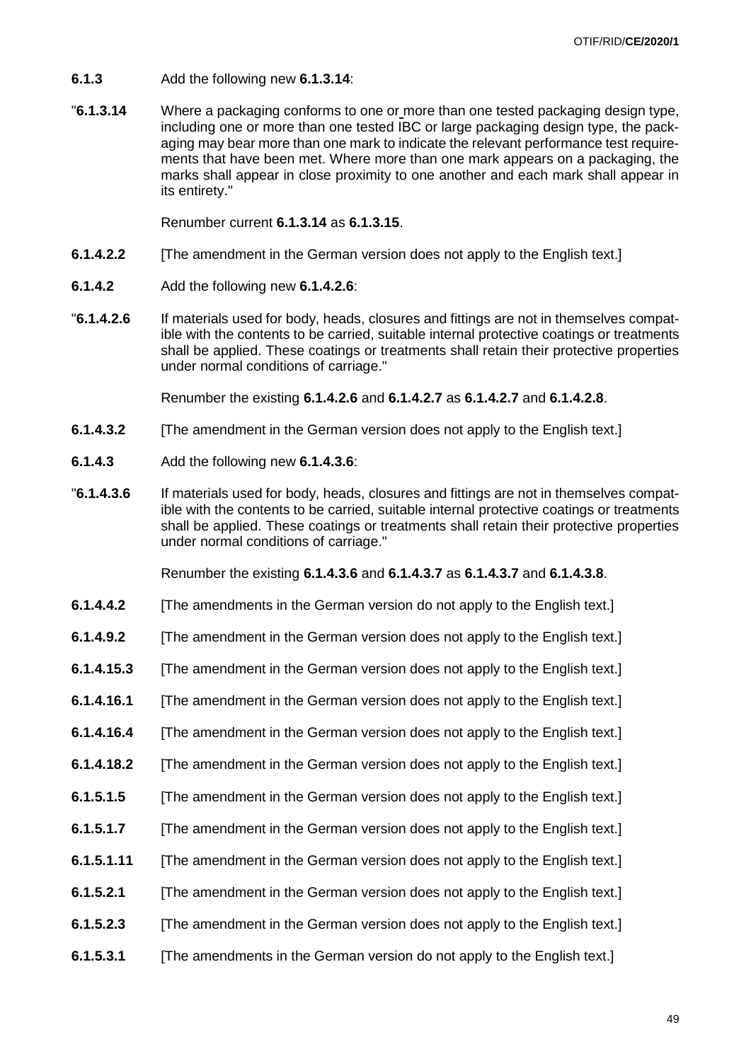**6.1.3** Add the following new **6.1.3.14**:

"**6.1.3.14** Where a packaging conforms to one or more than one tested packaging design type, including one or more than one tested IBC or large packaging design type, the packaging may bear more than one mark to indicate the relevant performance test requirements that have been met. Where more than one mark appears on a packaging, the marks shall appear in close proximity to one another and each mark shall appear in its entirety."

Renumber current **6.1.3.14** as **6.1.3.15**.

**6.1.4.2.2** [The amendment in the German version does not apply to the English text.]

**6.1.4.2** Add the following new **6.1.4.2.6**:

"**6.1.4.2.6** If materials used for body, heads, closures and fittings are not in themselves compatible with the contents to be carried, suitable internal protective coatings or treatments shall be applied. These coatings or treatments shall retain their protective properties under normal conditions of carriage."

Renumber the existing **6.1.4.2.6** and **6.1.4.2.7** as **6.1.4.2.7** and **6.1.4.2.8**.

**6.1.4.3.2** [The amendment in the German version does not apply to the English text.]

**6.1.4.3** Add the following new **6.1.4.3.6**:

"**6.1.4.3.6** If materials used for body, heads, closures and fittings are not in themselves compatible with the contents to be carried, suitable internal protective coatings or treatments shall be applied. These coatings or treatments shall retain their protective properties under normal conditions of carriage."

Renumber the existing **6.1.4.3.6** and **6.1.4.3.7** as **6.1.4.3.7** and **6.1.4.3.8**.

**6.1.4.4.2** [The amendments in the German version do not apply to the English text.]

**6.1.4.9.2** [The amendment in the German version does not apply to the English text.]

**6.1.4.15.3** [The amendment in the German version does not apply to the English text.]

**6.1.4.16.1** [The amendment in the German version does not apply to the English text.]

**6.1.4.16.4** [The amendment in the German version does not apply to the English text.]

**6.1.4.18.2** [The amendment in the German version does not apply to the English text.]

**6.1.5.1.5** [The amendment in the German version does not apply to the English text.]

**6.1.5.1.7** [The amendment in the German version does not apply to the English text.]

**6.1.5.1.11** [The amendment in the German version does not apply to the English text.]

**6.1.5.2.1** [The amendment in the German version does not apply to the English text.]

**6.1.5.2.3** [The amendment in the German version does not apply to the English text.]

**6.1.5.3.1** [The amendments in the German version do not apply to the English text.]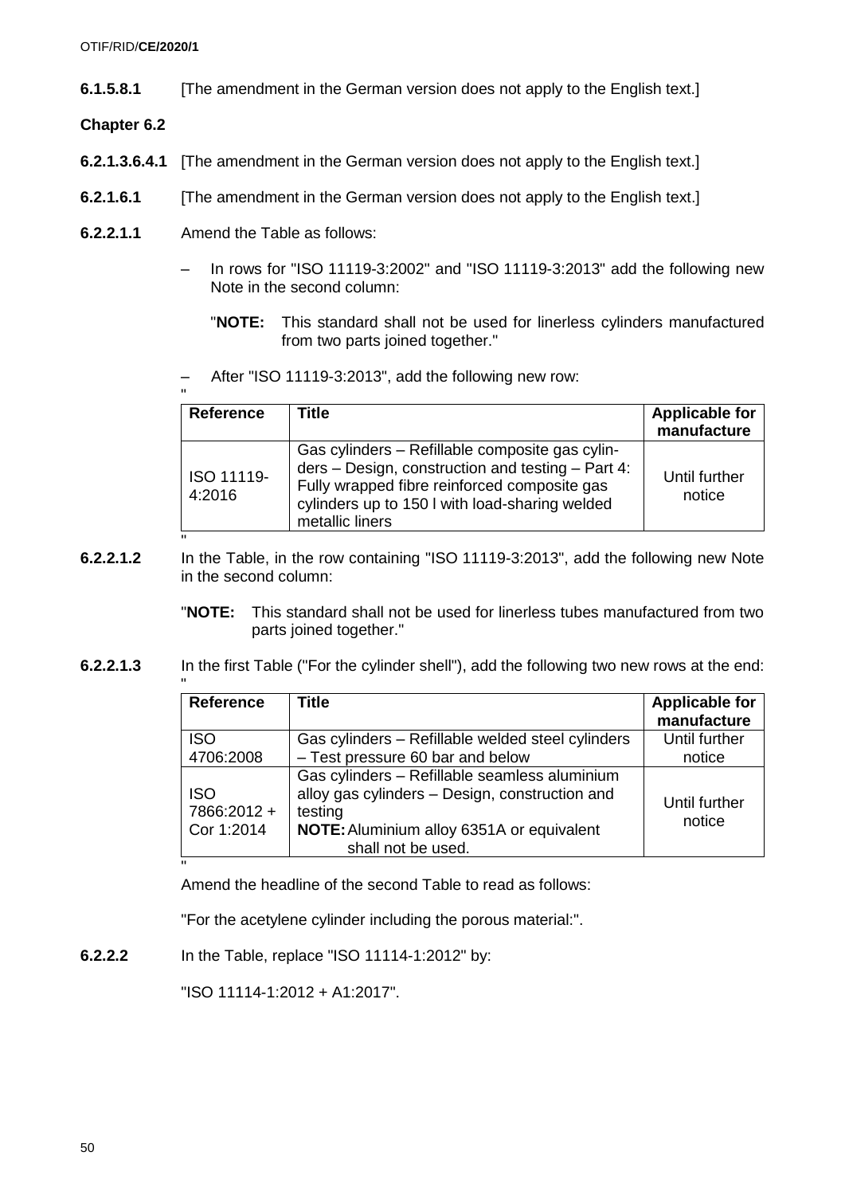**6.1.5.8.1** [The amendment in the German version does not apply to the English text.]

**Chapter 6.2**

**6.2.1.3.6.4.1** [The amendment in the German version does not apply to the English text.]

**6.2.1.6.1** [The amendment in the German version does not apply to the English text.]

**6.2.2.1.1** Amend the Table as follows:

– In rows for "ISO 11119-3:2002" and "ISO 11119-3:2013" add the following new Note in the second column:

"**NOTE:** This standard shall not be used for linerless cylinders manufactured from two parts joined together."

– After "ISO 11119-3:2013", add the following new row:

"

| Reference | Title | Applicable for manufacture |
|---|---|---|
| ISO 11119-4:2016 | Gas cylinders – Refillable composite gas cylinders – Design, construction and testing – Part 4: Fully wrapped fibre reinforced composite gas cylinders up to 150 l with load-sharing welded metallic liners | Until further notice |

"

**6.2.2.1.2** In the Table, in the row containing "ISO 11119-3:2013", add the following new Note in the second column:

"**NOTE:** This standard shall not be used for linerless tubes manufactured from two parts joined together."

**6.2.2.1.3** In the first Table ("For the cylinder shell"), add the following two new rows at the end:

"

| Reference | Title | Applicable for manufacture |
|---|---|---|
| ISO 4706:2008 | Gas cylinders – Refillable welded steel cylinders – Test pressure 60 bar and below | Until further notice |
| ISO 7866:2012 + Cor 1:2014 | Gas cylinders – Refillable seamless aluminium alloy gas cylinders – Design, construction and testing **NOTE:** Aluminium alloy 6351A or equivalent shall not be used. | Until further notice |

"

Amend the headline of the second Table to read as follows:

"For the acetylene cylinder including the porous material:".

**6.2.2.2** In the Table, replace "ISO 11114-1:2012" by:

"ISO 11114-1:2012 + A1:2017".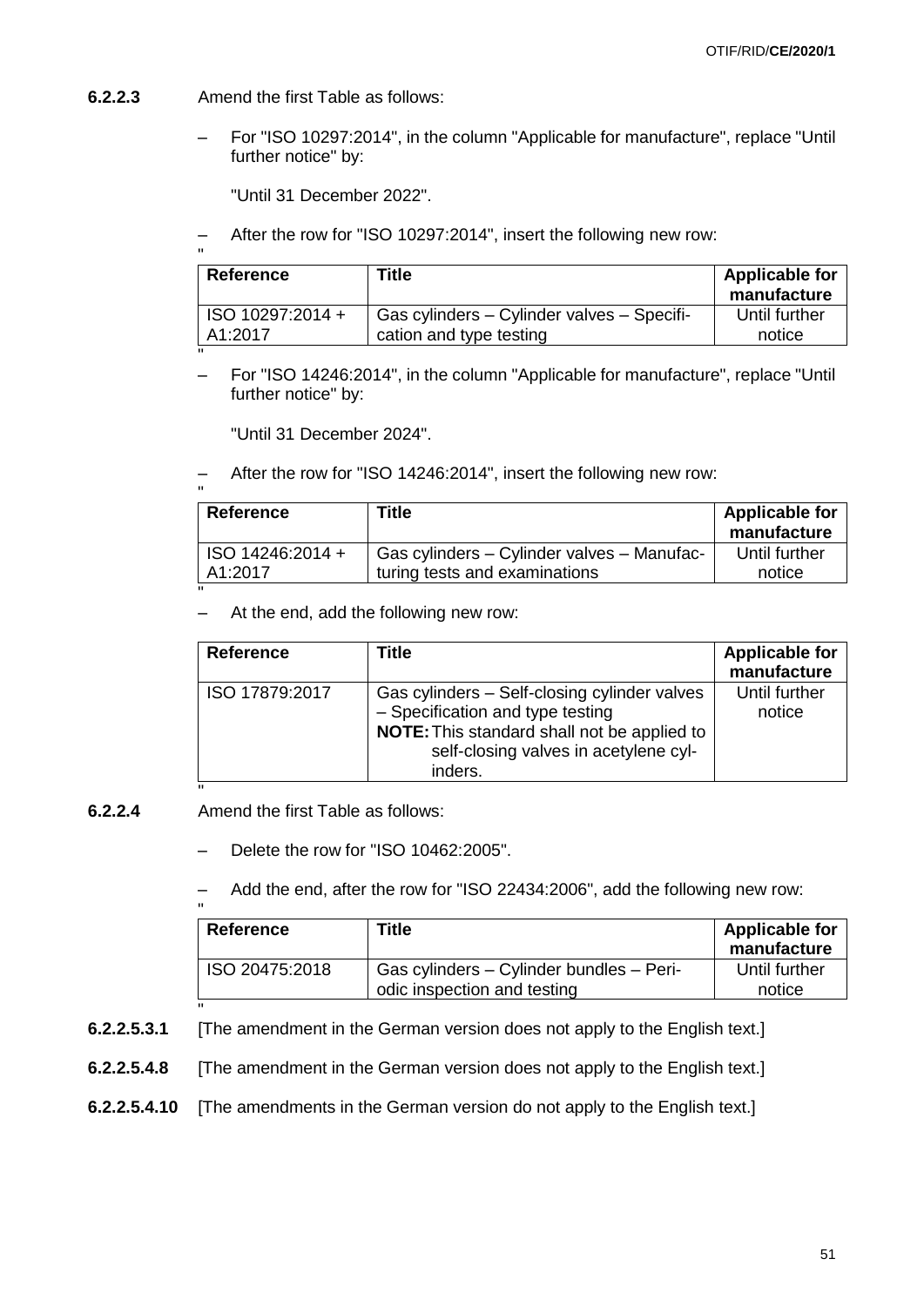**6.2.2.3** Amend the first Table as follows:

– For "ISO 10297:2014", in the column "Applicable for manufacture", replace "Until further notice" by:

"Until 31 December 2022".

– After the row for "ISO 10297:2014", insert the following new row:

"

| Reference | Title | Applicable for manufacture |
| --- | --- | --- |
| ISO 10297:2014 + A1:2017 | Gas cylinders – Cylinder valves – Specification and type testing | Until further notice |

"

– For "ISO 14246:2014", in the column "Applicable for manufacture", replace "Until further notice" by:

"Until 31 December 2024".

– After the row for "ISO 14246:2014", insert the following new row:

"

| Reference | Title | Applicable for manufacture |
| --- | --- | --- |
| ISO 14246:2014 + A1:2017 | Gas cylinders – Cylinder valves – Manufacturing tests and examinations | Until further notice |

"

– At the end, add the following new row:

| Reference | Title | Applicable for manufacture |
| --- | --- | --- |
| ISO 17879:2017 | Gas cylinders – Self-closing cylinder valves – Specification and type testing **NOTE:** This standard shall not be applied to self-closing valves in acetylene cylinders. | Until further notice |

"

**6.2.2.4** Amend the first Table as follows:

– Delete the row for "ISO 10462:2005".

– Add the end, after the row for "ISO 22434:2006", add the following new row:

"

| Reference | Title | Applicable for manufacture |
| --- | --- | --- |
| ISO 20475:2018 | Gas cylinders – Cylinder bundles – Periodic inspection and testing | Until further notice |

"

**6.2.2.5.3.1** [The amendment in the German version does not apply to the English text.]

**6.2.2.5.4.8** [The amendment in the German version does not apply to the English text.]

**6.2.2.5.4.10** [The amendments in the German version do not apply to the English text.]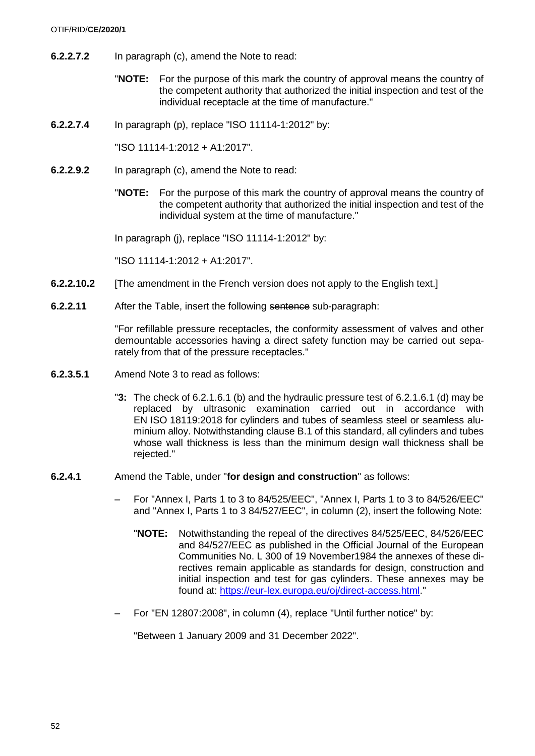**6.2.2.7.2** In paragraph (c), amend the Note to read:

"**NOTE:** For the purpose of this mark the country of approval means the country of the competent authority that authorized the initial inspection and test of the individual receptacle at the time of manufacture."

**6.2.2.7.4** In paragraph (p), replace "ISO 11114-1:2012" by:

"ISO 11114-1:2012 + A1:2017".

**6.2.2.9.2** In paragraph (c), amend the Note to read:

"**NOTE:** For the purpose of this mark the country of approval means the country of the competent authority that authorized the initial inspection and test of the individual system at the time of manufacture."

In paragraph (j), replace "ISO 11114-1:2012" by:

"ISO 11114-1:2012 + A1:2017".

**6.2.2.10.2** [The amendment in the French version does not apply to the English text.]

**6.2.2.11** After the Table, insert the following ~~sentence~~ sub-paragraph:

"For refillable pressure receptacles, the conformity assessment of valves and other demountable accessories having a direct safety function may be carried out separately from that of the pressure receptacles."

**6.2.3.5.1** Amend Note 3 to read as follows:

"**3:** The check of 6.2.1.6.1 (b) and the hydraulic pressure test of 6.2.1.6.1 (d) may be replaced by ultrasonic examination carried out in accordance with EN ISO 18119:2018 for cylinders and tubes of seamless steel or seamless aluminium alloy. Notwithstanding clause B.1 of this standard, all cylinders and tubes whose wall thickness is less than the minimum design wall thickness shall be rejected."

**6.2.4.1** Amend the Table, under "**for design and construction**" as follows:

– For "Annex I, Parts 1 to 3 to 84/525/EEC", "Annex I, Parts 1 to 3 to 84/526/EEC" and "Annex I, Parts 1 to 3 84/527/EEC", in column (2), insert the following Note:

"**NOTE:** Notwithstanding the repeal of the directives 84/525/EEC, 84/526/EEC and 84/527/EEC as published in the Official Journal of the European Communities No. L 300 of 19 November1984 the annexes of these directives remain applicable as standards for design, construction and initial inspection and test for gas cylinders. These annexes may be found at: https://eur-lex.europa.eu/oj/direct-access.html."

– For "EN 12807:2008", in column (4), replace "Until further notice" by:

"Between 1 January 2009 and 31 December 2022".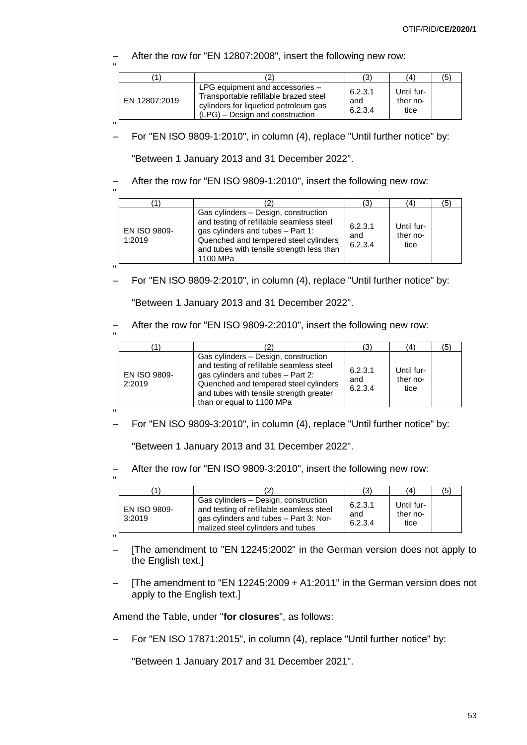– After the row for "EN 12807:2008", insert the following new row:

"

| (1) | (2) | (3) | (4) | (5) |
|---|---|---|---|---|
| EN 12807:2019 | LPG equipment and accessories – Transportable refillable brazed steel cylinders for liquefied petroleum gas (LPG) – Design and construction | 6.2.3.1 and 6.2.3.4 | Until further notice | |

"

– For "EN ISO 9809-1:2010", in column (4), replace "Until further notice" by:

"Between 1 January 2013 and 31 December 2022".

– After the row for "EN ISO 9809-1:2010", insert the following new row:

"

| (1) | (2) | (3) | (4) | (5) |
|---|---|---|---|---|
| EN ISO 9809-1:2019 | Gas cylinders – Design, construction and testing of refillable seamless steel gas cylinders and tubes – Part 1: Quenched and tempered steel cylinders and tubes with tensile strength less than 1100 MPa | 6.2.3.1 and 6.2.3.4 | Until further notice | |

"

– For "EN ISO 9809-2:2010", in column (4), replace "Until further notice" by:

"Between 1 January 2013 and 31 December 2022".

– After the row for "EN ISO 9809-2:2010", insert the following new row:

"

| (1) | (2) | (3) | (4) | (5) |
|---|---|---|---|---|
| EN ISO 9809-2:2019 | Gas cylinders – Design, construction and testing of refillable seamless steel gas cylinders and tubes – Part 2: Quenched and tempered steel cylinders and tubes with tensile strength greater than or equal to 1100 MPa | 6.2.3.1 and 6.2.3.4 | Until further notice | |

"

– For "EN ISO 9809-3:2010", in column (4), replace "Until further notice" by:

"Between 1 January 2013 and 31 December 2022".

– After the row for "EN ISO 9809-3:2010", insert the following new row:

"

| (1) | (2) | (3) | (4) | (5) |
|---|---|---|---|---|
| EN ISO 9809-3:2019 | Gas cylinders – Design, construction and testing of refillable seamless steel gas cylinders and tubes – Part 3: Normalized steel cylinders and tubes | 6.2.3.1 and 6.2.3.4 | Until further notice | |

"

– [The amendment to "EN 12245:2002" in the German version does not apply to the English text.]

– [The amendment to "EN 12245:2009 + A1:2011" in the German version does not apply to the English text.]

Amend the Table, under "**for closures**", as follows:

– For "EN ISO 17871:2015", in column (4), replace "Until further notice" by:

"Between 1 January 2017 and 31 December 2021".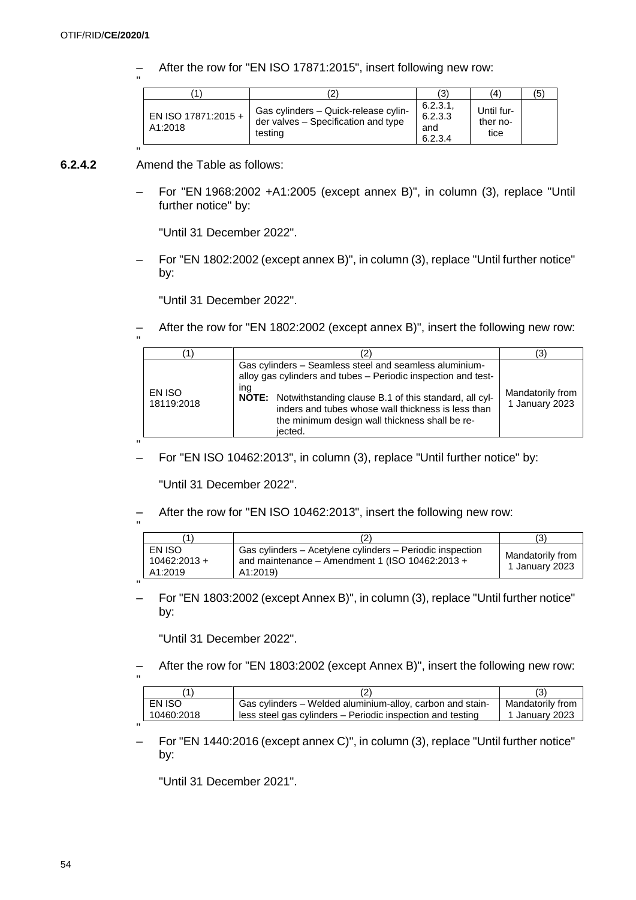– After the row for "EN ISO 17871:2015", insert following new row:

"

| (1) | (2) | (3) | (4) | (5) |
|---|---|---|---|---|
| EN ISO 17871:2015 + A1:2018 | Gas cylinders – Quick-release cylinder valves – Specification and type testing | 6.2.3.1, 6.2.3.3 and 6.2.3.4 | Until further notice | |

"

**6.2.4.2** Amend the Table as follows:

– For "EN 1968:2002 +A1:2005 (except annex B)", in column (3), replace "Until further notice" by:

"Until 31 December 2022".

– For "EN 1802:2002 (except annex B)", in column (3), replace "Until further notice" by:

"Until 31 December 2022".

– After the row for "EN 1802:2002 (except annex B)", insert the following new row:

"

| (1) | (2) | (3) |
|---|---|---|
| EN ISO 18119:2018 | Gas cylinders – Seamless steel and seamless aluminium-alloy gas cylinders and tubes – Periodic inspection and testing<br>**NOTE:** Notwithstanding clause B.1 of this standard, all cylinders and tubes whose wall thickness is less than the minimum design wall thickness shall be rejected. | Mandatorily from 1 January 2023 |

"

– For "EN ISO 10462:2013", in column (3), replace "Until further notice" by:

"Until 31 December 2022".

– After the row for "EN ISO 10462:2013", insert the following new row:

"

| (1) | (2) | (3) |
|---|---|---|
| EN ISO 10462:2013 + A1:2019 | Gas cylinders – Acetylene cylinders – Periodic inspection and maintenance – Amendment 1 (ISO 10462:2013 + A1:2019) | Mandatorily from 1 January 2023 |

"

– For "EN 1803:2002 (except Annex B)", in column (3), replace "Until further notice" by:

"Until 31 December 2022".

– After the row for "EN 1803:2002 (except Annex B)", insert the following new row:

"

| (1) | (2) | (3) |
|---|---|---|
| EN ISO 10460:2018 | Gas cylinders – Welded aluminium-alloy, carbon and stainless steel gas cylinders – Periodic inspection and testing | Mandatorily from 1 January 2023 |

"

– For "EN 1440:2016 (except annex C)", in column (3), replace "Until further notice" by:

"Until 31 December 2021".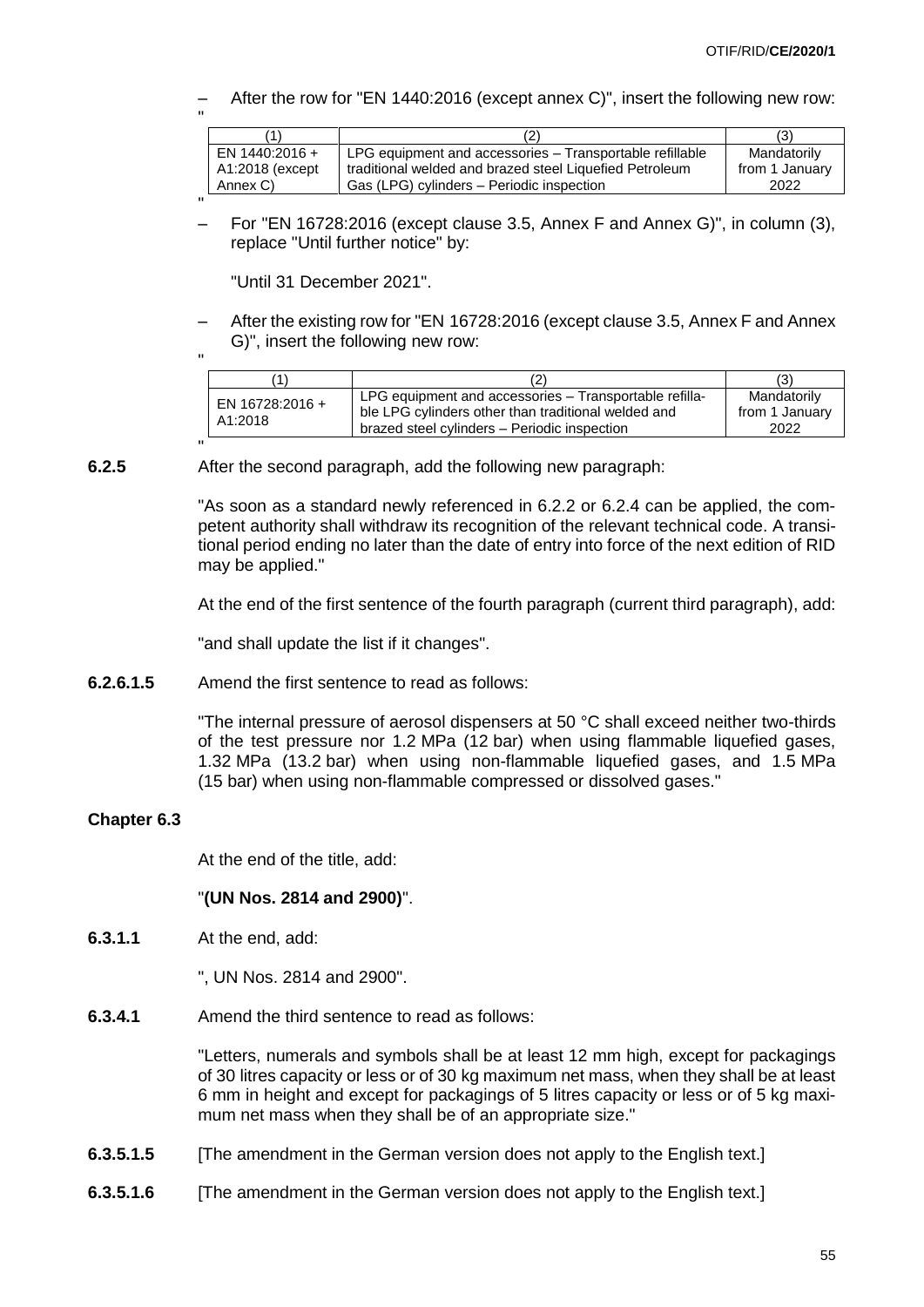– After the row for "EN 1440:2016 (except annex C)", insert the following new row:

"

| (1) | (2) | (3) |
|---|---|---|
| EN 1440:2016 + A1:2018 (except Annex C) | LPG equipment and accessories – Transportable refillable traditional welded and brazed steel Liquefied Petroleum Gas (LPG) cylinders – Periodic inspection | Mandatorily from 1 January 2022 |

"

– For "EN 16728:2016 (except clause 3.5, Annex F and Annex G)", in column (3), replace "Until further notice" by:

"Until 31 December 2021".

– After the existing row for "EN 16728:2016 (except clause 3.5, Annex F and Annex G)", insert the following new row:

"

| (1) | (2) | (3) |
|---|---|---|
| EN 16728:2016 + A1:2018 | LPG equipment and accessories – Transportable refillable LPG cylinders other than traditional welded and brazed steel cylinders – Periodic inspection | Mandatorily from 1 January 2022 |

"

**6.2.5** After the second paragraph, add the following new paragraph:

"As soon as a standard newly referenced in 6.2.2 or 6.2.4 can be applied, the competent authority shall withdraw its recognition of the relevant technical code. A transitional period ending no later than the date of entry into force of the next edition of RID may be applied."

At the end of the first sentence of the fourth paragraph (current third paragraph), add:

"and shall update the list if it changes".

**6.2.6.1.5** Amend the first sentence to read as follows:

"The internal pressure of aerosol dispensers at 50 °C shall exceed neither two-thirds of the test pressure nor 1.2 MPa (12 bar) when using flammable liquefied gases, 1.32 MPa (13.2 bar) when using non-flammable liquefied gases, and 1.5 MPa (15 bar) when using non-flammable compressed or dissolved gases."

**Chapter 6.3**

At the end of the title, add:

"**(UN Nos. 2814 and 2900)**".

**6.3.1.1** At the end, add:

", UN Nos. 2814 and 2900".

**6.3.4.1** Amend the third sentence to read as follows:

"Letters, numerals and symbols shall be at least 12 mm high, except for packagings of 30 litres capacity or less or of 30 kg maximum net mass, when they shall be at least 6 mm in height and except for packagings of 5 litres capacity or less or of 5 kg maximum net mass when they shall be of an appropriate size."

**6.3.5.1.5** [The amendment in the German version does not apply to the English text.]

**6.3.5.1.6** [The amendment in the German version does not apply to the English text.]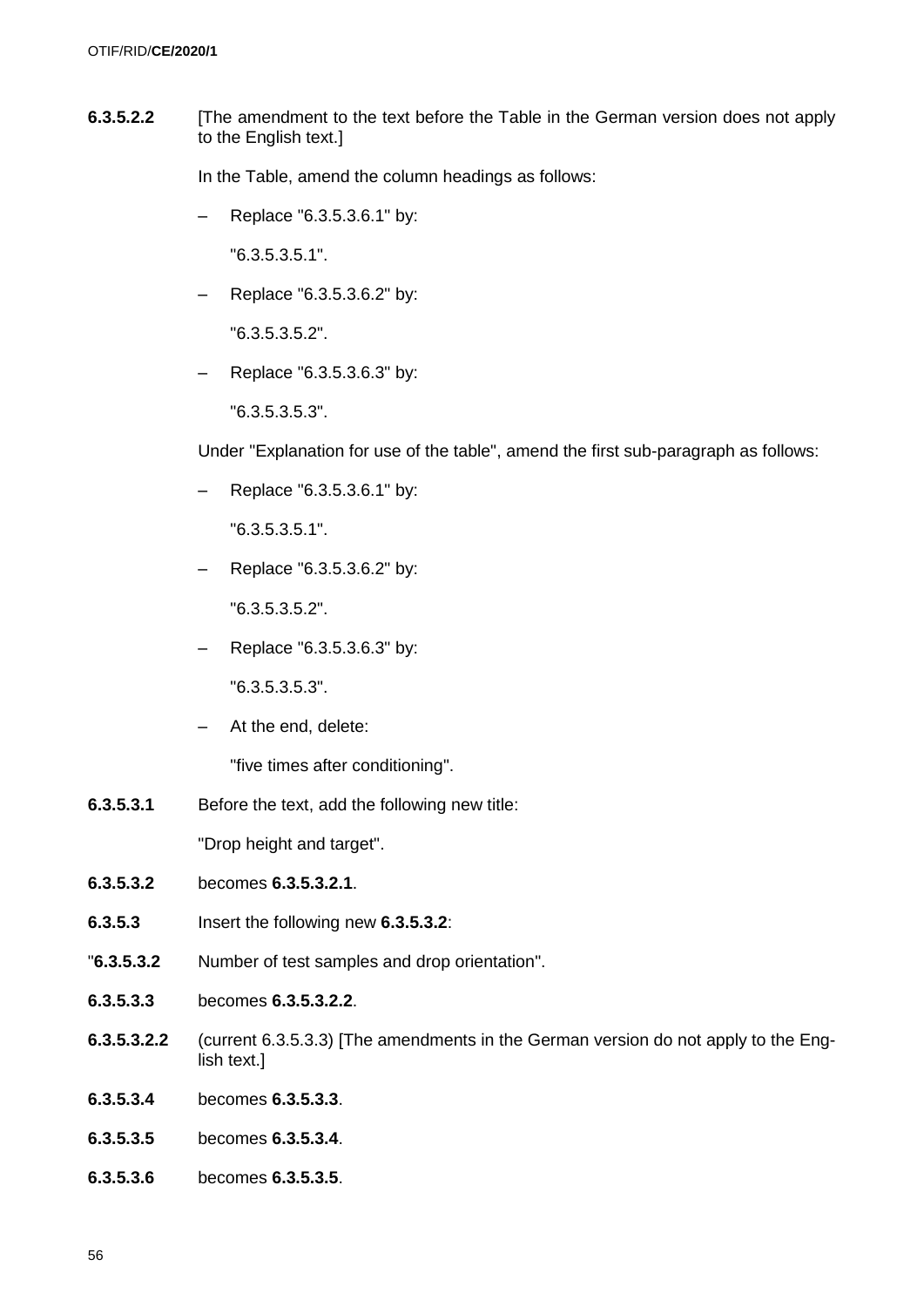**6.3.5.2.2** [The amendment to the text before the Table in the German version does not apply to the English text.]

In the Table, amend the column headings as follows:

– Replace "6.3.5.3.6.1" by:

"6.3.5.3.5.1".

– Replace "6.3.5.3.6.2" by:

"6.3.5.3.5.2".

– Replace "6.3.5.3.6.3" by:

"6.3.5.3.5.3".

Under "Explanation for use of the table", amend the first sub-paragraph as follows:

– Replace "6.3.5.3.6.1" by:

"6.3.5.3.5.1".

– Replace "6.3.5.3.6.2" by:

"6.3.5.3.5.2".

– Replace "6.3.5.3.6.3" by:

"6.3.5.3.5.3".

– At the end, delete:

"five times after conditioning".

**6.3.5.3.1** Before the text, add the following new title:

"Drop height and target".

**6.3.5.3.2** becomes **6.3.5.3.2.1**.

**6.3.5.3** Insert the following new **6.3.5.3.2**:

"**6.3.5.3.2** Number of test samples and drop orientation".

**6.3.5.3.3** becomes **6.3.5.3.2.2**.

**6.3.5.3.2.2** (current 6.3.5.3.3) [The amendments in the German version do not apply to the English text.]

**6.3.5.3.4** becomes **6.3.5.3.3**.

**6.3.5.3.5** becomes **6.3.5.3.4**.

**6.3.5.3.6** becomes **6.3.5.3.5**.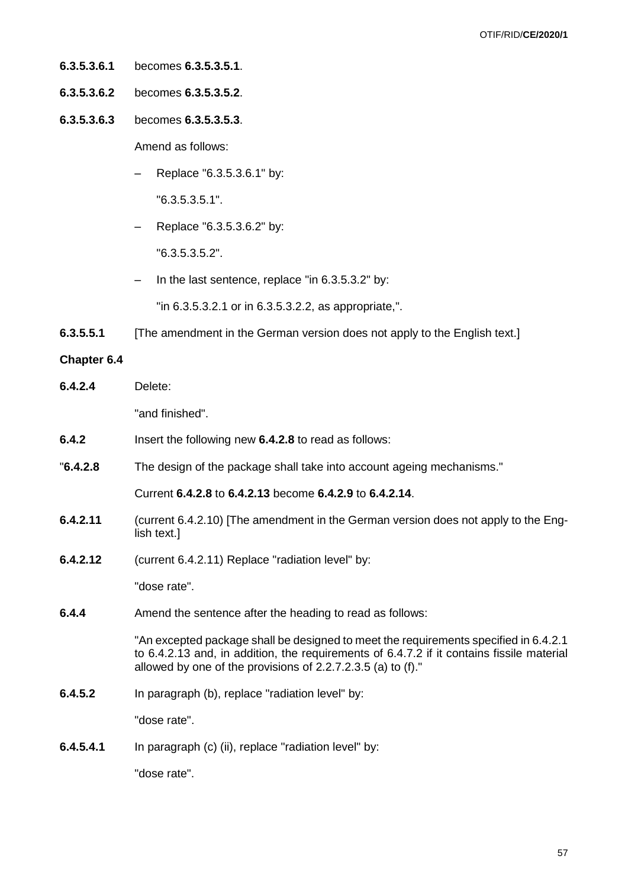**6.3.5.3.6.1** becomes **6.3.5.3.5.1**.

**6.3.5.3.6.2** becomes **6.3.5.3.5.2**.

**6.3.5.3.6.3** becomes **6.3.5.3.5.3**.

Amend as follows:

– Replace "6.3.5.3.6.1" by:

"6.3.5.3.5.1".

– Replace "6.3.5.3.6.2" by:

"6.3.5.3.5.2".

– In the last sentence, replace "in 6.3.5.3.2" by:

"in 6.3.5.3.2.1 or in 6.3.5.3.2.2, as appropriate,".

**6.3.5.5.1** [The amendment in the German version does not apply to the English text.]

**Chapter 6.4**

**6.4.2.4** Delete:

"and finished".

**6.4.2** Insert the following new **6.4.2.8** to read as follows:

"**6.4.2.8** The design of the package shall take into account ageing mechanisms."

Current **6.4.2.8** to **6.4.2.13** become **6.4.2.9** to **6.4.2.14**.

**6.4.2.11** (current 6.4.2.10) [The amendment in the German version does not apply to the English text.]

**6.4.2.12** (current 6.4.2.11) Replace "radiation level" by:

"dose rate".

**6.4.4** Amend the sentence after the heading to read as follows:

"An excepted package shall be designed to meet the requirements specified in 6.4.2.1 to 6.4.2.13 and, in addition, the requirements of 6.4.7.2 if it contains fissile material allowed by one of the provisions of 2.2.7.2.3.5 (a) to (f)."

**6.4.5.2** In paragraph (b), replace "radiation level" by:

"dose rate".

**6.4.5.4.1** In paragraph (c) (ii), replace "radiation level" by:

"dose rate".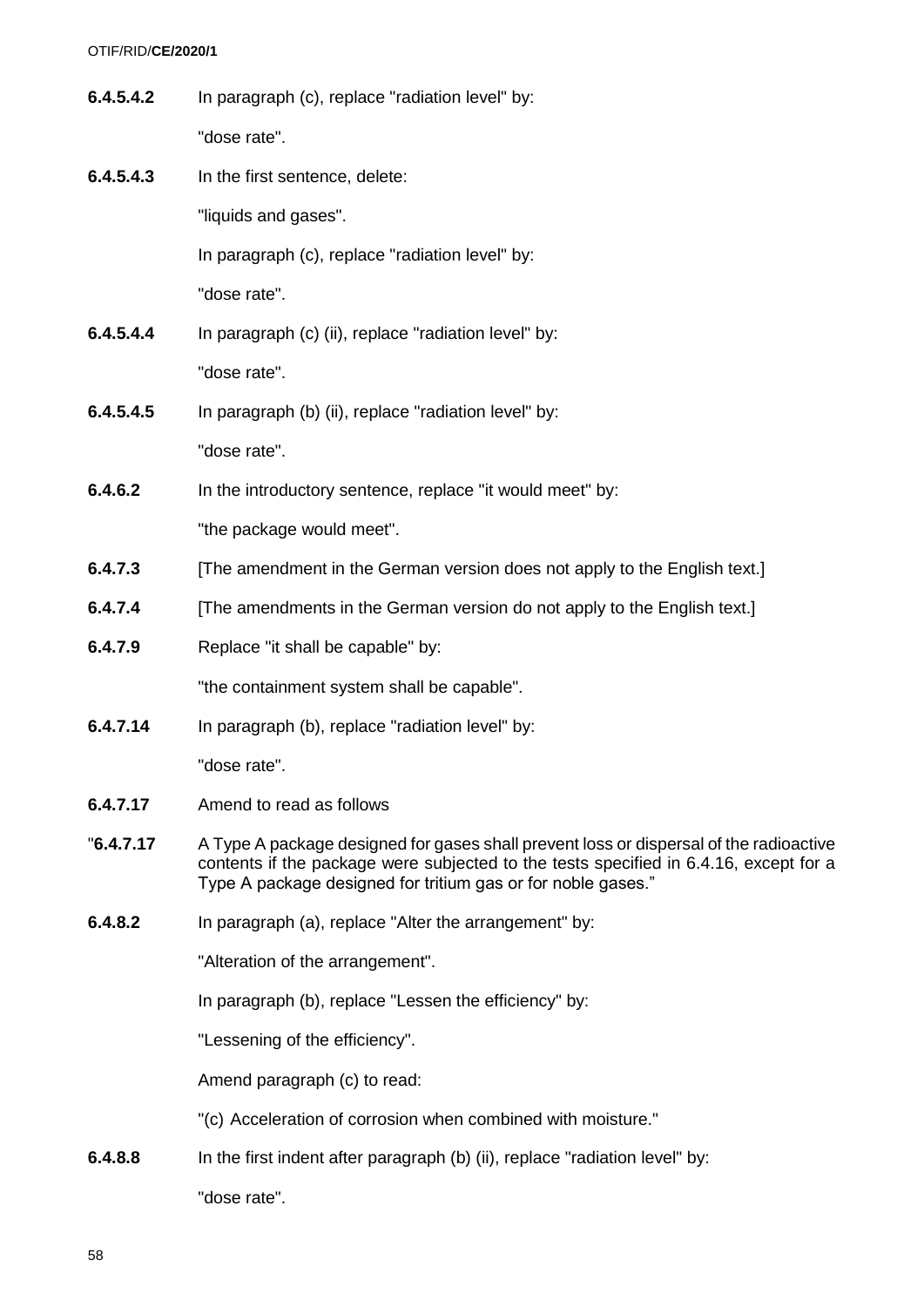**6.4.5.4.2** In paragraph (c), replace "radiation level" by:

"dose rate".

**6.4.5.4.3** In the first sentence, delete:

"liquids and gases".

In paragraph (c), replace "radiation level" by:

"dose rate".

**6.4.5.4.4** In paragraph (c) (ii), replace "radiation level" by:

"dose rate".

**6.4.5.4.5** In paragraph (b) (ii), replace "radiation level" by:

"dose rate".

**6.4.6.2** In the introductory sentence, replace "it would meet" by:

"the package would meet".

**6.4.7.3** [The amendment in the German version does not apply to the English text.]

**6.4.7.4** [The amendments in the German version do not apply to the English text.]

**6.4.7.9** Replace "it shall be capable" by:

"the containment system shall be capable".

**6.4.7.14** In paragraph (b), replace "radiation level" by:

"dose rate".

**6.4.7.17** Amend to read as follows

"**6.4.7.17** A Type A package designed for gases shall prevent loss or dispersal of the radioactive contents if the package were subjected to the tests specified in 6.4.16, except for a Type A package designed for tritium gas or for noble gases."

**6.4.8.2** In paragraph (a), replace "Alter the arrangement" by:

"Alteration of the arrangement".

In paragraph (b), replace "Lessen the efficiency" by:

"Lessening of the efficiency".

Amend paragraph (c) to read:

"(c) Acceleration of corrosion when combined with moisture."

**6.4.8.8** In the first indent after paragraph (b) (ii), replace "radiation level" by:

"dose rate".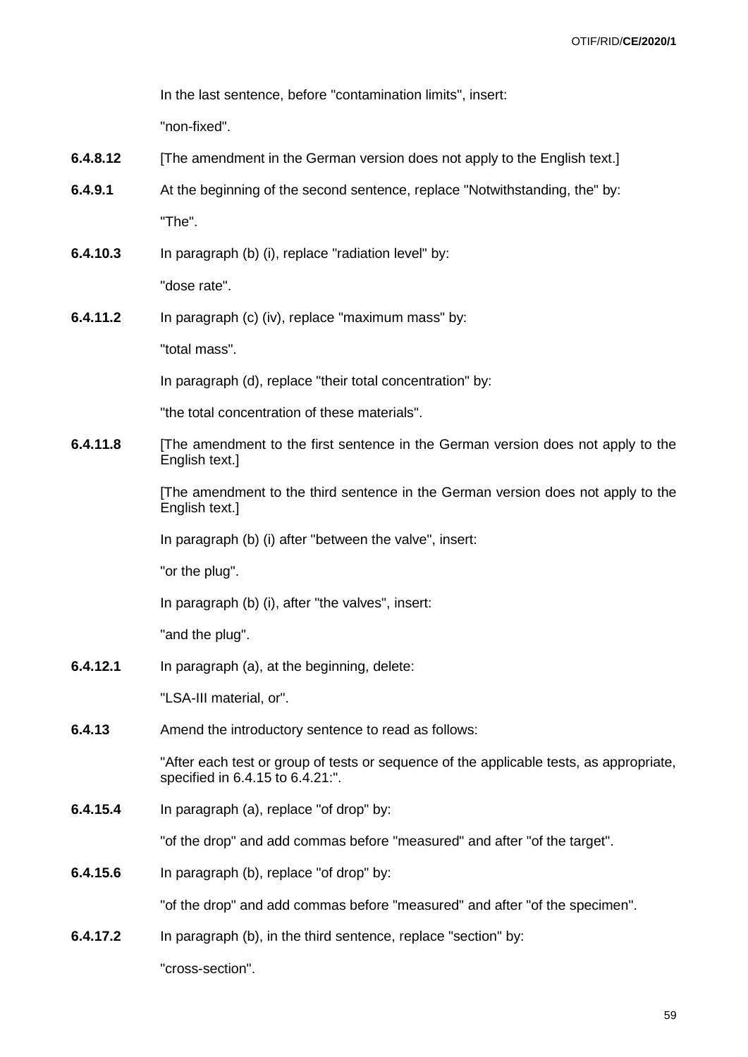In the last sentence, before "contamination limits", insert:

"non-fixed".

**6.4.8.12** [The amendment in the German version does not apply to the English text.]

**6.4.9.1** At the beginning of the second sentence, replace "Notwithstanding, the" by:

"The".

**6.4.10.3** In paragraph (b) (i), replace "radiation level" by:

"dose rate".

**6.4.11.2** In paragraph (c) (iv), replace "maximum mass" by:

"total mass".

In paragraph (d), replace "their total concentration" by:

"the total concentration of these materials".

**6.4.11.8** [The amendment to the first sentence in the German version does not apply to the English text.]

[The amendment to the third sentence in the German version does not apply to the English text.]

In paragraph (b) (i) after "between the valve", insert:

"or the plug".

In paragraph (b) (i), after "the valves", insert:

"and the plug".

**6.4.12.1** In paragraph (a), at the beginning, delete:

"LSA-III material, or".

**6.4.13** Amend the introductory sentence to read as follows:

"After each test or group of tests or sequence of the applicable tests, as appropriate, specified in 6.4.15 to 6.4.21:".

**6.4.15.4** In paragraph (a), replace "of drop" by:

"of the drop" and add commas before "measured" and after "of the target".

**6.4.15.6** In paragraph (b), replace "of drop" by:

"of the drop" and add commas before "measured" and after "of the specimen".

**6.4.17.2** In paragraph (b), in the third sentence, replace "section" by:

"cross-section".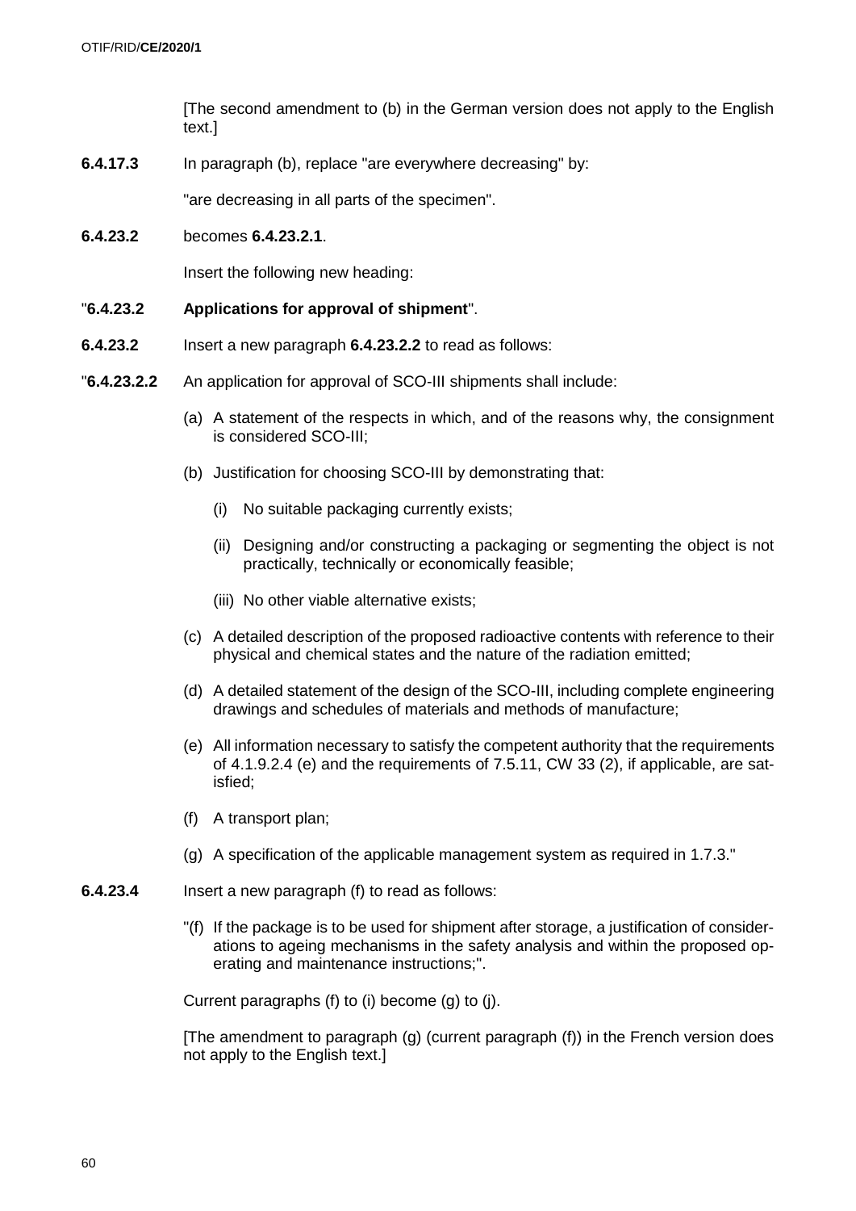[The second amendment to (b) in the German version does not apply to the English text.]

**6.4.17.3** In paragraph (b), replace "are everywhere decreasing" by:

"are decreasing in all parts of the specimen".

**6.4.23.2** becomes **6.4.23.2.1**.

Insert the following new heading:

"**6.4.23.2 Applications for approval of shipment**".

**6.4.23.2** Insert a new paragraph **6.4.23.2.2** to read as follows:

"**6.4.23.2.2** An application for approval of SCO-III shipments shall include:

(a) A statement of the respects in which, and of the reasons why, the consignment is considered SCO-III;

(b) Justification for choosing SCO-III by demonstrating that:

  (i) No suitable packaging currently exists;

  (ii) Designing and/or constructing a packaging or segmenting the object is not practically, technically or economically feasible;

  (iii) No other viable alternative exists;

(c) A detailed description of the proposed radioactive contents with reference to their physical and chemical states and the nature of the radiation emitted;

(d) A detailed statement of the design of the SCO-III, including complete engineering drawings and schedules of materials and methods of manufacture;

(e) All information necessary to satisfy the competent authority that the requirements of 4.1.9.2.4 (e) and the requirements of 7.5.11, CW 33 (2), if applicable, are satisfied;

(f) A transport plan;

(g) A specification of the applicable management system as required in 1.7.3."

**6.4.23.4** Insert a new paragraph (f) to read as follows:

"(f) If the package is to be used for shipment after storage, a justification of considerations to ageing mechanisms in the safety analysis and within the proposed operating and maintenance instructions;".

Current paragraphs (f) to (i) become (g) to (j).

[The amendment to paragraph (g) (current paragraph (f)) in the French version does not apply to the English text.]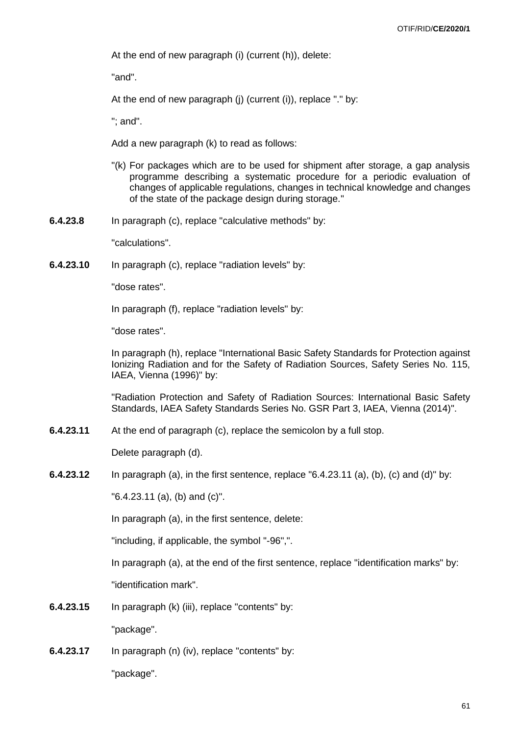At the end of new paragraph (i) (current (h)), delete:

"and".

At the end of new paragraph (j) (current (i)), replace "." by:

"; and".

Add a new paragraph (k) to read as follows:

"(k) For packages which are to be used for shipment after storage, a gap analysis programme describing a systematic procedure for a periodic evaluation of changes of applicable regulations, changes in technical knowledge and changes of the state of the package design during storage."

**6.4.23.8** In paragraph (c), replace "calculative methods" by:

"calculations".

**6.4.23.10** In paragraph (c), replace "radiation levels" by:

"dose rates".

In paragraph (f), replace "radiation levels" by:

"dose rates".

In paragraph (h), replace "International Basic Safety Standards for Protection against Ionizing Radiation and for the Safety of Radiation Sources, Safety Series No. 115, IAEA, Vienna (1996)" by:

"Radiation Protection and Safety of Radiation Sources: International Basic Safety Standards, IAEA Safety Standards Series No. GSR Part 3, IAEA, Vienna (2014)".

**6.4.23.11** At the end of paragraph (c), replace the semicolon by a full stop.

Delete paragraph (d).

**6.4.23.12** In paragraph (a), in the first sentence, replace "6.4.23.11 (a), (b), (c) and (d)" by:

"6.4.23.11 (a), (b) and (c)".

In paragraph (a), in the first sentence, delete:

"including, if applicable, the symbol "-96",".

In paragraph (a), at the end of the first sentence, replace "identification marks" by:

"identification mark".

**6.4.23.15** In paragraph (k) (iii), replace "contents" by:

"package".

**6.4.23.17** In paragraph (n) (iv), replace "contents" by:

"package".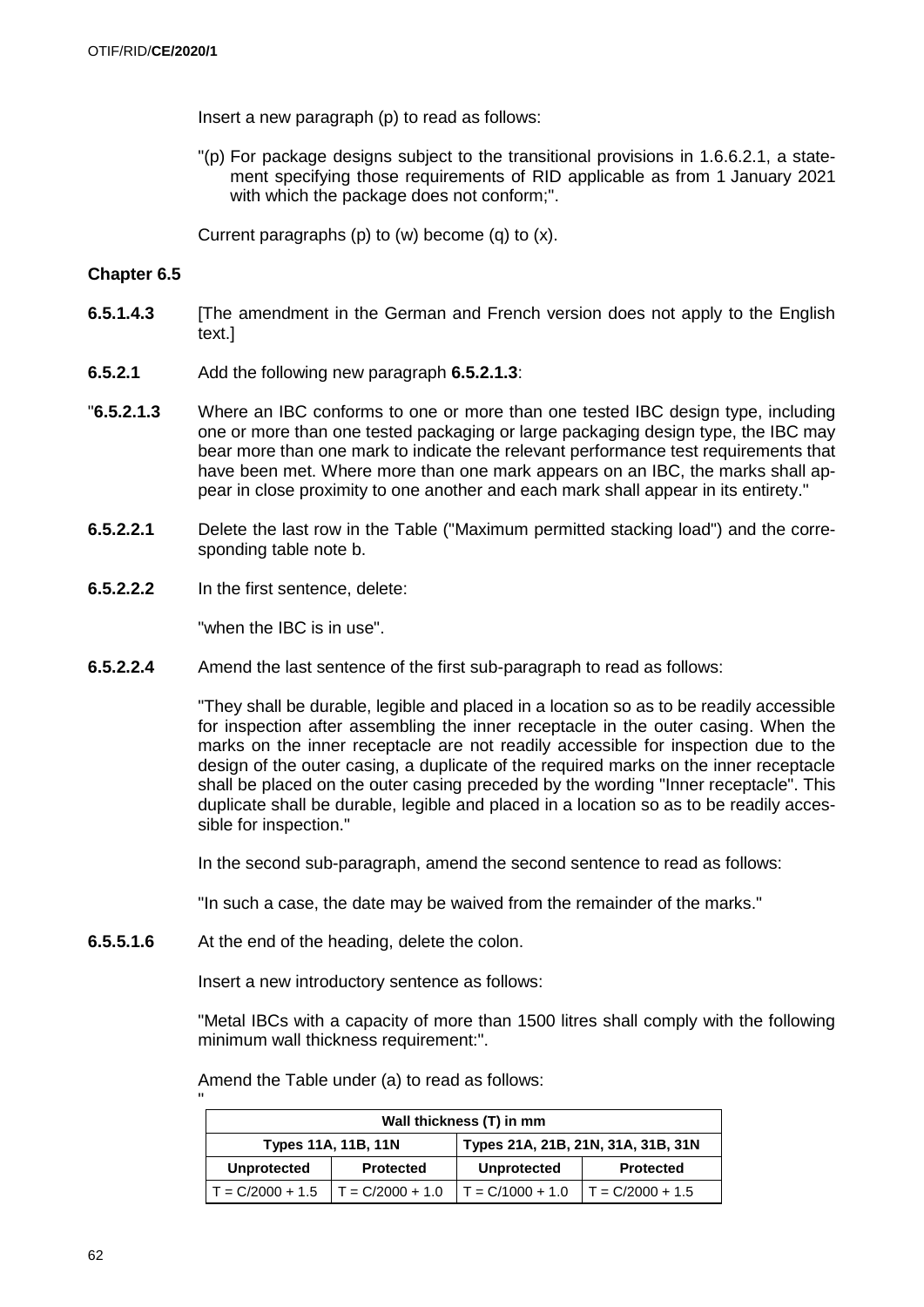Insert a new paragraph (p) to read as follows:

"(p) For package designs subject to the transitional provisions in 1.6.6.2.1, a statement specifying those requirements of RID applicable as from 1 January 2021 with which the package does not conform;".

Current paragraphs (p) to (w) become (q) to (x).

**Chapter 6.5**

**6.5.1.4.3** [The amendment in the German and French version does not apply to the English text.]

**6.5.2.1** Add the following new paragraph **6.5.2.1.3**:

"**6.5.2.1.3** Where an IBC conforms to one or more than one tested IBC design type, including one or more than one tested packaging or large packaging design type, the IBC may bear more than one mark to indicate the relevant performance test requirements that have been met. Where more than one mark appears on an IBC, the marks shall appear in close proximity to one another and each mark shall appear in its entirety."

**6.5.2.2.1** Delete the last row in the Table ("Maximum permitted stacking load") and the corresponding table note b.

**6.5.2.2.2** In the first sentence, delete:

"when the IBC is in use".

**6.5.2.2.4** Amend the last sentence of the first sub-paragraph to read as follows:

"They shall be durable, legible and placed in a location so as to be readily accessible for inspection after assembling the inner receptacle in the outer casing. When the marks on the inner receptacle are not readily accessible for inspection due to the design of the outer casing, a duplicate of the required marks on the inner receptacle shall be placed on the outer casing preceded by the wording "Inner receptacle". This duplicate shall be durable, legible and placed in a location so as to be readily accessible for inspection."

In the second sub-paragraph, amend the second sentence to read as follows:

"In such a case, the date may be waived from the remainder of the marks."

**6.5.5.1.6** At the end of the heading, delete the colon.

Insert a new introductory sentence as follows:

"Metal IBCs with a capacity of more than 1500 litres shall comply with the following minimum wall thickness requirement:".

Amend the Table under (a) to read as follows:

"

| Wall thickness (T) in mm | | | |
|---|---|---|---|
| **Types 11A, 11B, 11N** | | **Types 21A, 21B, 21N, 31A, 31B, 31N** | |
| **Unprotected** | **Protected** | **Unprotected** | **Protected** |
| T = C/2000 + 1.5 | T = C/2000 + 1.0 | T = C/1000 + 1.0 | T = C/2000 + 1.5 |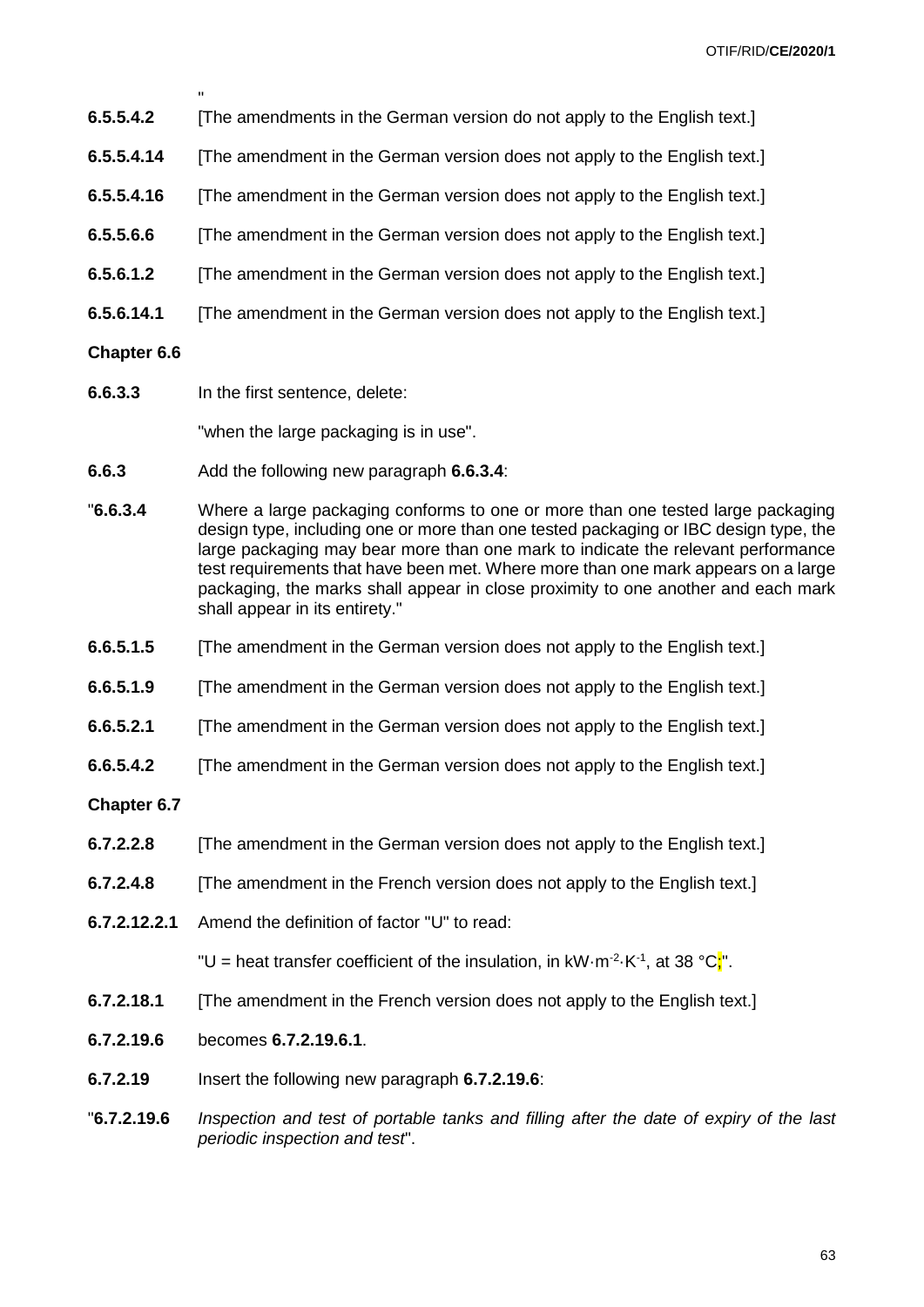"

**6.5.5.4.2** [The amendments in the German version do not apply to the English text.]

**6.5.5.4.14** [The amendment in the German version does not apply to the English text.]

**6.5.5.4.16** [The amendment in the German version does not apply to the English text.]

**6.5.5.6.6** [The amendment in the German version does not apply to the English text.]

**6.5.6.1.2** [The amendment in the German version does not apply to the English text.]

**6.5.6.14.1** [The amendment in the German version does not apply to the English text.]

**Chapter 6.6**

**6.6.3.3** In the first sentence, delete:

"when the large packaging is in use".

**6.6.3** Add the following new paragraph **6.6.3.4**:

"**6.6.3.4** Where a large packaging conforms to one or more than one tested large packaging design type, including one or more than one tested packaging or IBC design type, the large packaging may bear more than one mark to indicate the relevant performance test requirements that have been met. Where more than one mark appears on a large packaging, the marks shall appear in close proximity to one another and each mark shall appear in its entirety."

**6.6.5.1.5** [The amendment in the German version does not apply to the English text.]

**6.6.5.1.9** [The amendment in the German version does not apply to the English text.]

**6.6.5.2.1** [The amendment in the German version does not apply to the English text.]

**6.6.5.4.2** [The amendment in the German version does not apply to the English text.]

**Chapter 6.7**

**6.7.2.2.8** [The amendment in the German version does not apply to the English text.]

**6.7.2.4.8** [The amendment in the French version does not apply to the English text.]

**6.7.2.12.2.1** Amend the definition of factor "U" to read:

"U = heat transfer coefficient of the insulation, in $kW \cdot m^{-2} \cdot K^{-1}$, at 38 °C;".

**6.7.2.18.1** [The amendment in the French version does not apply to the English text.]

**6.7.2.19.6** becomes **6.7.2.19.6.1**.

**6.7.2.19** Insert the following new paragraph **6.7.2.19.6**:

"**6.7.2.19.6** *Inspection and test of portable tanks and filling after the date of expiry of the last periodic inspection and test*".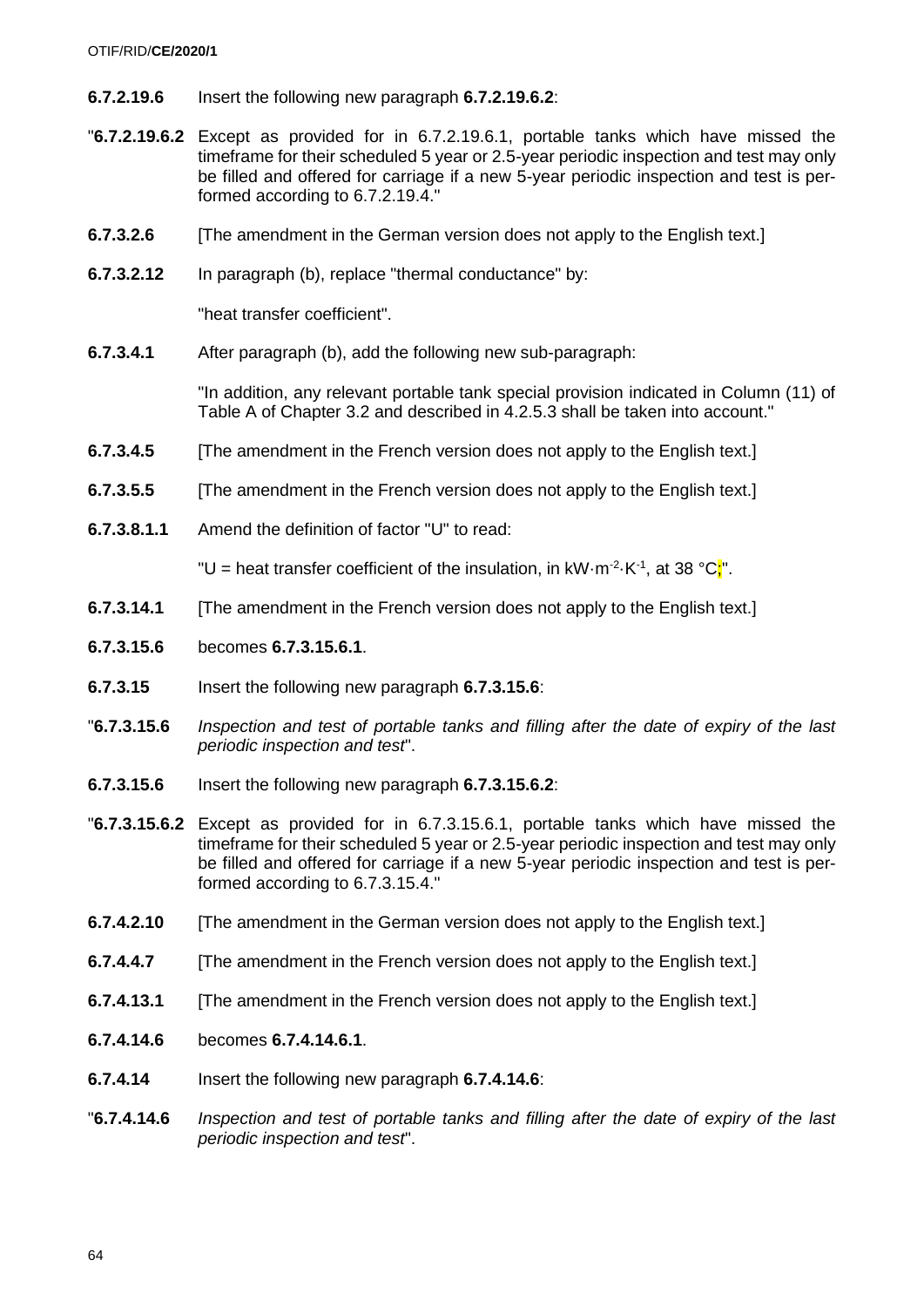**6.7.2.19.6** Insert the following new paragraph **6.7.2.19.6.2**:

"**6.7.2.19.6.2** Except as provided for in 6.7.2.19.6.1, portable tanks which have missed the timeframe for their scheduled 5 year or 2.5-year periodic inspection and test may only be filled and offered for carriage if a new 5-year periodic inspection and test is performed according to 6.7.2.19.4."

**6.7.3.2.6** [The amendment in the German version does not apply to the English text.]

**6.7.3.2.12** In paragraph (b), replace "thermal conductance" by:

"heat transfer coefficient".

**6.7.3.4.1** After paragraph (b), add the following new sub-paragraph:

"In addition, any relevant portable tank special provision indicated in Column (11) of Table A of Chapter 3.2 and described in 4.2.5.3 shall be taken into account."

**6.7.3.4.5** [The amendment in the French version does not apply to the English text.]

**6.7.3.5.5** [The amendment in the French version does not apply to the English text.]

**6.7.3.8.1.1** Amend the definition of factor "U" to read:

"U = heat transfer coefficient of the insulation, in $kW \cdot m^{-2} \cdot K^{-1}$, at 38 °C;".

**6.7.3.14.1** [The amendment in the French version does not apply to the English text.]

**6.7.3.15.6** becomes **6.7.3.15.6.1**.

**6.7.3.15** Insert the following new paragraph **6.7.3.15.6**:

"**6.7.3.15.6** *Inspection and test of portable tanks and filling after the date of expiry of the last periodic inspection and test*".

**6.7.3.15.6** Insert the following new paragraph **6.7.3.15.6.2**:

"**6.7.3.15.6.2** Except as provided for in 6.7.3.15.6.1, portable tanks which have missed the timeframe for their scheduled 5 year or 2.5-year periodic inspection and test may only be filled and offered for carriage if a new 5-year periodic inspection and test is performed according to 6.7.3.15.4."

**6.7.4.2.10** [The amendment in the German version does not apply to the English text.]

**6.7.4.4.7** [The amendment in the French version does not apply to the English text.]

**6.7.4.13.1** [The amendment in the French version does not apply to the English text.]

**6.7.4.14.6** becomes **6.7.4.14.6.1**.

**6.7.4.14** Insert the following new paragraph **6.7.4.14.6**:

"**6.7.4.14.6** *Inspection and test of portable tanks and filling after the date of expiry of the last periodic inspection and test*".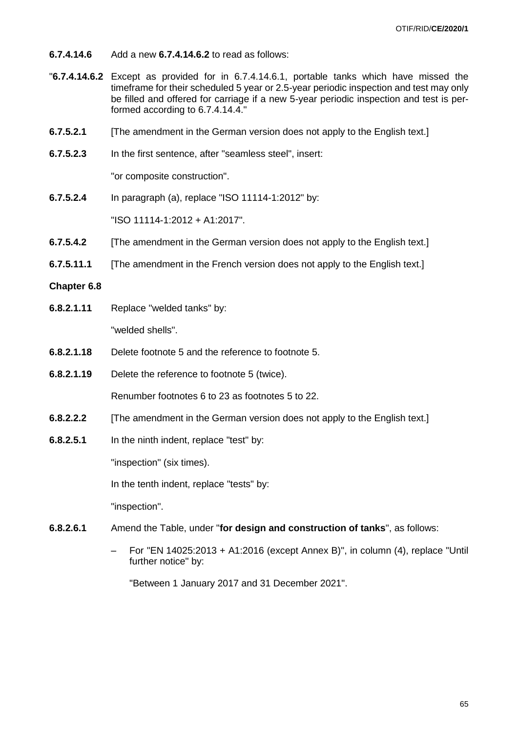**6.7.4.14.6** Add a new **6.7.4.14.6.2** to read as follows:

"**6.7.4.14.6.2** Except as provided for in 6.7.4.14.6.1, portable tanks which have missed the timeframe for their scheduled 5 year or 2.5-year periodic inspection and test may only be filled and offered for carriage if a new 5-year periodic inspection and test is performed according to 6.7.4.14.4."

**6.7.5.2.1** [The amendment in the German version does not apply to the English text.]

**6.7.5.2.3** In the first sentence, after "seamless steel", insert:

"or composite construction".

**6.7.5.2.4** In paragraph (a), replace "ISO 11114-1:2012" by:

"ISO 11114-1:2012 + A1:2017".

**6.7.5.4.2** [The amendment in the German version does not apply to the English text.]

**6.7.5.11.1** [The amendment in the French version does not apply to the English text.]

**Chapter 6.8**

**6.8.2.1.11** Replace "welded tanks" by:

"welded shells".

**6.8.2.1.18** Delete footnote 5 and the reference to footnote 5.

**6.8.2.1.19** Delete the reference to footnote 5 (twice).

Renumber footnotes 6 to 23 as footnotes 5 to 22.

**6.8.2.2.2** [The amendment in the German version does not apply to the English text.]

**6.8.2.5.1** In the ninth indent, replace "test" by:

"inspection" (six times).

In the tenth indent, replace "tests" by:

"inspection".

**6.8.2.6.1** Amend the Table, under "**for design and construction of tanks**", as follows:

– For "EN 14025:2013 + A1:2016 (except Annex B)", in column (4), replace "Until further notice" by:

"Between 1 January 2017 and 31 December 2021".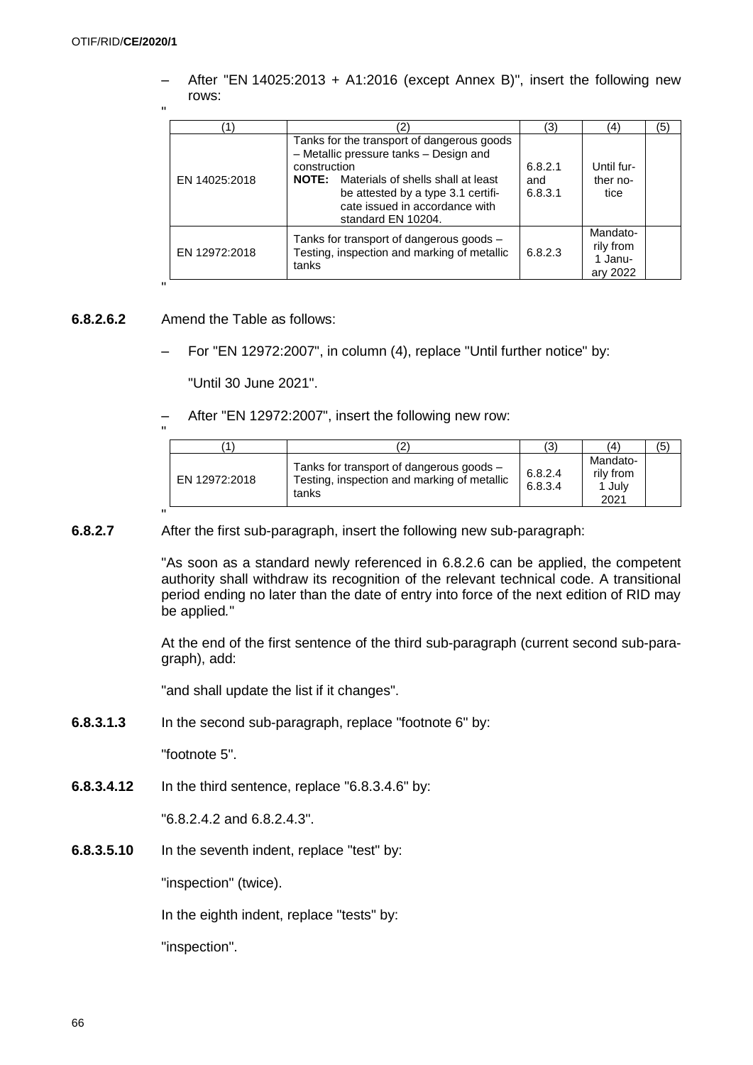– After "EN 14025:2013 + A1:2016 (except Annex B)", insert the following new rows:

"

| (1) | (2) | (3) | (4) | (5) |
|---|---|---|---|---|
| EN 14025:2018 | Tanks for the transport of dangerous goods – Metallic pressure tanks – Design and construction<br>**NOTE:** Materials of shells shall at least be attested by a type 3.1 certificate issued in accordance with standard EN 10204. | 6.8.2.1 and 6.8.3.1 | Until further notice | |
| EN 12972:2018 | Tanks for transport of dangerous goods – Testing, inspection and marking of metallic tanks | 6.8.2.3 | Mandatorily from 1 January 2022 | |

"

**6.8.2.6.2** Amend the Table as follows:

– For "EN 12972:2007", in column (4), replace "Until further notice" by:

"Until 30 June 2021".

– After "EN 12972:2007", insert the following new row:

"

| (1) | (2) | (3) | (4) | (5) |
|---|---|---|---|---|
| EN 12972:2018 | Tanks for transport of dangerous goods – Testing, inspection and marking of metallic tanks | 6.8.2.4 6.8.3.4 | Mandatorily from 1 July 2021 | |

"

**6.8.2.7** After the first sub-paragraph, insert the following new sub-paragraph:

"As soon as a standard newly referenced in 6.8.2.6 can be applied, the competent authority shall withdraw its recognition of the relevant technical code. A transitional period ending no later than the date of entry into force of the next edition of RID may be applied."

At the end of the first sentence of the third sub-paragraph (current second sub-paragraph), add:

"and shall update the list if it changes".

**6.8.3.1.3** In the second sub-paragraph, replace "footnote 6" by:

"footnote 5".

**6.8.3.4.12** In the third sentence, replace "6.8.3.4.6" by:

"6.8.2.4.2 and 6.8.2.4.3".

**6.8.3.5.10** In the seventh indent, replace "test" by:

"inspection" (twice).

In the eighth indent, replace "tests" by:

"inspection".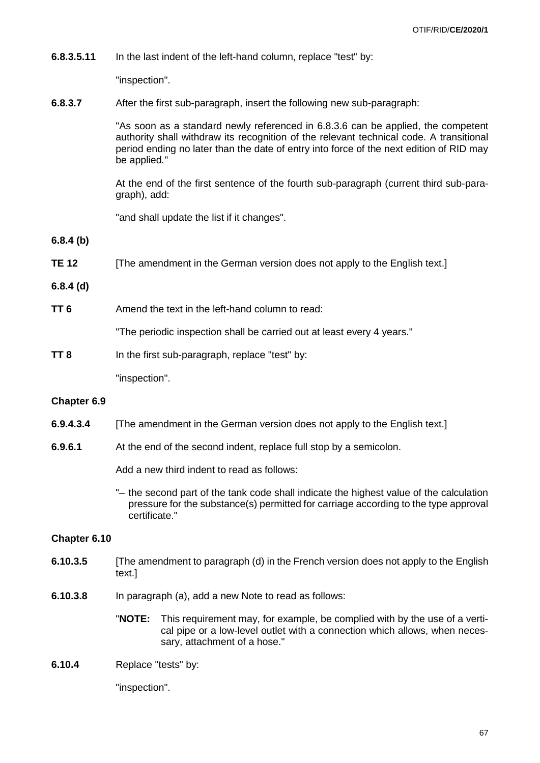**6.8.3.5.11** In the last indent of the left-hand column, replace "test" by:

"inspection".

**6.8.3.7** After the first sub-paragraph, insert the following new sub-paragraph:

"As soon as a standard newly referenced in 6.8.3.6 can be applied, the competent authority shall withdraw its recognition of the relevant technical code. A transitional period ending no later than the date of entry into force of the next edition of RID may be applied."

At the end of the first sentence of the fourth sub-paragraph (current third sub-paragraph), add:

"and shall update the list if it changes".

**6.8.4 (b)**

**TE 12** [The amendment in the German version does not apply to the English text.]

**6.8.4 (d)**

**TT 6** Amend the text in the left-hand column to read:

"The periodic inspection shall be carried out at least every 4 years."

**TT 8** In the first sub-paragraph, replace "test" by:

"inspection".

**Chapter 6.9**

**6.9.4.3.4** [The amendment in the German version does not apply to the English text.]

**6.9.6.1** At the end of the second indent, replace full stop by a semicolon.

Add a new third indent to read as follows:

"– the second part of the tank code shall indicate the highest value of the calculation pressure for the substance(s) permitted for carriage according to the type approval certificate."

**Chapter 6.10**

**6.10.3.5** [The amendment to paragraph (d) in the French version does not apply to the English text.]

**6.10.3.8** In paragraph (a), add a new Note to read as follows:

"**NOTE:** This requirement may, for example, be complied with by the use of a vertical pipe or a low-level outlet with a connection which allows, when necessary, attachment of a hose."

**6.10.4** Replace "tests" by:

"inspection".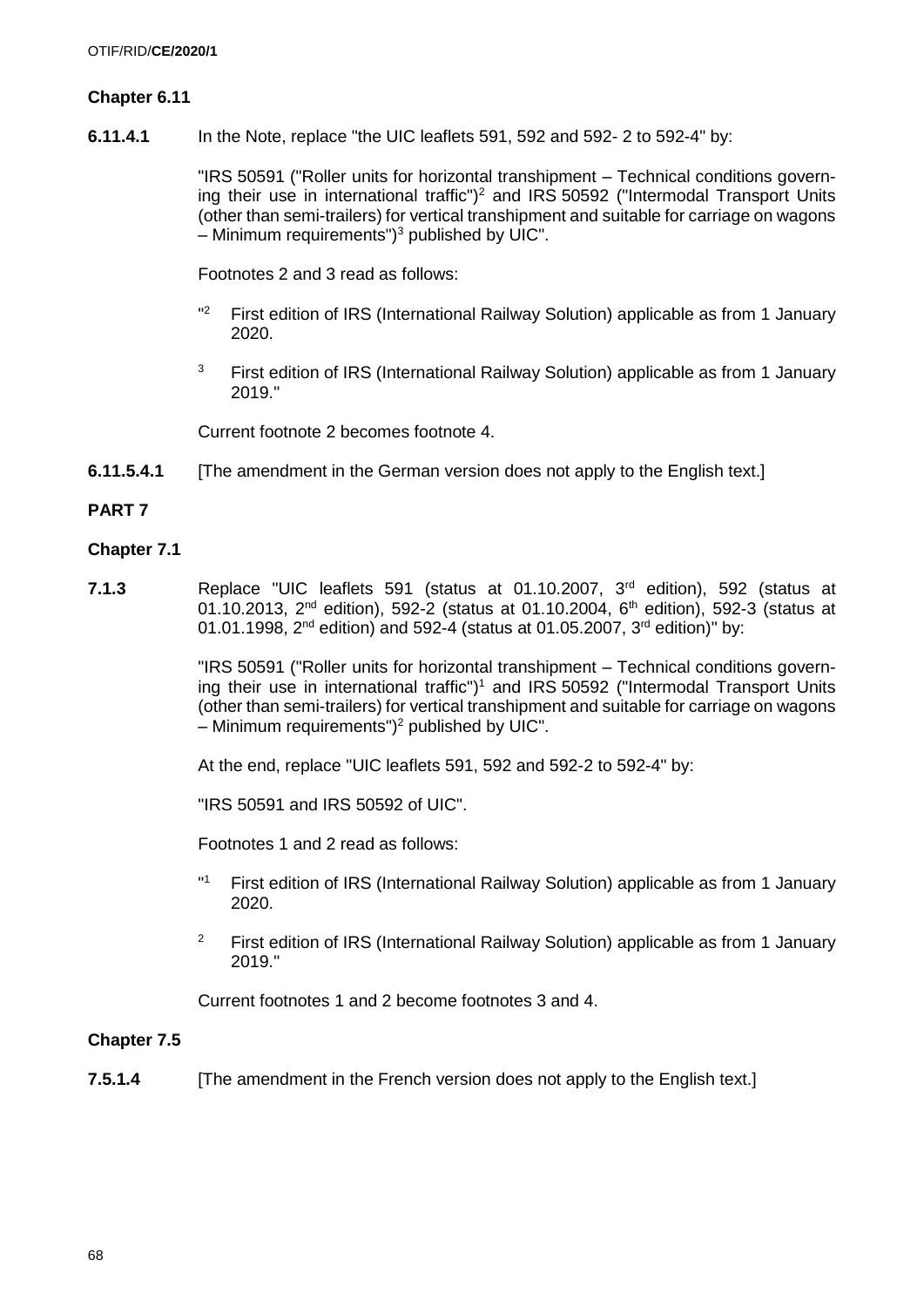**Chapter 6.11**

**6.11.4.1** In the Note, replace "the UIC leaflets 591, 592 and 592- 2 to 592-4" by:

"IRS 50591 ("Roller units for horizontal transhipment – Technical conditions governing their use in international traffic")[2] and IRS 50592 ("Intermodal Transport Units (other than semi-trailers) for vertical transhipment and suitable for carriage on wagons – Minimum requirements")[3] published by UIC".

Footnotes 2 and 3 read as follows:

"[2] First edition of IRS (International Railway Solution) applicable as from 1 January 2020.

[3] First edition of IRS (International Railway Solution) applicable as from 1 January 2019."

Current footnote 2 becomes footnote 4.

**6.11.5.4.1** [The amendment in the German version does not apply to the English text.]

**PART 7**

**Chapter 7.1**

**7.1.3** Replace "UIC leaflets 591 (status at 01.10.2007, 3rd edition), 592 (status at 01.10.2013, 2nd edition), 592-2 (status at 01.10.2004, 6th edition), 592-3 (status at 01.01.1998, 2nd edition) and 592-4 (status at 01.05.2007, 3rd edition)" by:

"IRS 50591 ("Roller units for horizontal transhipment – Technical conditions governing their use in international traffic")[1] and IRS 50592 ("Intermodal Transport Units (other than semi-trailers) for vertical transhipment and suitable for carriage on wagons – Minimum requirements")[2] published by UIC".

At the end, replace "UIC leaflets 591, 592 and 592-2 to 592-4" by:

"IRS 50591 and IRS 50592 of UIC".

Footnotes 1 and 2 read as follows:

"[1] First edition of IRS (International Railway Solution) applicable as from 1 January 2020.

[2] First edition of IRS (International Railway Solution) applicable as from 1 January 2019."

Current footnotes 1 and 2 become footnotes 3 and 4.

**Chapter 7.5**

**7.5.1.4** [The amendment in the French version does not apply to the English text.]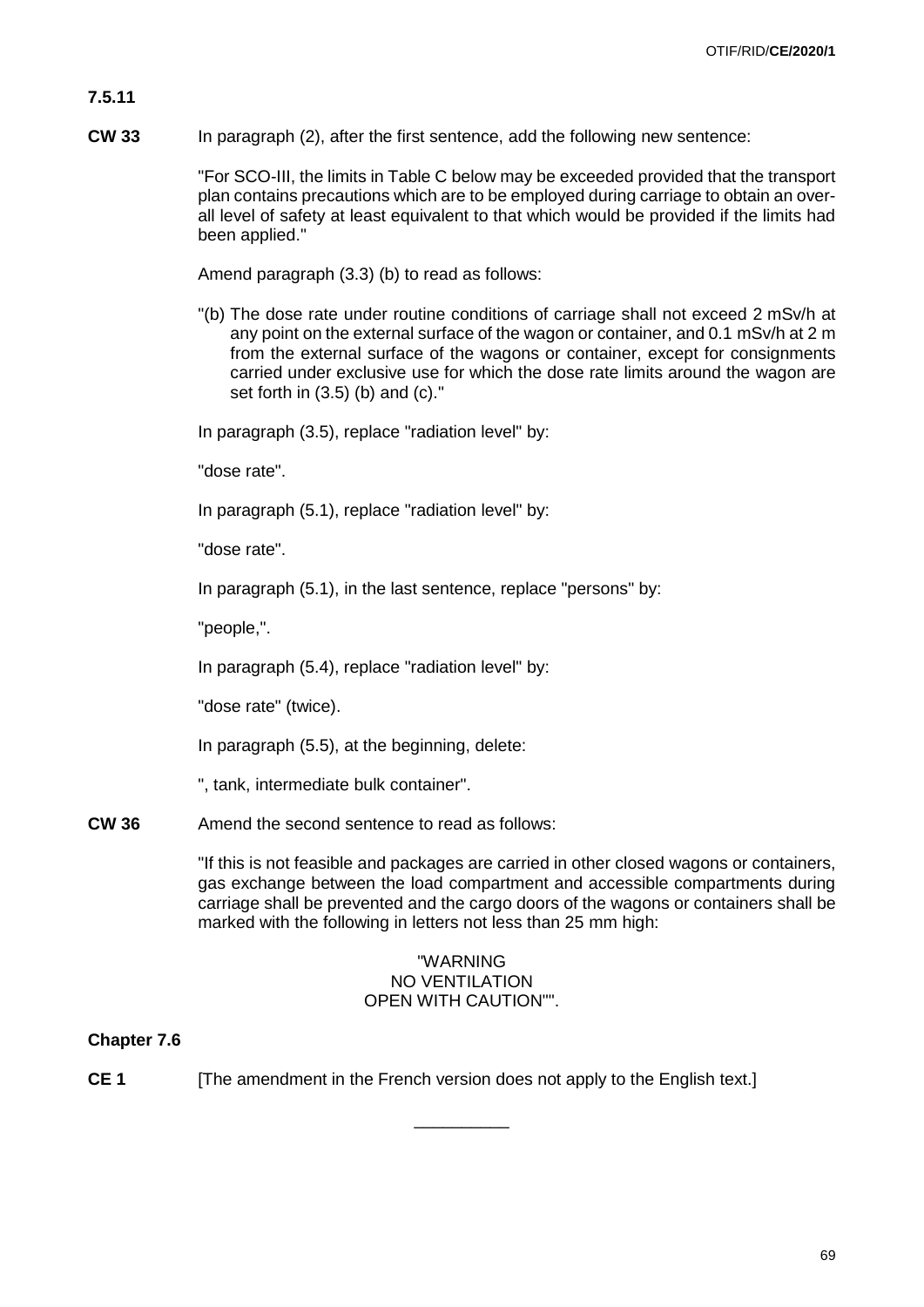**7.5.11**

**CW 33** In paragraph (2), after the first sentence, add the following new sentence:

"For SCO-III, the limits in Table C below may be exceeded provided that the transport plan contains precautions which are to be employed during carriage to obtain an overall level of safety at least equivalent to that which would be provided if the limits had been applied."

Amend paragraph (3.3) (b) to read as follows:

"(b) The dose rate under routine conditions of carriage shall not exceed 2 mSv/h at any point on the external surface of the wagon or container, and 0.1 mSv/h at 2 m from the external surface of the wagons or container, except for consignments carried under exclusive use for which the dose rate limits around the wagon are set forth in (3.5) (b) and (c)."

In paragraph (3.5), replace "radiation level" by:

"dose rate".

In paragraph (5.1), replace "radiation level" by:

"dose rate".

In paragraph (5.1), in the last sentence, replace "persons" by:

"people,".

In paragraph (5.4), replace "radiation level" by:

"dose rate" (twice).

In paragraph (5.5), at the beginning, delete:

", tank, intermediate bulk container".

**CW 36** Amend the second sentence to read as follows:

"If this is not feasible and packages are carried in other closed wagons or containers, gas exchange between the load compartment and accessible compartments during carriage shall be prevented and the cargo doors of the wagons or containers shall be marked with the following in letters not less than 25 mm high:

"WARNING
NO VENTILATION
OPEN WITH CAUTION"".

**Chapter 7.6**

**CE 1** [The amendment in the French version does not apply to the English text.]

__________